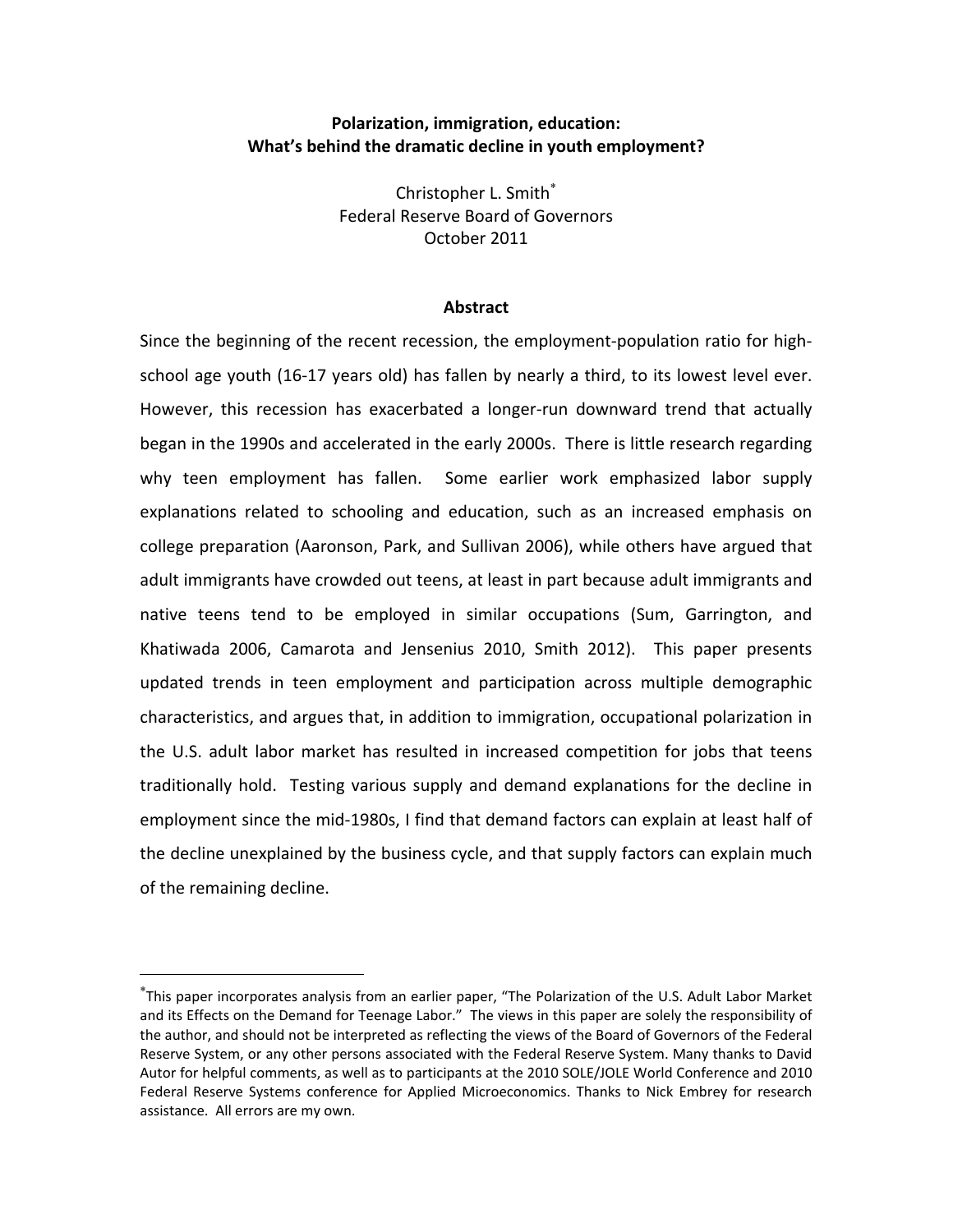# Polarization, immigration, education: What's behind the dramatic decline in youth employment?

Christopher L. Smith[*]
Federal Reserve Board of Governors
October 2011

## Abstract

Since the beginning of the recent recession, the employment-population ratio for high-school age youth (16-17 years old) has fallen by nearly a third, to its lowest level ever. However, this recession has exacerbated a longer-run downward trend that actually began in the 1990s and accelerated in the early 2000s. There is little research regarding why teen employment has fallen. Some earlier work emphasized labor supply explanations related to schooling and education, such as an increased emphasis on college preparation (Aaronson, Park, and Sullivan 2006), while others have argued that adult immigrants have crowded out teens, at least in part because adult immigrants and native teens tend to be employed in similar occupations (Sum, Garrington, and Khatiwada 2006, Camarota and Jensenius 2010, Smith 2012). This paper presents updated trends in teen employment and participation across multiple demographic characteristics, and argues that, in addition to immigration, occupational polarization in the U.S. adult labor market has resulted in increased competition for jobs that teens traditionally hold. Testing various supply and demand explanations for the decline in employment since the mid-1980s, I find that demand factors can explain at least half of the decline unexplained by the business cycle, and that supply factors can explain much of the remaining decline.

---

[*] This paper incorporates analysis from an earlier paper, "The Polarization of the U.S. Adult Labor Market and its Effects on the Demand for Teenage Labor." The views in this paper are solely the responsibility of the author, and should not be interpreted as reflecting the views of the Board of Governors of the Federal Reserve System, or any other persons associated with the Federal Reserve System. Many thanks to David Autor for helpful comments, as well as to participants at the 2010 SOLE/JOLE World Conference and 2010 Federal Reserve Systems conference for Applied Microeconomics. Thanks to Nick Embrey for research assistance. All errors are my own.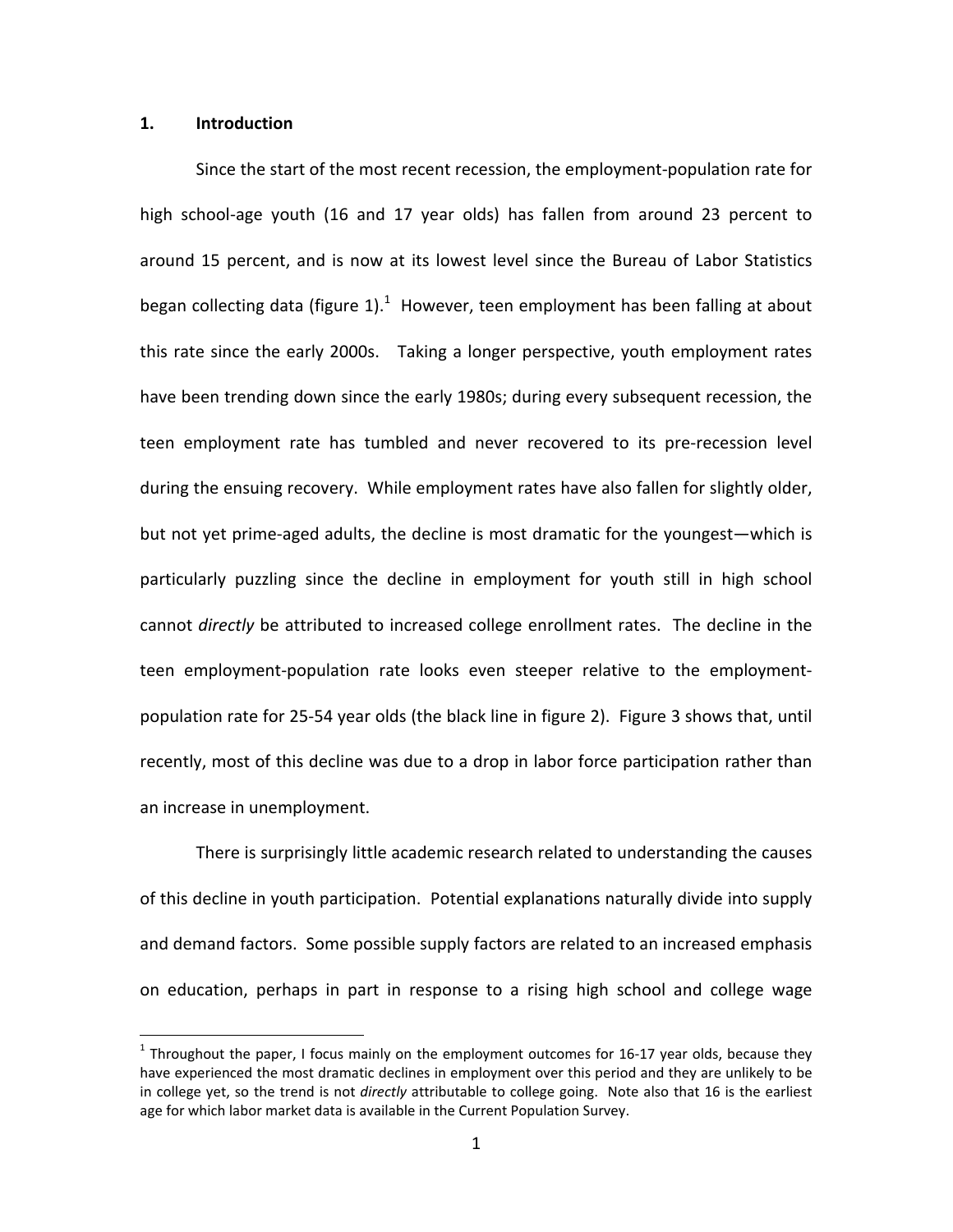## 1. Introduction

Since the start of the most recent recession, the employment-population rate for high school-age youth (16 and 17 year olds) has fallen from around 23 percent to around 15 percent, and is now at its lowest level since the Bureau of Labor Statistics began collecting data (figure 1).[1] However, teen employment has been falling at about this rate since the early 2000s. Taking a longer perspective, youth employment rates have been trending down since the early 1980s; during every subsequent recession, the teen employment rate has tumbled and never recovered to its pre-recession level during the ensuing recovery. While employment rates have also fallen for slightly older, but not yet prime-aged adults, the decline is most dramatic for the youngest—which is particularly puzzling since the decline in employment for youth still in high school cannot *directly* be attributed to increased college enrollment rates. The decline in the teen employment-population rate looks even steeper relative to the employment-population rate for 25-54 year olds (the black line in figure 2). Figure 3 shows that, until recently, most of this decline was due to a drop in labor force participation rather than an increase in unemployment.

There is surprisingly little academic research related to understanding the causes of this decline in youth participation. Potential explanations naturally divide into supply and demand factors. Some possible supply factors are related to an increased emphasis on education, perhaps in part in response to a rising high school and college wage

[1] Throughout the paper, I focus mainly on the employment outcomes for 16-17 year olds, because they have experienced the most dramatic declines in employment over this period and they are unlikely to be in college yet, so the trend is not *directly* attributable to college going. Note also that 16 is the earliest age for which labor market data is available in the Current Population Survey.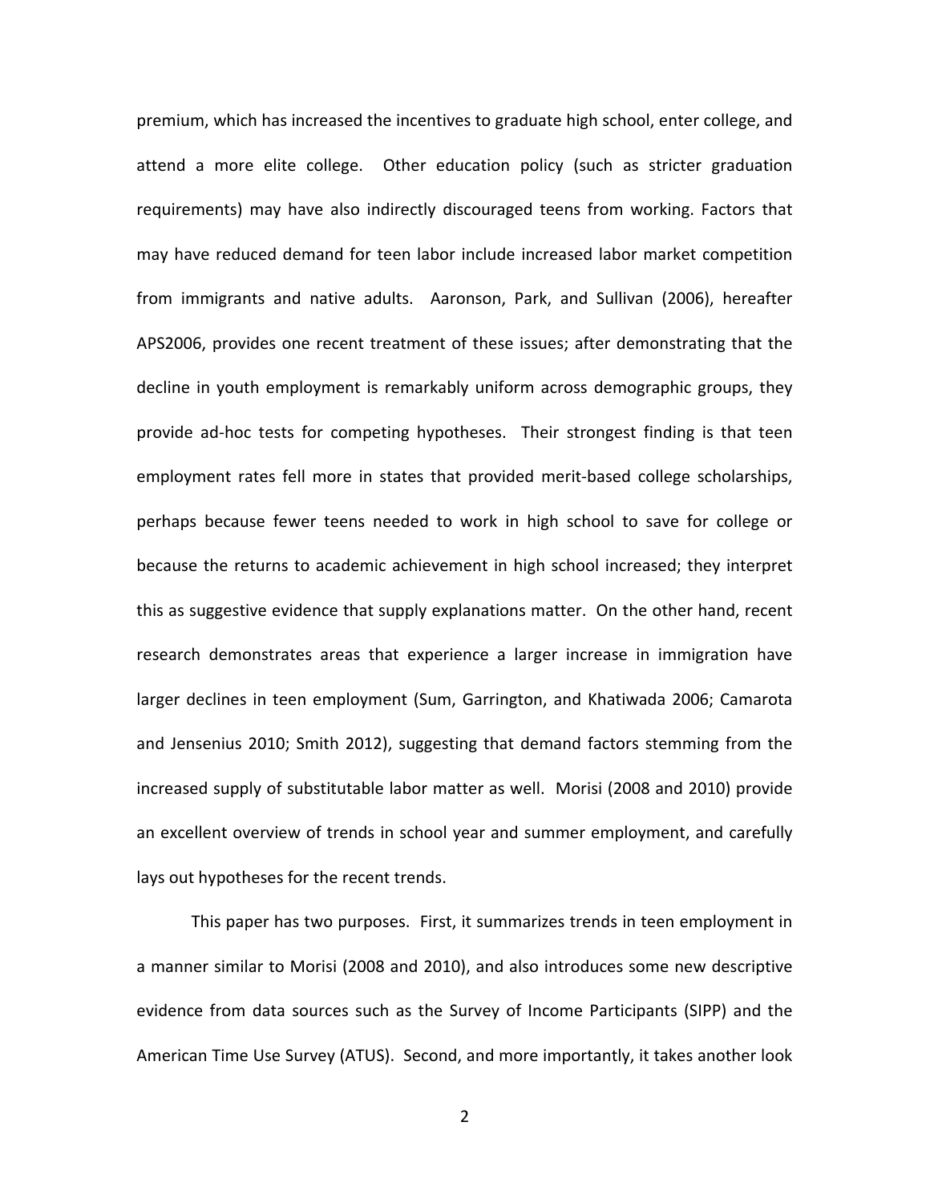premium, which has increased the incentives to graduate high school, enter college, and attend a more elite college. Other education policy (such as stricter graduation requirements) may have also indirectly discouraged teens from working. Factors that may have reduced demand for teen labor include increased labor market competition from immigrants and native adults. Aaronson, Park, and Sullivan (2006), hereafter APS2006, provides one recent treatment of these issues; after demonstrating that the decline in youth employment is remarkably uniform across demographic groups, they provide ad-hoc tests for competing hypotheses. Their strongest finding is that teen employment rates fell more in states that provided merit-based college scholarships, perhaps because fewer teens needed to work in high school to save for college or because the returns to academic achievement in high school increased; they interpret this as suggestive evidence that supply explanations matter. On the other hand, recent research demonstrates areas that experience a larger increase in immigration have larger declines in teen employment (Sum, Garrington, and Khatiwada 2006; Camarota and Jensenius 2010; Smith 2012), suggesting that demand factors stemming from the increased supply of substitutable labor matter as well. Morisi (2008 and 2010) provide an excellent overview of trends in school year and summer employment, and carefully lays out hypotheses for the recent trends.

This paper has two purposes. First, it summarizes trends in teen employment in a manner similar to Morisi (2008 and 2010), and also introduces some new descriptive evidence from data sources such as the Survey of Income Participants (SIPP) and the American Time Use Survey (ATUS). Second, and more importantly, it takes another look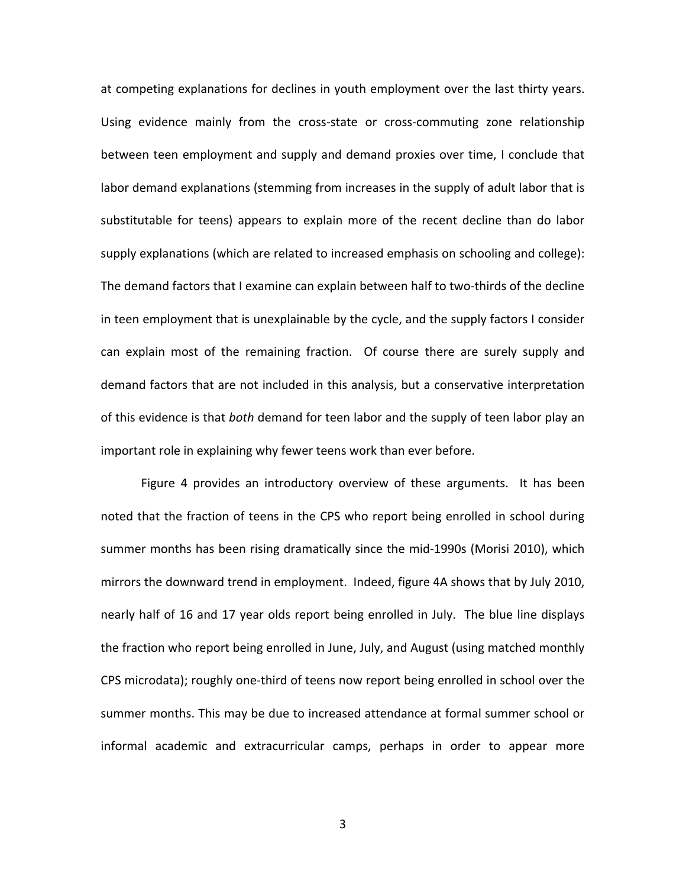at competing explanations for declines in youth employment over the last thirty years. Using evidence mainly from the cross-state or cross-commuting zone relationship between teen employment and supply and demand proxies over time, I conclude that labor demand explanations (stemming from increases in the supply of adult labor that is substitutable for teens) appears to explain more of the recent decline than do labor supply explanations (which are related to increased emphasis on schooling and college): The demand factors that I examine can explain between half to two-thirds of the decline in teen employment that is unexplainable by the cycle, and the supply factors I consider can explain most of the remaining fraction. Of course there are surely supply and demand factors that are not included in this analysis, but a conservative interpretation of this evidence is that *both* demand for teen labor and the supply of teen labor play an important role in explaining why fewer teens work than ever before.

Figure 4 provides an introductory overview of these arguments. It has been noted that the fraction of teens in the CPS who report being enrolled in school during summer months has been rising dramatically since the mid-1990s (Morisi 2010), which mirrors the downward trend in employment. Indeed, figure 4A shows that by July 2010, nearly half of 16 and 17 year olds report being enrolled in July. The blue line displays the fraction who report being enrolled in June, July, and August (using matched monthly CPS microdata); roughly one-third of teens now report being enrolled in school over the summer months. This may be due to increased attendance at formal summer school or informal academic and extracurricular camps, perhaps in order to appear more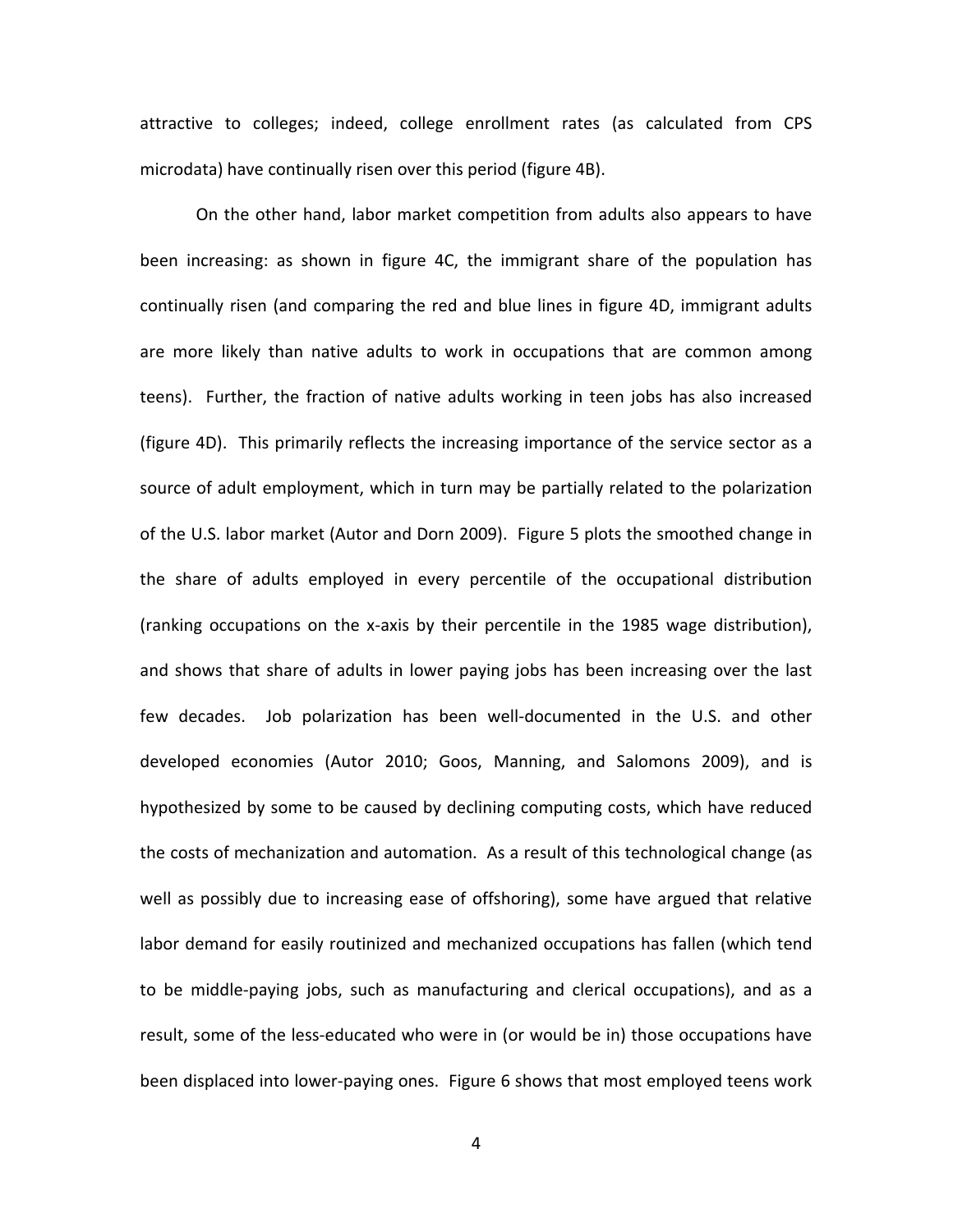attractive to colleges; indeed, college enrollment rates (as calculated from CPS microdata) have continually risen over this period (figure 4B).

On the other hand, labor market competition from adults also appears to have been increasing: as shown in figure 4C, the immigrant share of the population has continually risen (and comparing the red and blue lines in figure 4D, immigrant adults are more likely than native adults to work in occupations that are common among teens). Further, the fraction of native adults working in teen jobs has also increased (figure 4D). This primarily reflects the increasing importance of the service sector as a source of adult employment, which in turn may be partially related to the polarization of the U.S. labor market (Autor and Dorn 2009). Figure 5 plots the smoothed change in the share of adults employed in every percentile of the occupational distribution (ranking occupations on the x-axis by their percentile in the 1985 wage distribution), and shows that share of adults in lower paying jobs has been increasing over the last few decades. Job polarization has been well-documented in the U.S. and other developed economies (Autor 2010; Goos, Manning, and Salomons 2009), and is hypothesized by some to be caused by declining computing costs, which have reduced the costs of mechanization and automation. As a result of this technological change (as well as possibly due to increasing ease of offshoring), some have argued that relative labor demand for easily routinized and mechanized occupations has fallen (which tend to be middle-paying jobs, such as manufacturing and clerical occupations), and as a result, some of the less-educated who were in (or would be in) those occupations have been displaced into lower-paying ones. Figure 6 shows that most employed teens work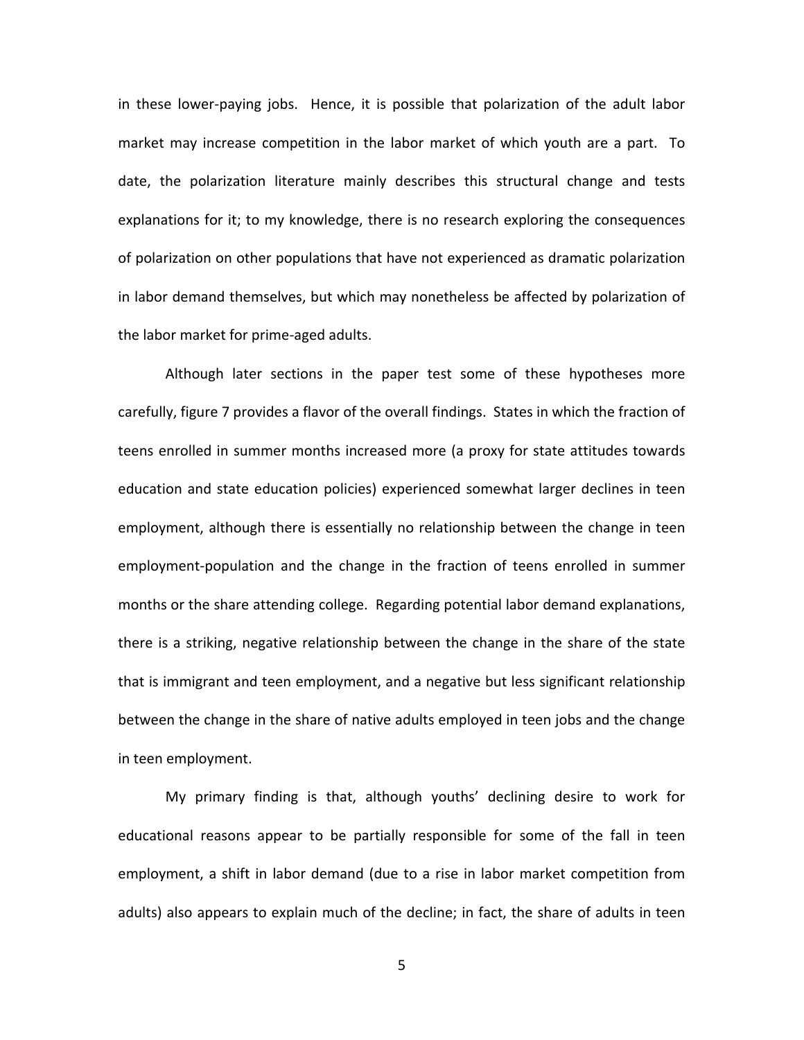in these lower-paying jobs. Hence, it is possible that polarization of the adult labor market may increase competition in the labor market of which youth are a part. To date, the polarization literature mainly describes this structural change and tests explanations for it; to my knowledge, there is no research exploring the consequences of polarization on other populations that have not experienced as dramatic polarization in labor demand themselves, but which may nonetheless be affected by polarization of the labor market for prime-aged adults.

Although later sections in the paper test some of these hypotheses more carefully, figure 7 provides a flavor of the overall findings. States in which the fraction of teens enrolled in summer months increased more (a proxy for state attitudes towards education and state education policies) experienced somewhat larger declines in teen employment, although there is essentially no relationship between the change in teen employment-population and the change in the fraction of teens enrolled in summer months or the share attending college. Regarding potential labor demand explanations, there is a striking, negative relationship between the change in the share of the state that is immigrant and teen employment, and a negative but less significant relationship between the change in the share of native adults employed in teen jobs and the change in teen employment.

My primary finding is that, although youths' declining desire to work for educational reasons appear to be partially responsible for some of the fall in teen employment, a shift in labor demand (due to a rise in labor market competition from adults) also appears to explain much of the decline; in fact, the share of adults in teen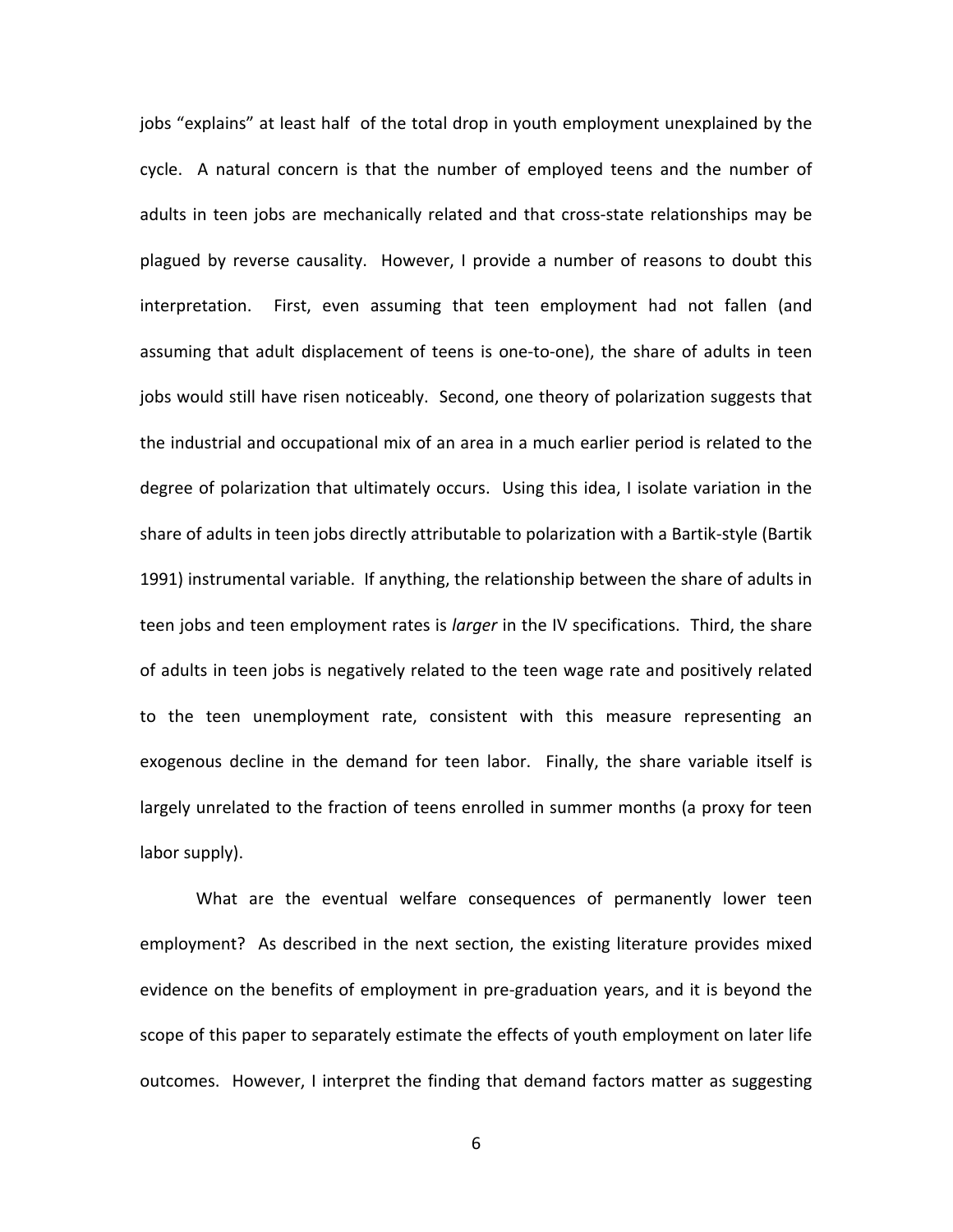jobs "explains" at least half of the total drop in youth employment unexplained by the cycle. A natural concern is that the number of employed teens and the number of adults in teen jobs are mechanically related and that cross-state relationships may be plagued by reverse causality. However, I provide a number of reasons to doubt this interpretation. First, even assuming that teen employment had not fallen (and assuming that adult displacement of teens is one-to-one), the share of adults in teen jobs would still have risen noticeably. Second, one theory of polarization suggests that the industrial and occupational mix of an area in a much earlier period is related to the degree of polarization that ultimately occurs. Using this idea, I isolate variation in the share of adults in teen jobs directly attributable to polarization with a Bartik-style (Bartik 1991) instrumental variable. If anything, the relationship between the share of adults in teen jobs and teen employment rates is *larger* in the IV specifications. Third, the share of adults in teen jobs is negatively related to the teen wage rate and positively related to the teen unemployment rate, consistent with this measure representing an exogenous decline in the demand for teen labor. Finally, the share variable itself is largely unrelated to the fraction of teens enrolled in summer months (a proxy for teen labor supply).

What are the eventual welfare consequences of permanently lower teen employment? As described in the next section, the existing literature provides mixed evidence on the benefits of employment in pre-graduation years, and it is beyond the scope of this paper to separately estimate the effects of youth employment on later life outcomes. However, I interpret the finding that demand factors matter as suggesting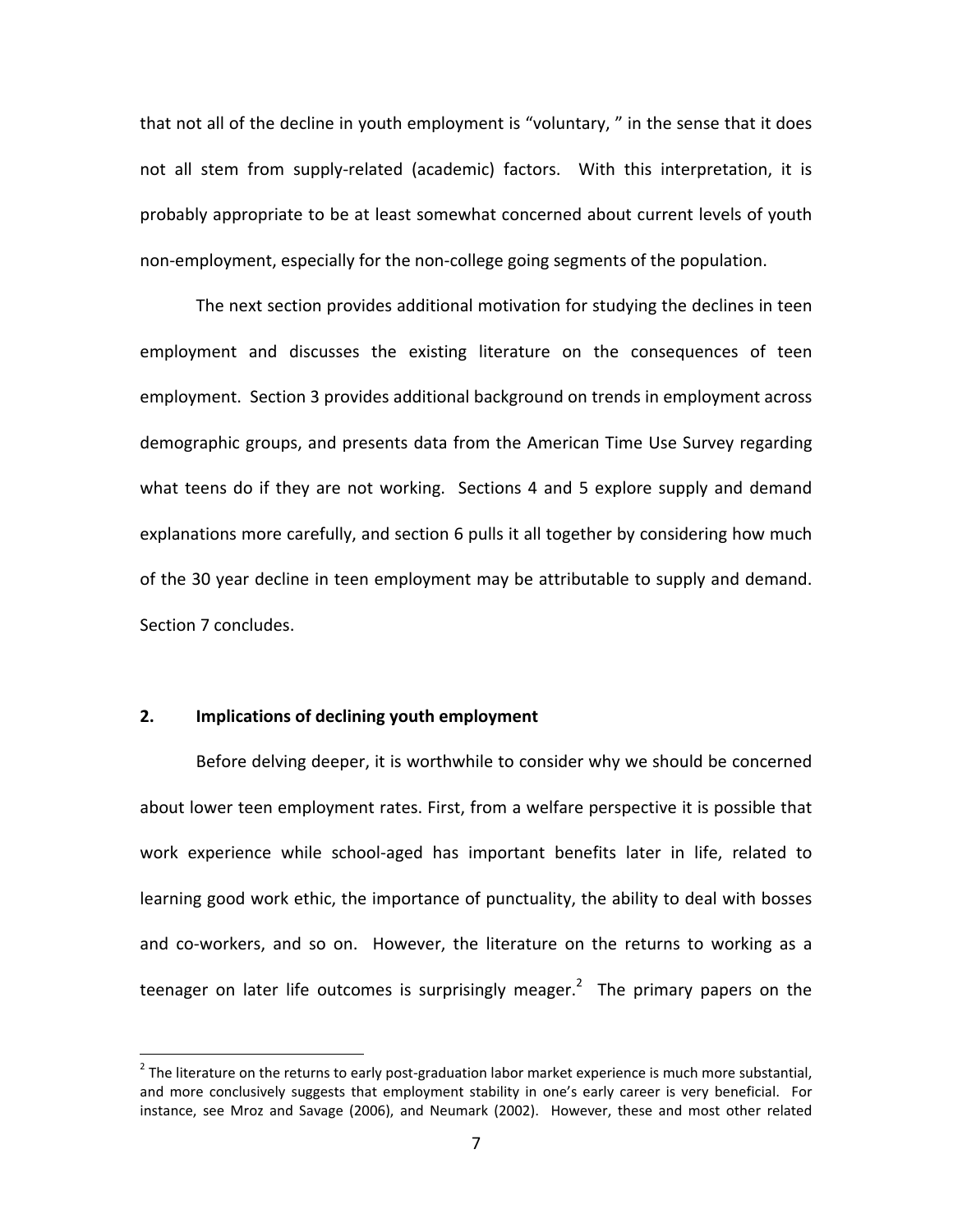that not all of the decline in youth employment is "voluntary, " in the sense that it does not all stem from supply-related (academic) factors. With this interpretation, it is probably appropriate to be at least somewhat concerned about current levels of youth non-employment, especially for the non-college going segments of the population.

The next section provides additional motivation for studying the declines in teen employment and discusses the existing literature on the consequences of teen employment. Section 3 provides additional background on trends in employment across demographic groups, and presents data from the American Time Use Survey regarding what teens do if they are not working. Sections 4 and 5 explore supply and demand explanations more carefully, and section 6 pulls it all together by considering how much of the 30 year decline in teen employment may be attributable to supply and demand. Section 7 concludes.

## 2. Implications of declining youth employment

Before delving deeper, it is worthwhile to consider why we should be concerned about lower teen employment rates. First, from a welfare perspective it is possible that work experience while school-aged has important benefits later in life, related to learning good work ethic, the importance of punctuality, the ability to deal with bosses and co-workers, and so on. However, the literature on the returns to working as a teenager on later life outcomes is surprisingly meager.[2] The primary papers on the

[2] The literature on the returns to early post-graduation labor market experience is much more substantial, and more conclusively suggests that employment stability in one's early career is very beneficial. For instance, see Mroz and Savage (2006), and Neumark (2002). However, these and most other related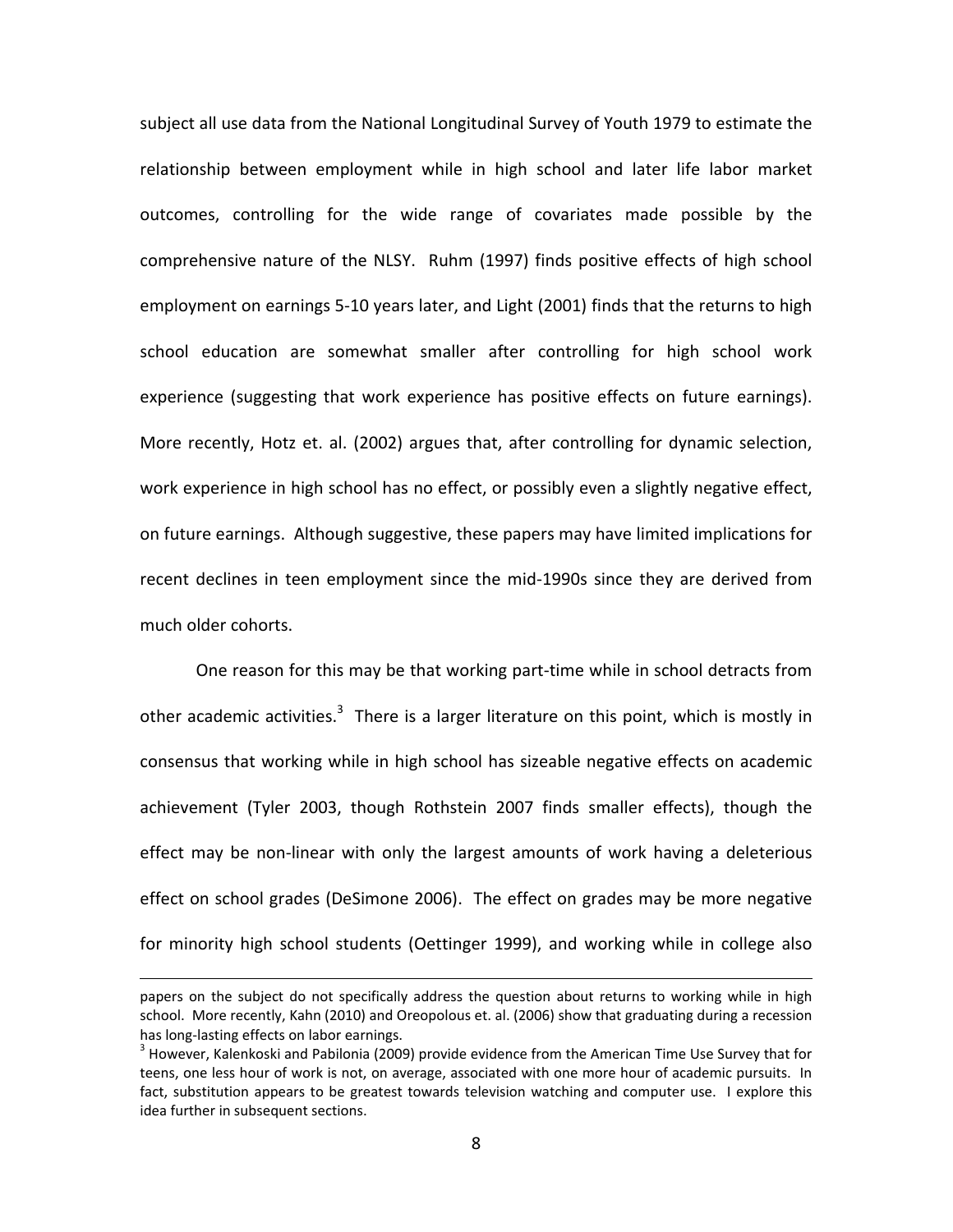subject all use data from the National Longitudinal Survey of Youth 1979 to estimate the relationship between employment while in high school and later life labor market outcomes, controlling for the wide range of covariates made possible by the comprehensive nature of the NLSY. Ruhm (1997) finds positive effects of high school employment on earnings 5-10 years later, and Light (2001) finds that the returns to high school education are somewhat smaller after controlling for high school work experience (suggesting that work experience has positive effects on future earnings). More recently, Hotz et. al. (2002) argues that, after controlling for dynamic selection, work experience in high school has no effect, or possibly even a slightly negative effect, on future earnings. Although suggestive, these papers may have limited implications for recent declines in teen employment since the mid-1990s since they are derived from much older cohorts.

One reason for this may be that working part-time while in school detracts from other academic activities.[3] There is a larger literature on this point, which is mostly in consensus that working while in high school has sizeable negative effects on academic achievement (Tyler 2003, though Rothstein 2007 finds smaller effects), though the effect may be non-linear with only the largest amounts of work having a deleterious effect on school grades (DeSimone 2006). The effect on grades may be more negative for minority high school students (Oettinger 1999), and working while in college also

papers on the subject do not specifically address the question about returns to working while in high school. More recently, Kahn (2010) and Oreopolous et. al. (2006) show that graduating during a recession has long-lasting effects on labor earnings.

[3] However, Kalenkoski and Pabilonia (2009) provide evidence from the American Time Use Survey that for teens, one less hour of work is not, on average, associated with one more hour of academic pursuits. In fact, substitution appears to be greatest towards television watching and computer use. I explore this idea further in subsequent sections.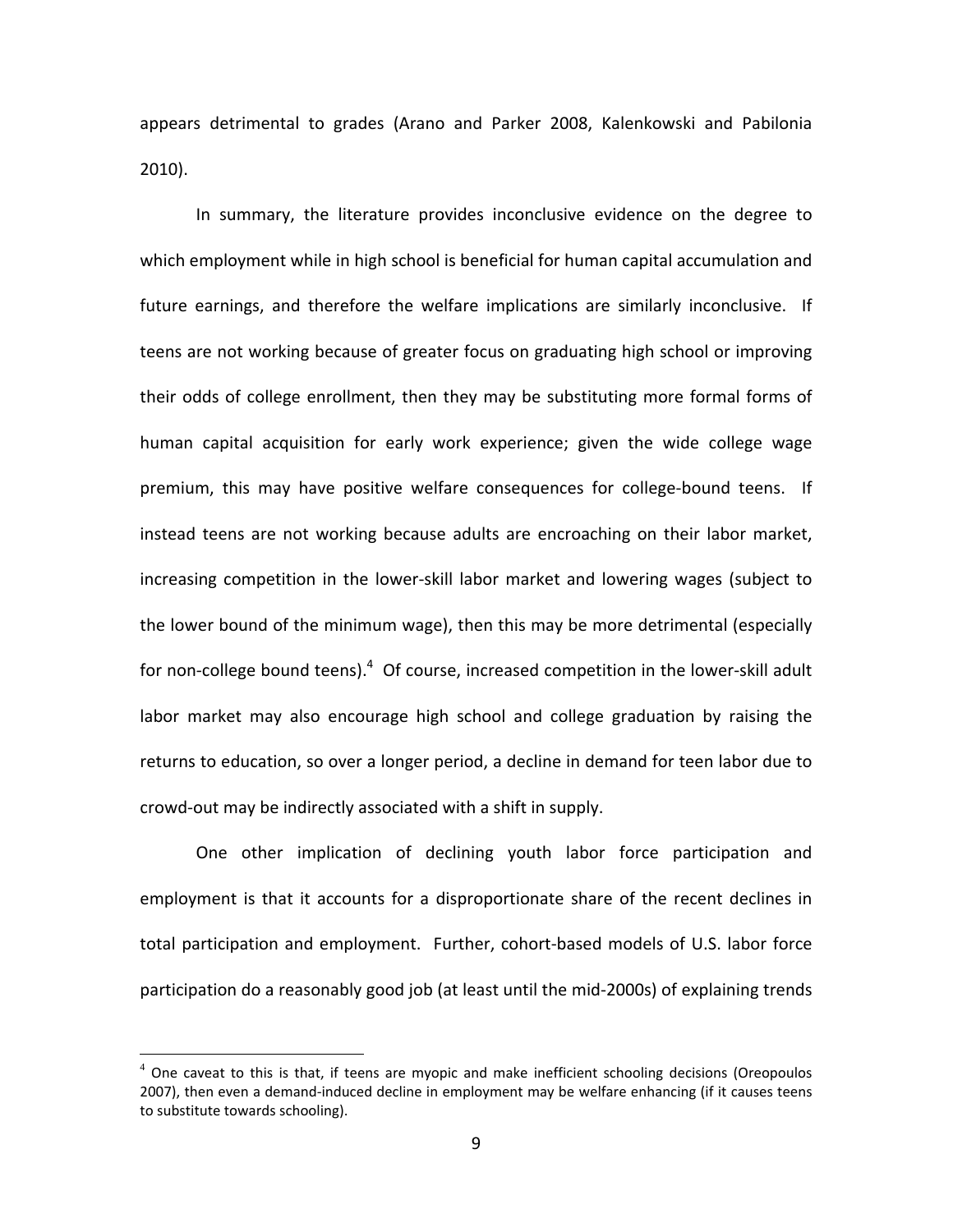appears detrimental to grades (Arano and Parker 2008, Kalenkowski and Pabilonia 2010).

In summary, the literature provides inconclusive evidence on the degree to which employment while in high school is beneficial for human capital accumulation and future earnings, and therefore the welfare implications are similarly inconclusive. If teens are not working because of greater focus on graduating high school or improving their odds of college enrollment, then they may be substituting more formal forms of human capital acquisition for early work experience; given the wide college wage premium, this may have positive welfare consequences for college-bound teens. If instead teens are not working because adults are encroaching on their labor market, increasing competition in the lower-skill labor market and lowering wages (subject to the lower bound of the minimum wage), then this may be more detrimental (especially for non-college bound teens).[4] Of course, increased competition in the lower-skill adult labor market may also encourage high school and college graduation by raising the returns to education, so over a longer period, a decline in demand for teen labor due to crowd-out may be indirectly associated with a shift in supply.

One other implication of declining youth labor force participation and employment is that it accounts for a disproportionate share of the recent declines in total participation and employment. Further, cohort-based models of U.S. labor force participation do a reasonably good job (at least until the mid-2000s) of explaining trends

[4] One caveat to this is that, if teens are myopic and make inefficient schooling decisions (Oreopoulos 2007), then even a demand-induced decline in employment may be welfare enhancing (if it causes teens to substitute towards schooling).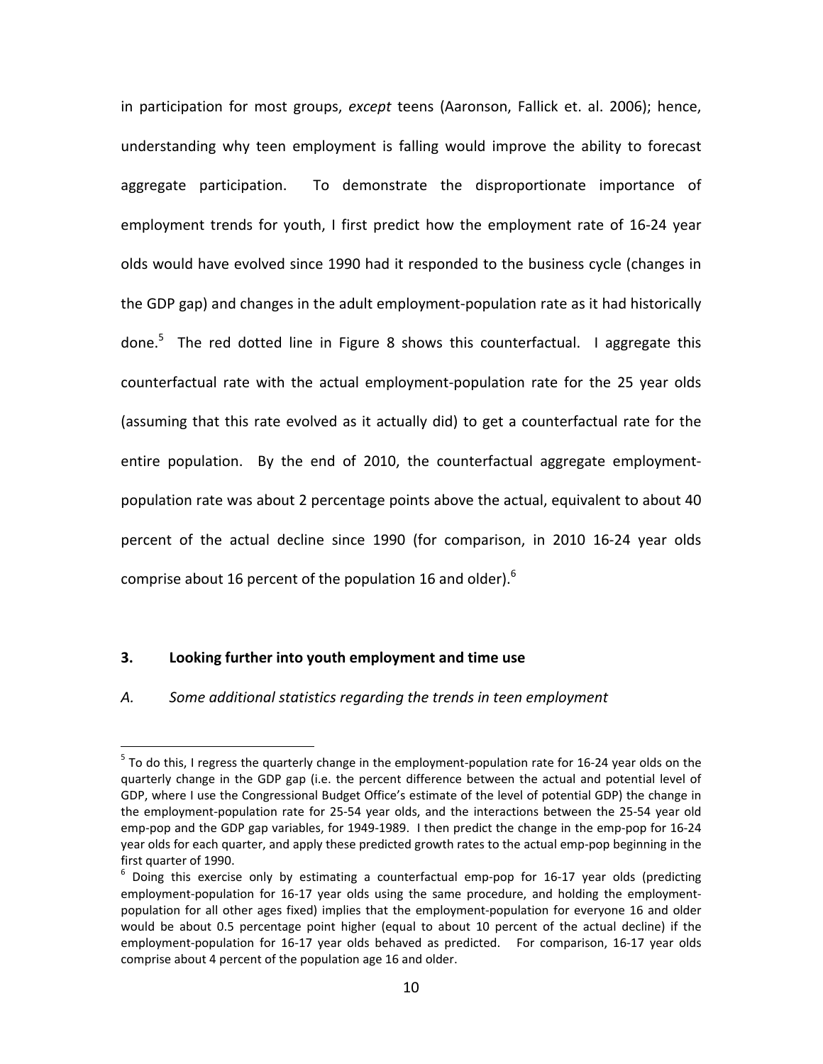in participation for most groups, *except* teens (Aaronson, Fallick et. al. 2006); hence, understanding why teen employment is falling would improve the ability to forecast aggregate participation. To demonstrate the disproportionate importance of employment trends for youth, I first predict how the employment rate of 16-24 year olds would have evolved since 1990 had it responded to the business cycle (changes in the GDP gap) and changes in the adult employment-population rate as it had historically done.[5] The red dotted line in Figure 8 shows this counterfactual. I aggregate this counterfactual rate with the actual employment-population rate for the 25 year olds (assuming that this rate evolved as it actually did) to get a counterfactual rate for the entire population. By the end of 2010, the counterfactual aggregate employment-population rate was about 2 percentage points above the actual, equivalent to about 40 percent of the actual decline since 1990 (for comparison, in 2010 16-24 year olds comprise about 16 percent of the population 16 and older).[6]

## 3. Looking further into youth employment and time use

### *A. Some additional statistics regarding the trends in teen employment*

---

[5] To do this, I regress the quarterly change in the employment-population rate for 16-24 year olds on the quarterly change in the GDP gap (i.e. the percent difference between the actual and potential level of GDP, where I use the Congressional Budget Office's estimate of the level of potential GDP) the change in the employment-population rate for 25-54 year olds, and the interactions between the 25-54 year old emp-pop and the GDP gap variables, for 1949-1989. I then predict the change in the emp-pop for 16-24 year olds for each quarter, and apply these predicted growth rates to the actual emp-pop beginning in the first quarter of 1990.

[6] Doing this exercise only by estimating a counterfactual emp-pop for 16-17 year olds (predicting employment-population for 16-17 year olds using the same procedure, and holding the employment-population for all other ages fixed) implies that the employment-population for everyone 16 and older would be about 0.5 percentage point higher (equal to about 10 percent of the actual decline) if the employment-population for 16-17 year olds behaved as predicted. For comparison, 16-17 year olds comprise about 4 percent of the population age 16 and older.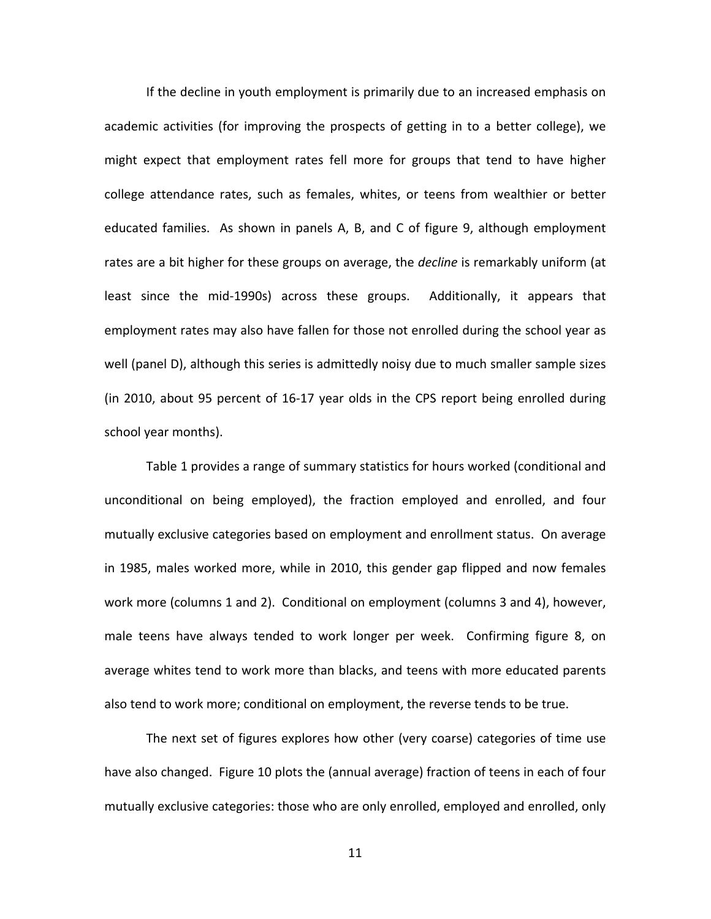If the decline in youth employment is primarily due to an increased emphasis on academic activities (for improving the prospects of getting in to a better college), we might expect that employment rates fell more for groups that tend to have higher college attendance rates, such as females, whites, or teens from wealthier or better educated families. As shown in panels A, B, and C of figure 9, although employment rates are a bit higher for these groups on average, the *decline* is remarkably uniform (at least since the mid-1990s) across these groups. Additionally, it appears that employment rates may also have fallen for those not enrolled during the school year as well (panel D), although this series is admittedly noisy due to much smaller sample sizes (in 2010, about 95 percent of 16-17 year olds in the CPS report being enrolled during school year months).

Table 1 provides a range of summary statistics for hours worked (conditional and unconditional on being employed), the fraction employed and enrolled, and four mutually exclusive categories based on employment and enrollment status. On average in 1985, males worked more, while in 2010, this gender gap flipped and now females work more (columns 1 and 2). Conditional on employment (columns 3 and 4), however, male teens have always tended to work longer per week. Confirming figure 8, on average whites tend to work more than blacks, and teens with more educated parents also tend to work more; conditional on employment, the reverse tends to be true.

The next set of figures explores how other (very coarse) categories of time use have also changed. Figure 10 plots the (annual average) fraction of teens in each of four mutually exclusive categories: those who are only enrolled, employed and enrolled, only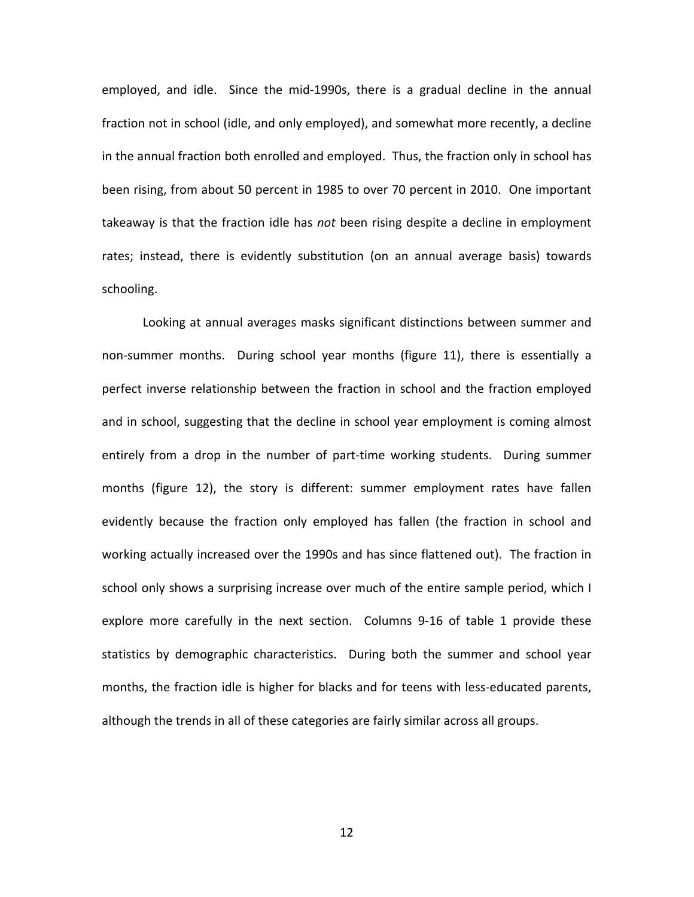employed, and idle. Since the mid-1990s, there is a gradual decline in the annual fraction not in school (idle, and only employed), and somewhat more recently, a decline in the annual fraction both enrolled and employed. Thus, the fraction only in school has been rising, from about 50 percent in 1985 to over 70 percent in 2010. One important takeaway is that the fraction idle has *not* been rising despite a decline in employment rates; instead, there is evidently substitution (on an annual average basis) towards schooling.

Looking at annual averages masks significant distinctions between summer and non-summer months. During school year months (figure 11), there is essentially a perfect inverse relationship between the fraction in school and the fraction employed and in school, suggesting that the decline in school year employment is coming almost entirely from a drop in the number of part-time working students. During summer months (figure 12), the story is different: summer employment rates have fallen evidently because the fraction only employed has fallen (the fraction in school and working actually increased over the 1990s and has since flattened out). The fraction in school only shows a surprising increase over much of the entire sample period, which I explore more carefully in the next section. Columns 9-16 of table 1 provide these statistics by demographic characteristics. During both the summer and school year months, the fraction idle is higher for blacks and for teens with less-educated parents, although the trends in all of these categories are fairly similar across all groups.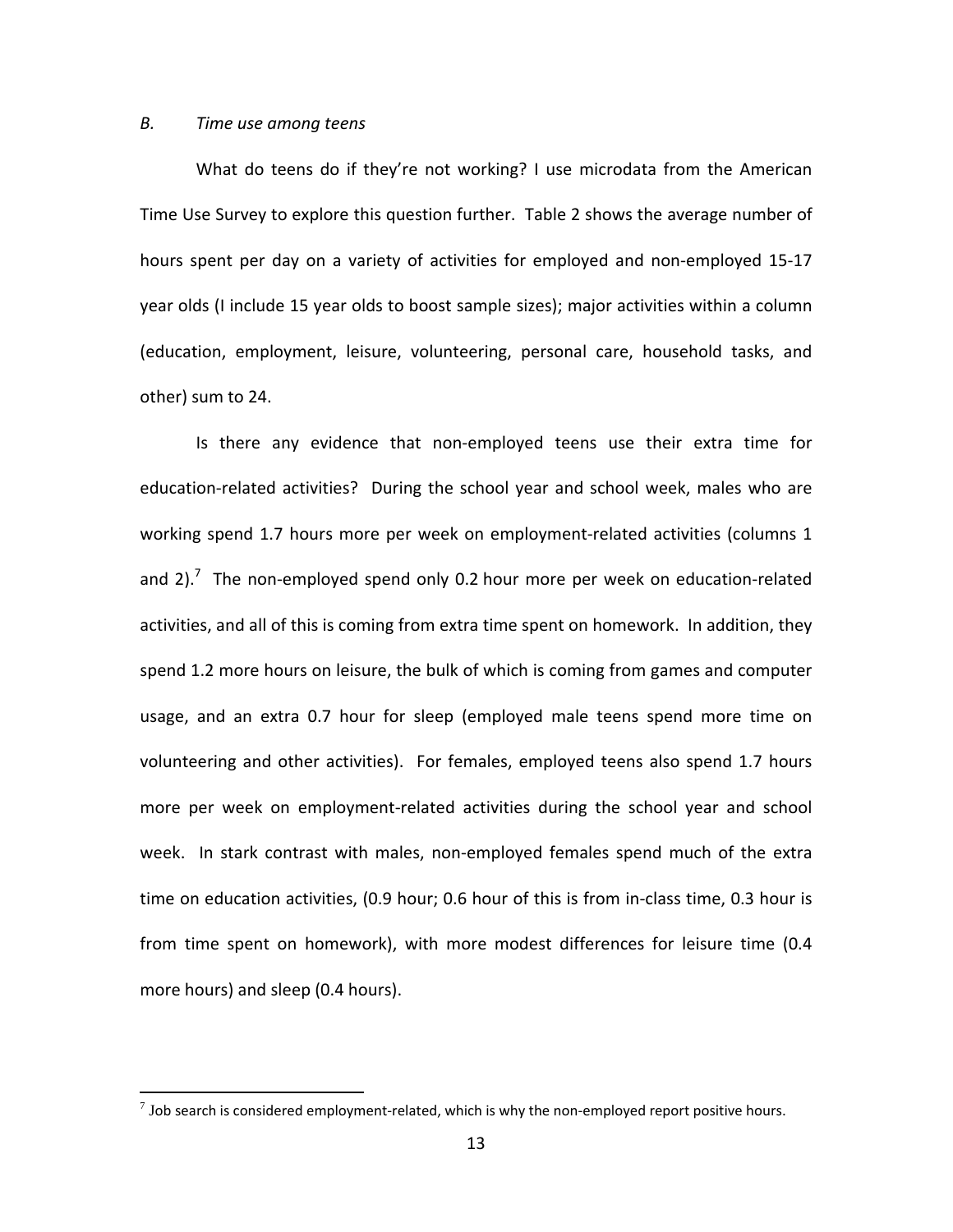### *B. Time use among teens*

What do teens do if they're not working? I use microdata from the American Time Use Survey to explore this question further. Table 2 shows the average number of hours spent per day on a variety of activities for employed and non-employed 15-17 year olds (I include 15 year olds to boost sample sizes); major activities within a column (education, employment, leisure, volunteering, personal care, household tasks, and other) sum to 24.

Is there any evidence that non-employed teens use their extra time for education-related activities? During the school year and school week, males who are working spend 1.7 hours more per week on employment-related activities (columns 1 and 2).[7] The non-employed spend only 0.2 hour more per week on education-related activities, and all of this is coming from extra time spent on homework. In addition, they spend 1.2 more hours on leisure, the bulk of which is coming from games and computer usage, and an extra 0.7 hour for sleep (employed male teens spend more time on volunteering and other activities). For females, employed teens also spend 1.7 hours more per week on employment-related activities during the school year and school week. In stark contrast with males, non-employed females spend much of the extra time on education activities, (0.9 hour; 0.6 hour of this is from in-class time, 0.3 hour is from time spent on homework), with more modest differences for leisure time (0.4 more hours) and sleep (0.4 hours).

[7] Job search is considered employment-related, which is why the non-employed report positive hours.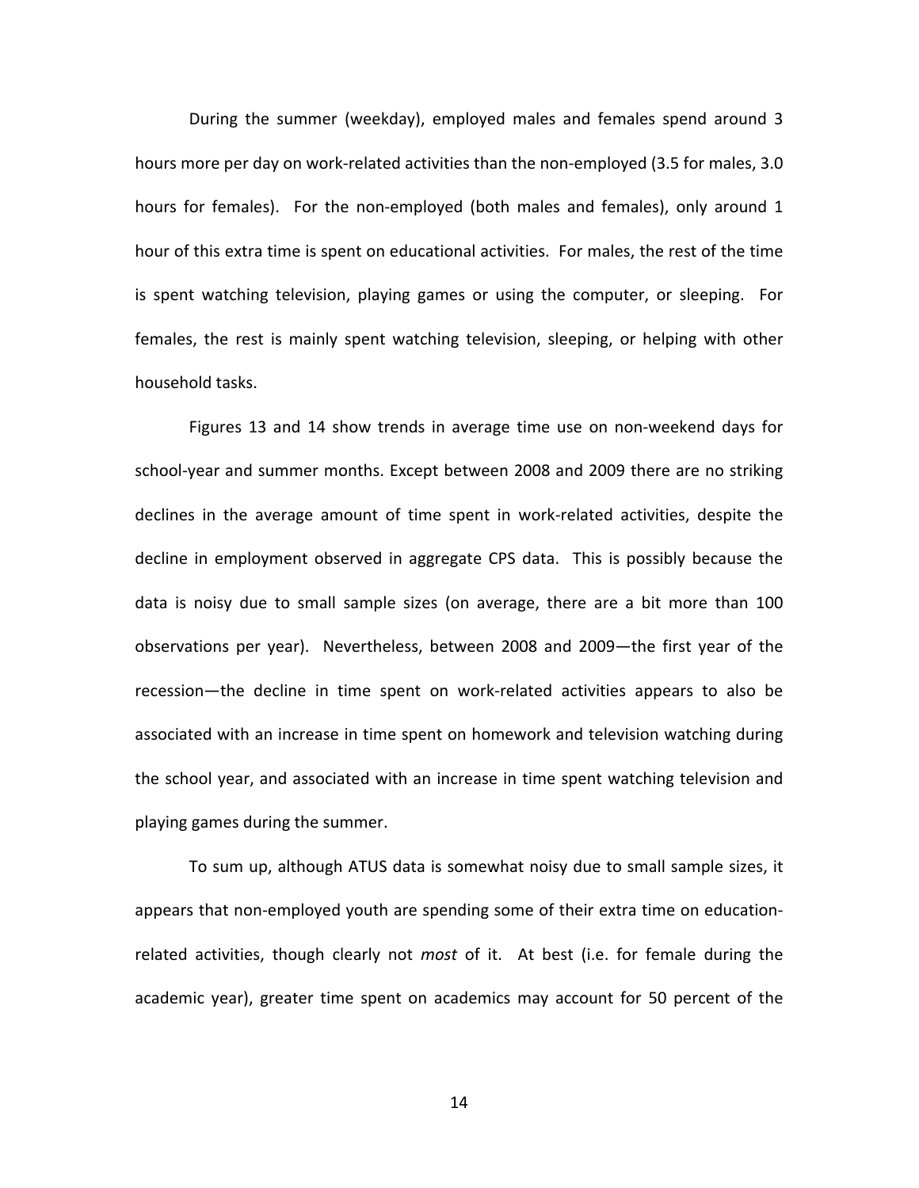During the summer (weekday), employed males and females spend around 3 hours more per day on work-related activities than the non-employed (3.5 for males, 3.0 hours for females). For the non-employed (both males and females), only around 1 hour of this extra time is spent on educational activities. For males, the rest of the time is spent watching television, playing games or using the computer, or sleeping. For females, the rest is mainly spent watching television, sleeping, or helping with other household tasks.

Figures 13 and 14 show trends in average time use on non-weekend days for school-year and summer months. Except between 2008 and 2009 there are no striking declines in the average amount of time spent in work-related activities, despite the decline in employment observed in aggregate CPS data. This is possibly because the data is noisy due to small sample sizes (on average, there are a bit more than 100 observations per year). Nevertheless, between 2008 and 2009—the first year of the recession—the decline in time spent on work-related activities appears to also be associated with an increase in time spent on homework and television watching during the school year, and associated with an increase in time spent watching television and playing games during the summer.

To sum up, although ATUS data is somewhat noisy due to small sample sizes, it appears that non-employed youth are spending some of their extra time on education-related activities, though clearly not *most* of it. At best (i.e. for female during the academic year), greater time spent on academics may account for 50 percent of the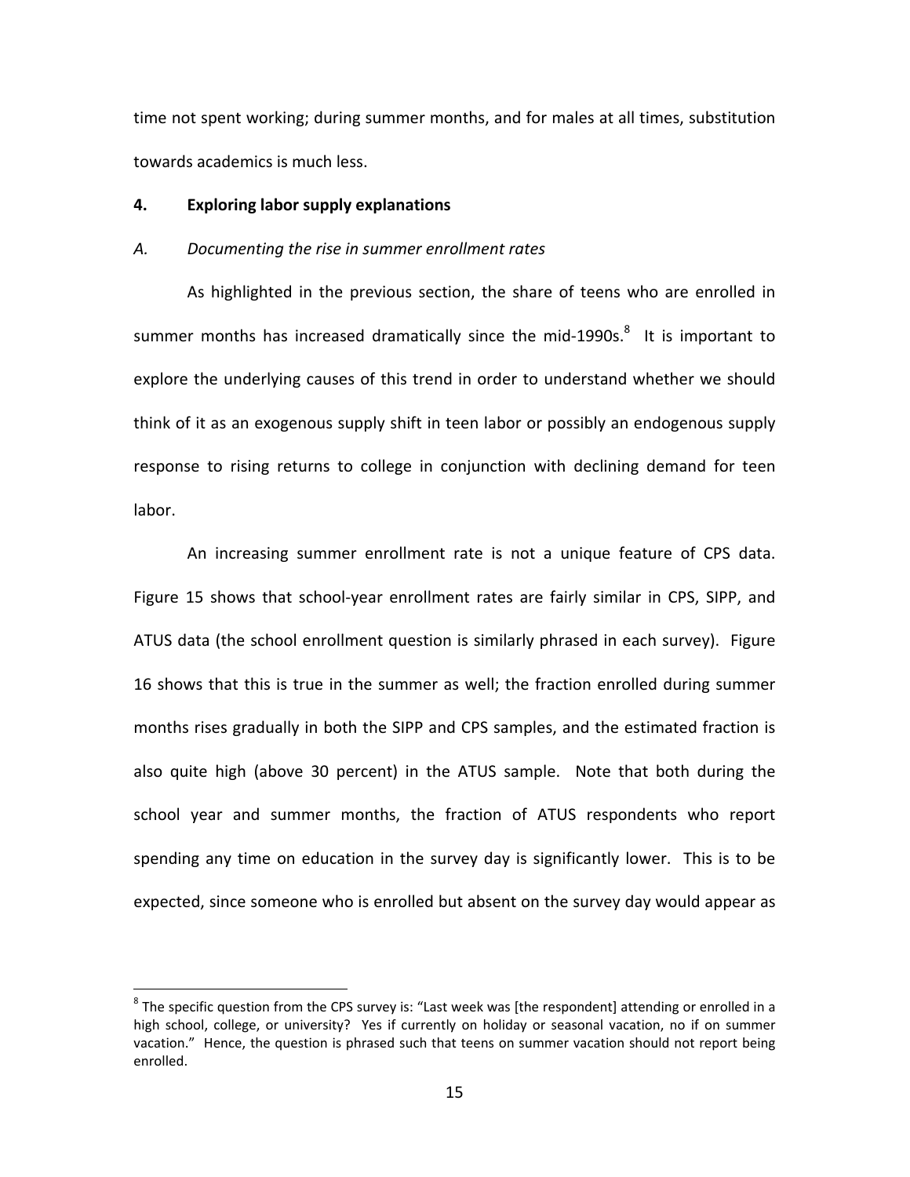time not spent working; during summer months, and for males at all times, substitution towards academics is much less.

## 4. Exploring labor supply explanations

### *A. Documenting the rise in summer enrollment rates*

As highlighted in the previous section, the share of teens who are enrolled in summer months has increased dramatically since the mid-1990s.[8] It is important to explore the underlying causes of this trend in order to understand whether we should think of it as an exogenous supply shift in teen labor or possibly an endogenous supply response to rising returns to college in conjunction with declining demand for teen labor.

An increasing summer enrollment rate is not a unique feature of CPS data. Figure 15 shows that school-year enrollment rates are fairly similar in CPS, SIPP, and ATUS data (the school enrollment question is similarly phrased in each survey). Figure 16 shows that this is true in the summer as well; the fraction enrolled during summer months rises gradually in both the SIPP and CPS samples, and the estimated fraction is also quite high (above 30 percent) in the ATUS sample. Note that both during the school year and summer months, the fraction of ATUS respondents who report spending any time on education in the survey day is significantly lower. This is to be expected, since someone who is enrolled but absent on the survey day would appear as

---

[8] The specific question from the CPS survey is: "Last week was [the respondent] attending or enrolled in a high school, college, or university? Yes if currently on holiday or seasonal vacation, no if on summer vacation." Hence, the question is phrased such that teens on summer vacation should not report being enrolled.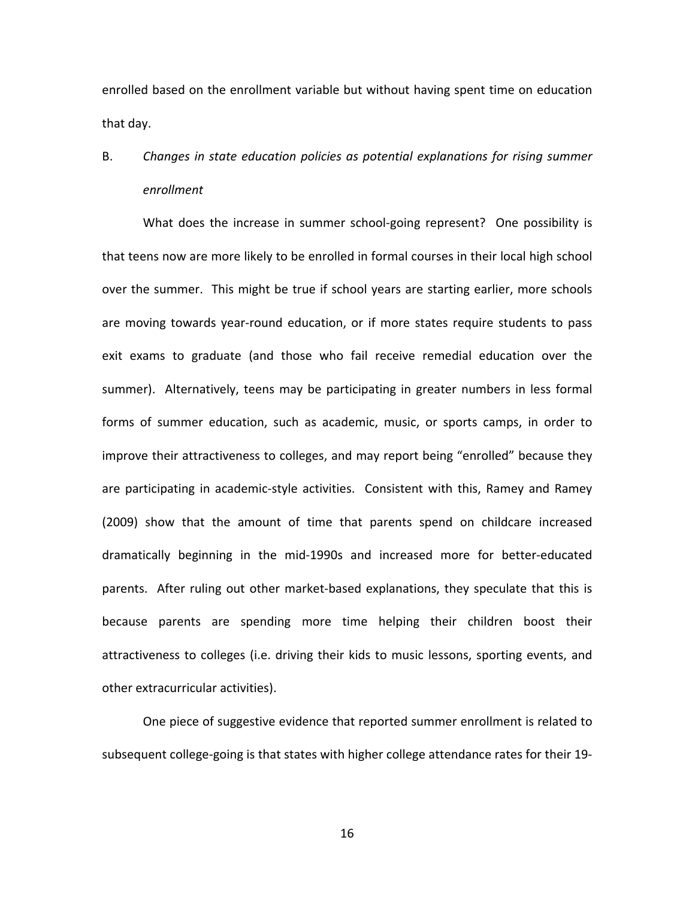enrolled based on the enrollment variable but without having spent time on education that day.

### B. *Changes in state education policies as potential explanations for rising summer enrollment*

What does the increase in summer school-going represent? One possibility is that teens now are more likely to be enrolled in formal courses in their local high school over the summer. This might be true if school years are starting earlier, more schools are moving towards year-round education, or if more states require students to pass exit exams to graduate (and those who fail receive remedial education over the summer). Alternatively, teens may be participating in greater numbers in less formal forms of summer education, such as academic, music, or sports camps, in order to improve their attractiveness to colleges, and may report being "enrolled" because they are participating in academic-style activities. Consistent with this, Ramey and Ramey (2009) show that the amount of time that parents spend on childcare increased dramatically beginning in the mid-1990s and increased more for better-educated parents. After ruling out other market-based explanations, they speculate that this is because parents are spending more time helping their children boost their attractiveness to colleges (i.e. driving their kids to music lessons, sporting events, and other extracurricular activities).

One piece of suggestive evidence that reported summer enrollment is related to subsequent college-going is that states with higher college attendance rates for their 19-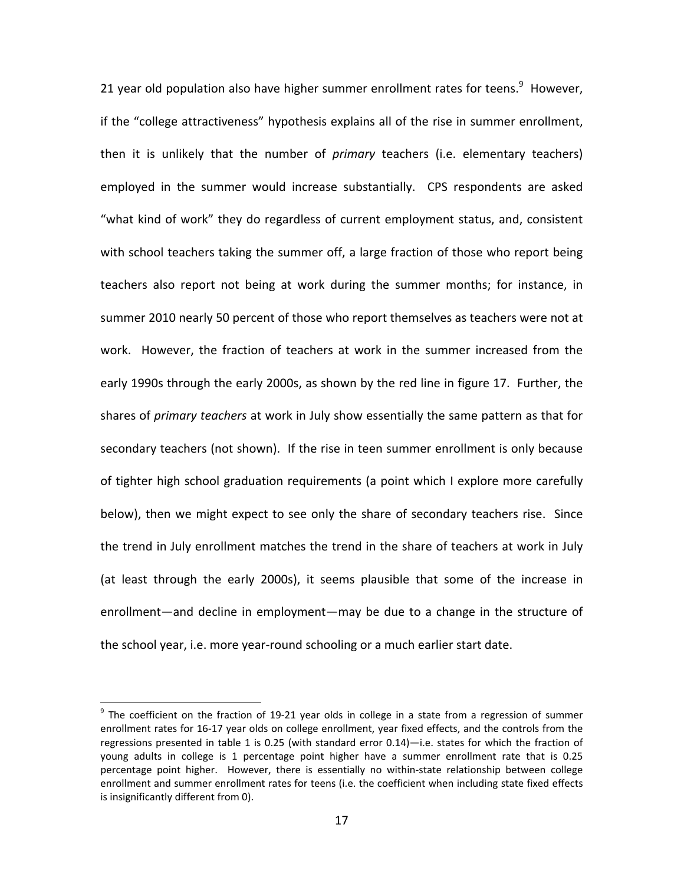21 year old population also have higher summer enrollment rates for teens.[9] However, if the "college attractiveness" hypothesis explains all of the rise in summer enrollment, then it is unlikely that the number of *primary* teachers (i.e. elementary teachers) employed in the summer would increase substantially. CPS respondents are asked "what kind of work" they do regardless of current employment status, and, consistent with school teachers taking the summer off, a large fraction of those who report being teachers also report not being at work during the summer months; for instance, in summer 2010 nearly 50 percent of those who report themselves as teachers were not at work. However, the fraction of teachers at work in the summer increased from the early 1990s through the early 2000s, as shown by the red line in figure 17. Further, the shares of *primary teachers* at work in July show essentially the same pattern as that for secondary teachers (not shown). If the rise in teen summer enrollment is only because of tighter high school graduation requirements (a point which I explore more carefully below), then we might expect to see only the share of secondary teachers rise. Since the trend in July enrollment matches the trend in the share of teachers at work in July (at least through the early 2000s), it seems plausible that some of the increase in enrollment—and decline in employment—may be due to a change in the structure of the school year, i.e. more year-round schooling or a much earlier start date.

[9] The coefficient on the fraction of 19-21 year olds in college in a state from a regression of summer enrollment rates for 16-17 year olds on college enrollment, year fixed effects, and the controls from the regressions presented in table 1 is 0.25 (with standard error 0.14)—i.e. states for which the fraction of young adults in college is 1 percentage point higher have a summer enrollment rate that is 0.25 percentage point higher. However, there is essentially no within-state relationship between college enrollment and summer enrollment rates for teens (i.e. the coefficient when including state fixed effects is insignificantly different from 0).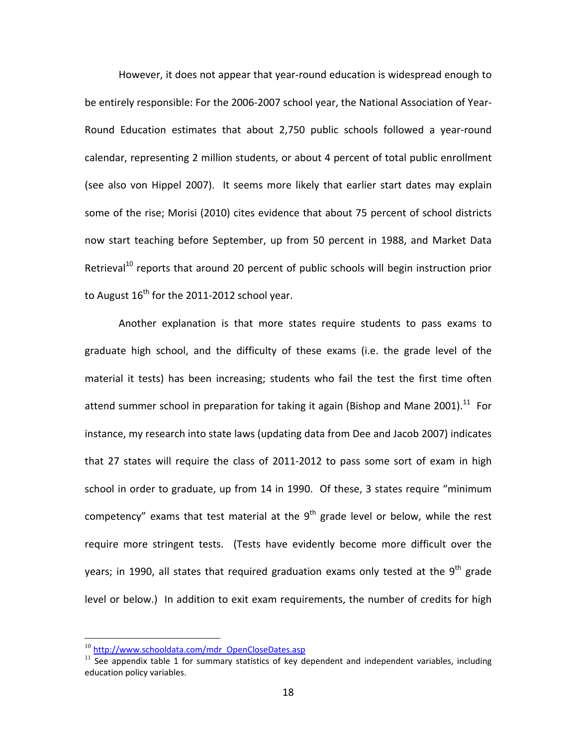However, it does not appear that year-round education is widespread enough to be entirely responsible: For the 2006-2007 school year, the National Association of Year-Round Education estimates that about 2,750 public schools followed a year-round calendar, representing 2 million students, or about 4 percent of total public enrollment (see also von Hippel 2007). It seems more likely that earlier start dates may explain some of the rise; Morisi (2010) cites evidence that about 75 percent of school districts now start teaching before September, up from 50 percent in 1988, and Market Data Retrieval[10] reports that around 20 percent of public schools will begin instruction prior to August 16th for the 2011-2012 school year.

Another explanation is that more states require students to pass exams to graduate high school, and the difficulty of these exams (i.e. the grade level of the material it tests) has been increasing; students who fail the test the first time often attend summer school in preparation for taking it again (Bishop and Mane 2001).[11] For instance, my research into state laws (updating data from Dee and Jacob 2007) indicates that 27 states will require the class of 2011-2012 to pass some sort of exam in high school in order to graduate, up from 14 in 1990. Of these, 3 states require "minimum competency" exams that test material at the 9th grade level or below, while the rest require more stringent tests. (Tests have evidently become more difficult over the years; in 1990, all states that required graduation exams only tested at the 9th grade level or below.) In addition to exit exam requirements, the number of credits for high

[10] http://www.schooldata.com/mdr_OpenCloseDates.asp

[11] See appendix table 1 for summary statistics of key dependent and independent variables, including education policy variables.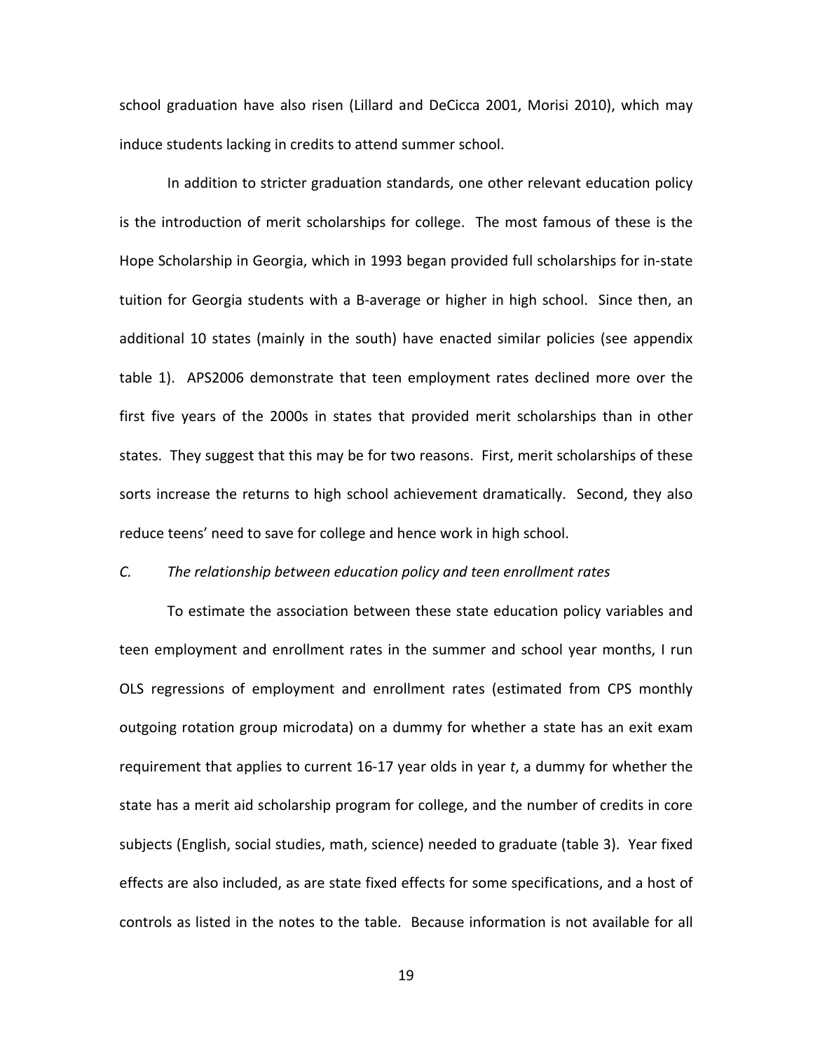school graduation have also risen (Lillard and DeCicca 2001, Morisi 2010), which may induce students lacking in credits to attend summer school.

In addition to stricter graduation standards, one other relevant education policy is the introduction of merit scholarships for college. The most famous of these is the Hope Scholarship in Georgia, which in 1993 began provided full scholarships for in-state tuition for Georgia students with a B-average or higher in high school. Since then, an additional 10 states (mainly in the south) have enacted similar policies (see appendix table 1). APS2006 demonstrate that teen employment rates declined more over the first five years of the 2000s in states that provided merit scholarships than in other states. They suggest that this may be for two reasons. First, merit scholarships of these sorts increase the returns to high school achievement dramatically. Second, they also reduce teens' need to save for college and hence work in high school.

*C. The relationship between education policy and teen enrollment rates*

To estimate the association between these state education policy variables and teen employment and enrollment rates in the summer and school year months, I run OLS regressions of employment and enrollment rates (estimated from CPS monthly outgoing rotation group microdata) on a dummy for whether a state has an exit exam requirement that applies to current 16-17 year olds in year *t*, a dummy for whether the state has a merit aid scholarship program for college, and the number of credits in core subjects (English, social studies, math, science) needed to graduate (table 3). Year fixed effects are also included, as are state fixed effects for some specifications, and a host of controls as listed in the notes to the table. Because information is not available for all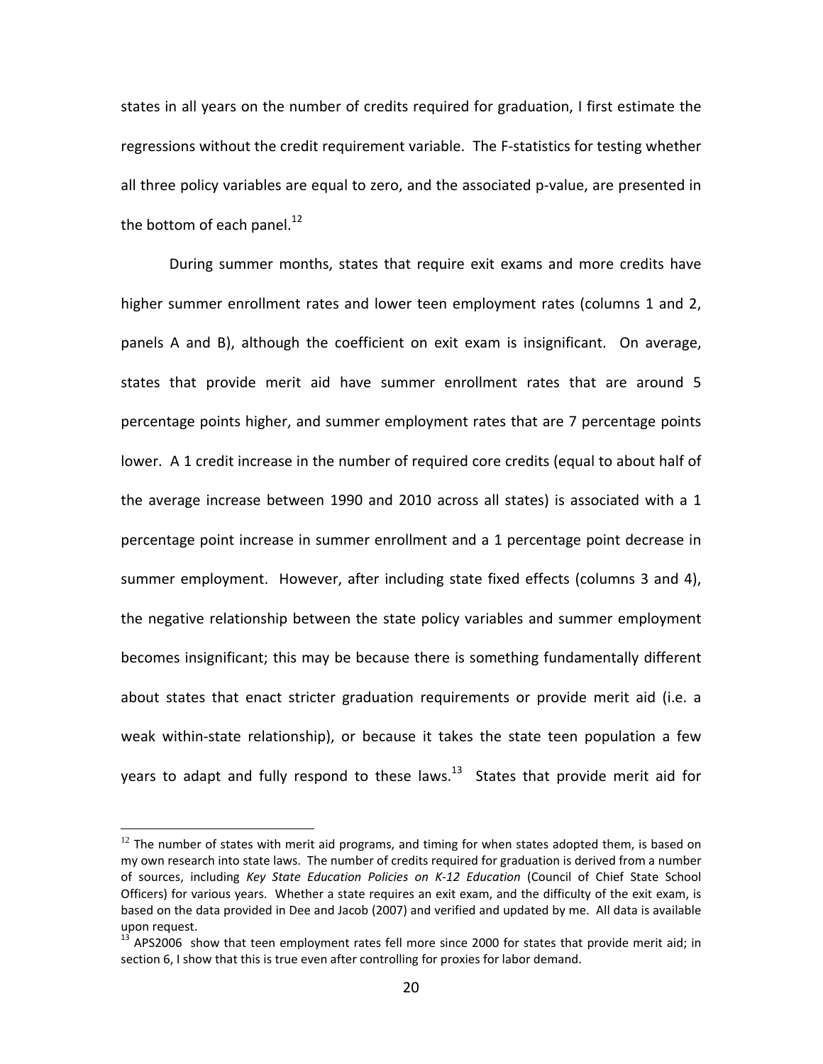states in all years on the number of credits required for graduation, I first estimate the regressions without the credit requirement variable. The F-statistics for testing whether all three policy variables are equal to zero, and the associated p-value, are presented in the bottom of each panel.[12]

During summer months, states that require exit exams and more credits have higher summer enrollment rates and lower teen employment rates (columns 1 and 2, panels A and B), although the coefficient on exit exam is insignificant. On average, states that provide merit aid have summer enrollment rates that are around 5 percentage points higher, and summer employment rates that are 7 percentage points lower. A 1 credit increase in the number of required core credits (equal to about half of the average increase between 1990 and 2010 across all states) is associated with a 1 percentage point increase in summer enrollment and a 1 percentage point decrease in summer employment. However, after including state fixed effects (columns 3 and 4), the negative relationship between the state policy variables and summer employment becomes insignificant; this may be because there is something fundamentally different about states that enact stricter graduation requirements or provide merit aid (i.e. a weak within-state relationship), or because it takes the state teen population a few years to adapt and fully respond to these laws.[13] States that provide merit aid for

[12] The number of states with merit aid programs, and timing for when states adopted them, is based on my own research into state laws. The number of credits required for graduation is derived from a number of sources, including *Key State Education Policies on K-12 Education* (Council of Chief State School Officers) for various years. Whether a state requires an exit exam, and the difficulty of the exit exam, is based on the data provided in Dee and Jacob (2007) and verified and updated by me. All data is available upon request.

[13] APS2006 show that teen employment rates fell more since 2000 for states that provide merit aid; in section 6, I show that this is true even after controlling for proxies for labor demand.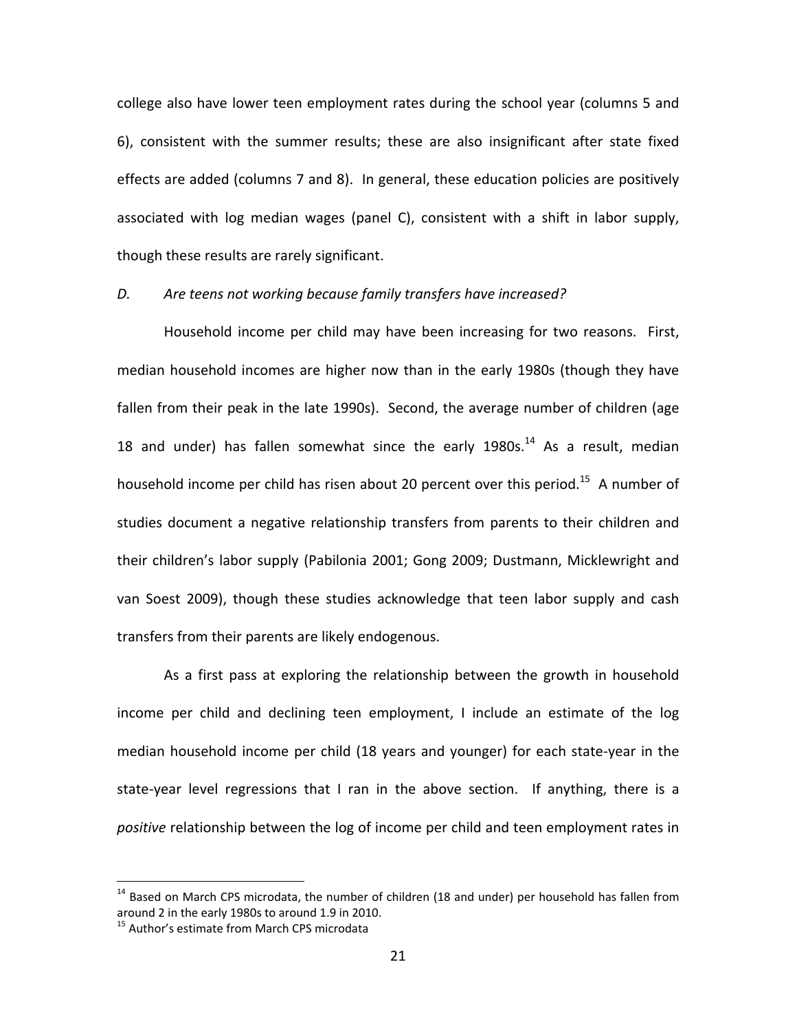college also have lower teen employment rates during the school year (columns 5 and 6), consistent with the summer results; these are also insignificant after state fixed effects are added (columns 7 and 8). In general, these education policies are positively associated with log median wages (panel C), consistent with a shift in labor supply, though these results are rarely significant.

*D. Are teens not working because family transfers have increased?*

Household income per child may have been increasing for two reasons. First, median household incomes are higher now than in the early 1980s (though they have fallen from their peak in the late 1990s). Second, the average number of children (age 18 and under) has fallen somewhat since the early 1980s.[14] As a result, median household income per child has risen about 20 percent over this period.[15] A number of studies document a negative relationship transfers from parents to their children and their children's labor supply (Pabilonia 2001; Gong 2009; Dustmann, Micklewright and van Soest 2009), though these studies acknowledge that teen labor supply and cash transfers from their parents are likely endogenous.

As a first pass at exploring the relationship between the growth in household income per child and declining teen employment, I include an estimate of the log median household income per child (18 years and younger) for each state-year in the state-year level regressions that I ran in the above section. If anything, there is a *positive* relationship between the log of income per child and teen employment rates in

---

[14] Based on March CPS microdata, the number of children (18 and under) per household has fallen from around 2 in the early 1980s to around 1.9 in 2010.

[15] Author's estimate from March CPS microdata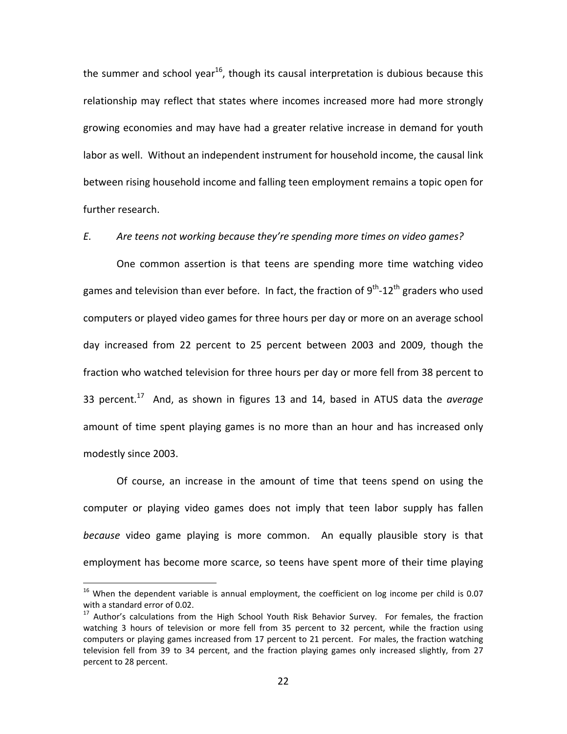the summer and school year[16], though its causal interpretation is dubious because this relationship may reflect that states where incomes increased more had more strongly growing economies and may have had a greater relative increase in demand for youth labor as well. Without an independent instrument for household income, the causal link between rising household income and falling teen employment remains a topic open for further research.

*E. Are teens not working because they're spending more times on video games?*

One common assertion is that teens are spending more time watching video games and television than ever before. In fact, the fraction of 9th-12th graders who used computers or played video games for three hours per day or more on an average school day increased from 22 percent to 25 percent between 2003 and 2009, though the fraction who watched television for three hours per day or more fell from 38 percent to 33 percent.[17] And, as shown in figures 13 and 14, based in ATUS data the *average* amount of time spent playing games is no more than an hour and has increased only modestly since 2003.

Of course, an increase in the amount of time that teens spend on using the computer or playing video games does not imply that teen labor supply has fallen *because* video game playing is more common. An equally plausible story is that employment has become more scarce, so teens have spent more of their time playing

---

[16] When the dependent variable is annual employment, the coefficient on log income per child is 0.07 with a standard error of 0.02.

[17] Author's calculations from the High School Youth Risk Behavior Survey. For females, the fraction watching 3 hours of television or more fell from 35 percent to 32 percent, while the fraction using computers or playing games increased from 17 percent to 21 percent. For males, the fraction watching television fell from 39 to 34 percent, and the fraction playing games only increased slightly, from 27 percent to 28 percent.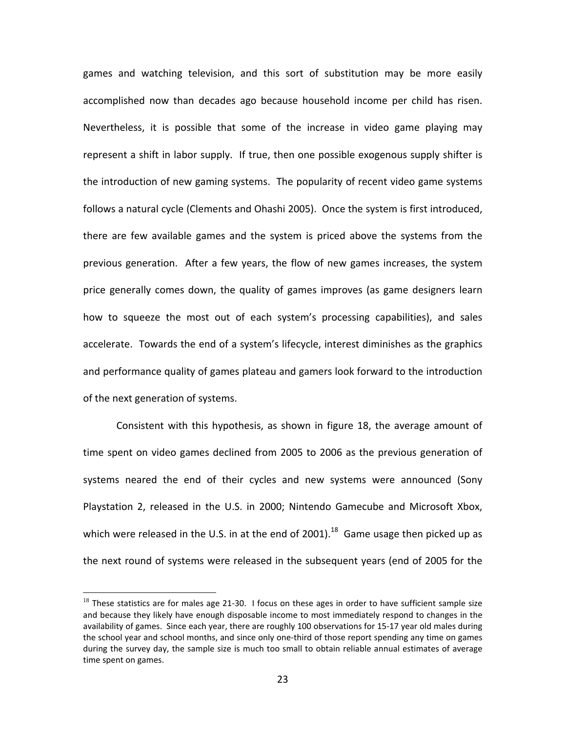games and watching television, and this sort of substitution may be more easily accomplished now than decades ago because household income per child has risen. Nevertheless, it is possible that some of the increase in video game playing may represent a shift in labor supply. If true, then one possible exogenous supply shifter is the introduction of new gaming systems. The popularity of recent video game systems follows a natural cycle (Clements and Ohashi 2005). Once the system is first introduced, there are few available games and the system is priced above the systems from the previous generation. After a few years, the flow of new games increases, the system price generally comes down, the quality of games improves (as game designers learn how to squeeze the most out of each system's processing capabilities), and sales accelerate. Towards the end of a system's lifecycle, interest diminishes as the graphics and performance quality of games plateau and gamers look forward to the introduction of the next generation of systems.

Consistent with this hypothesis, as shown in figure 18, the average amount of time spent on video games declined from 2005 to 2006 as the previous generation of systems neared the end of their cycles and new systems were announced (Sony Playstation 2, released in the U.S. in 2000; Nintendo Gamecube and Microsoft Xbox, which were released in the U.S. in at the end of 2001).[18] Game usage then picked up as the next round of systems were released in the subsequent years (end of 2005 for the

[18] These statistics are for males age 21-30. I focus on these ages in order to have sufficient sample size and because they likely have enough disposable income to most immediately respond to changes in the availability of games. Since each year, there are roughly 100 observations for 15-17 year old males during the school year and school months, and since only one-third of those report spending any time on games during the survey day, the sample size is much too small to obtain reliable annual estimates of average time spent on games.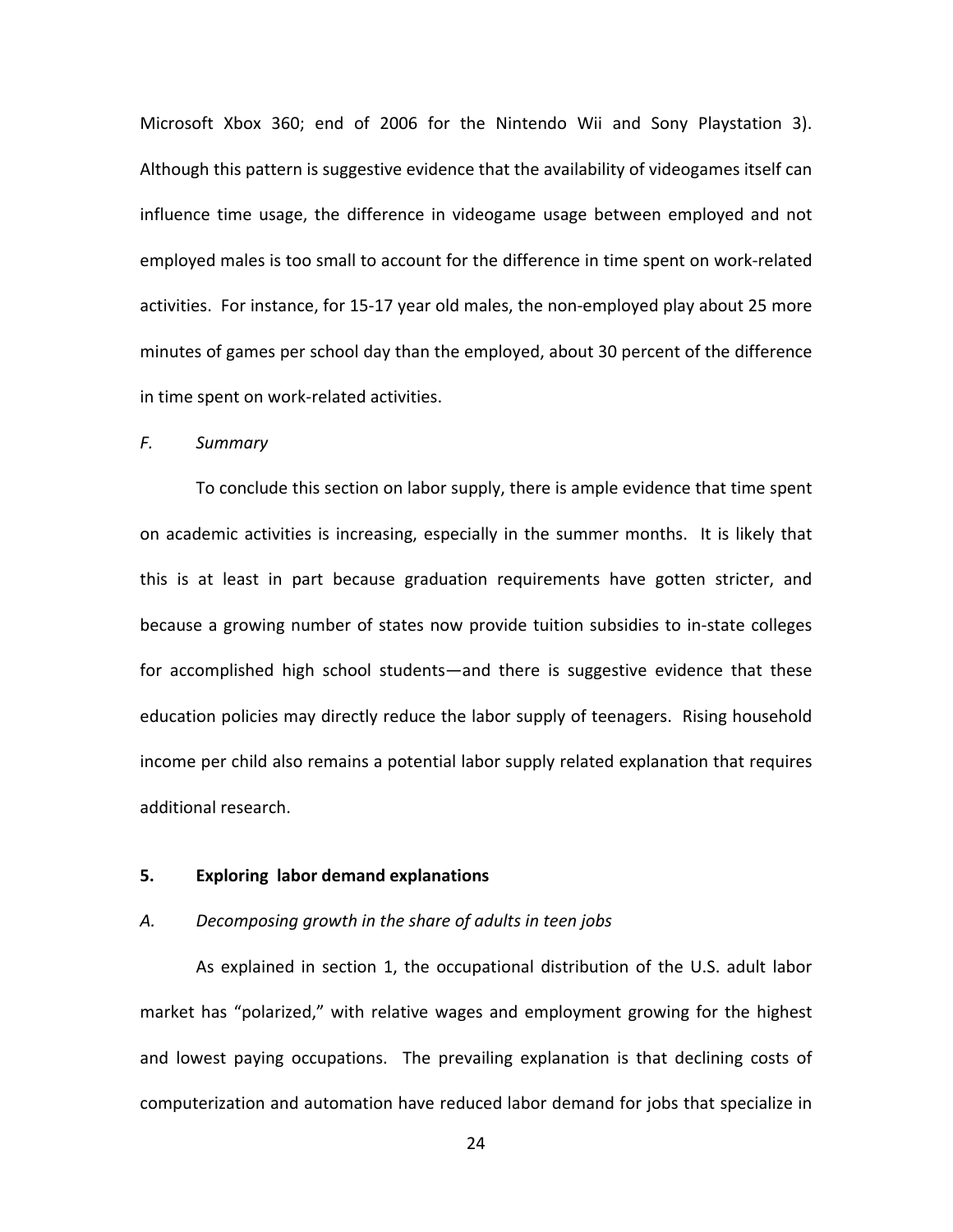Microsoft Xbox 360; end of 2006 for the Nintendo Wii and Sony Playstation 3). Although this pattern is suggestive evidence that the availability of videogames itself can influence time usage, the difference in videogame usage between employed and not employed males is too small to account for the difference in time spent on work-related activities. For instance, for 15-17 year old males, the non-employed play about 25 more minutes of games per school day than the employed, about 30 percent of the difference in time spent on work-related activities.

### *F. Summary*

To conclude this section on labor supply, there is ample evidence that time spent on academic activities is increasing, especially in the summer months. It is likely that this is at least in part because graduation requirements have gotten stricter, and because a growing number of states now provide tuition subsidies to in-state colleges for accomplished high school students—and there is suggestive evidence that these education policies may directly reduce the labor supply of teenagers. Rising household income per child also remains a potential labor supply related explanation that requires additional research.

## **5. Exploring labor demand explanations**

### *A. Decomposing growth in the share of adults in teen jobs*

As explained in section 1, the occupational distribution of the U.S. adult labor market has "polarized," with relative wages and employment growing for the highest and lowest paying occupations. The prevailing explanation is that declining costs of computerization and automation have reduced labor demand for jobs that specialize in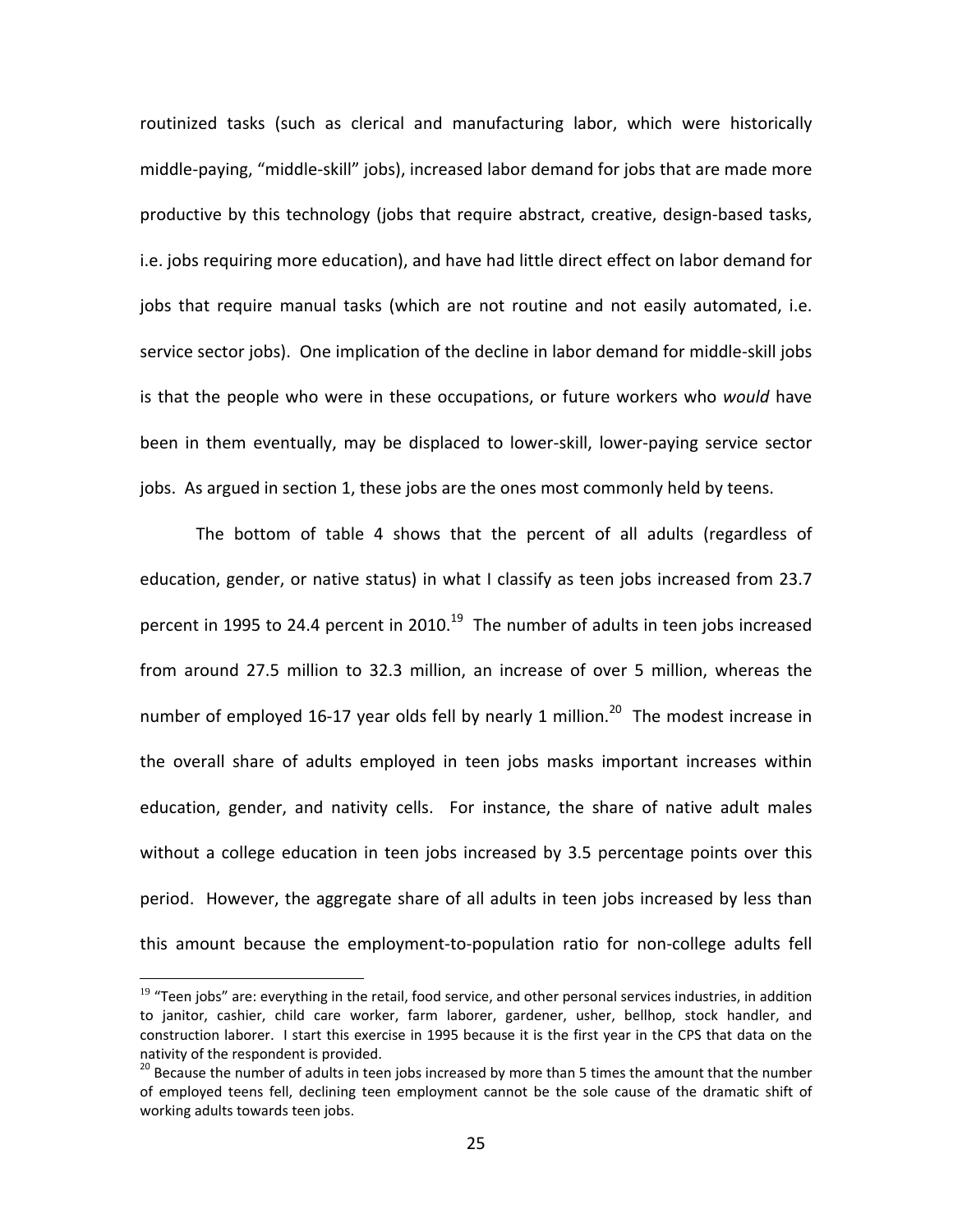routinized tasks (such as clerical and manufacturing labor, which were historically middle-paying, "middle-skill" jobs), increased labor demand for jobs that are made more productive by this technology (jobs that require abstract, creative, design-based tasks, i.e. jobs requiring more education), and have had little direct effect on labor demand for jobs that require manual tasks (which are not routine and not easily automated, i.e. service sector jobs). One implication of the decline in labor demand for middle-skill jobs is that the people who were in these occupations, or future workers who *would* have been in them eventually, may be displaced to lower-skill, lower-paying service sector jobs. As argued in section 1, these jobs are the ones most commonly held by teens.

The bottom of table 4 shows that the percent of all adults (regardless of education, gender, or native status) in what I classify as teen jobs increased from 23.7 percent in 1995 to 24.4 percent in 2010.[19] The number of adults in teen jobs increased from around 27.5 million to 32.3 million, an increase of over 5 million, whereas the number of employed 16-17 year olds fell by nearly 1 million.[20] The modest increase in the overall share of adults employed in teen jobs masks important increases within education, gender, and nativity cells. For instance, the share of native adult males without a college education in teen jobs increased by 3.5 percentage points over this period. However, the aggregate share of all adults in teen jobs increased by less than this amount because the employment-to-population ratio for non-college adults fell

---

[19] "Teen jobs" are: everything in the retail, food service, and other personal services industries, in addition to janitor, cashier, child care worker, farm laborer, gardener, usher, bellhop, stock handler, and construction laborer. I start this exercise in 1995 because it is the first year in the CPS that data on the nativity of the respondent is provided.

[20] Because the number of adults in teen jobs increased by more than 5 times the amount that the number of employed teens fell, declining teen employment cannot be the sole cause of the dramatic shift of working adults towards teen jobs.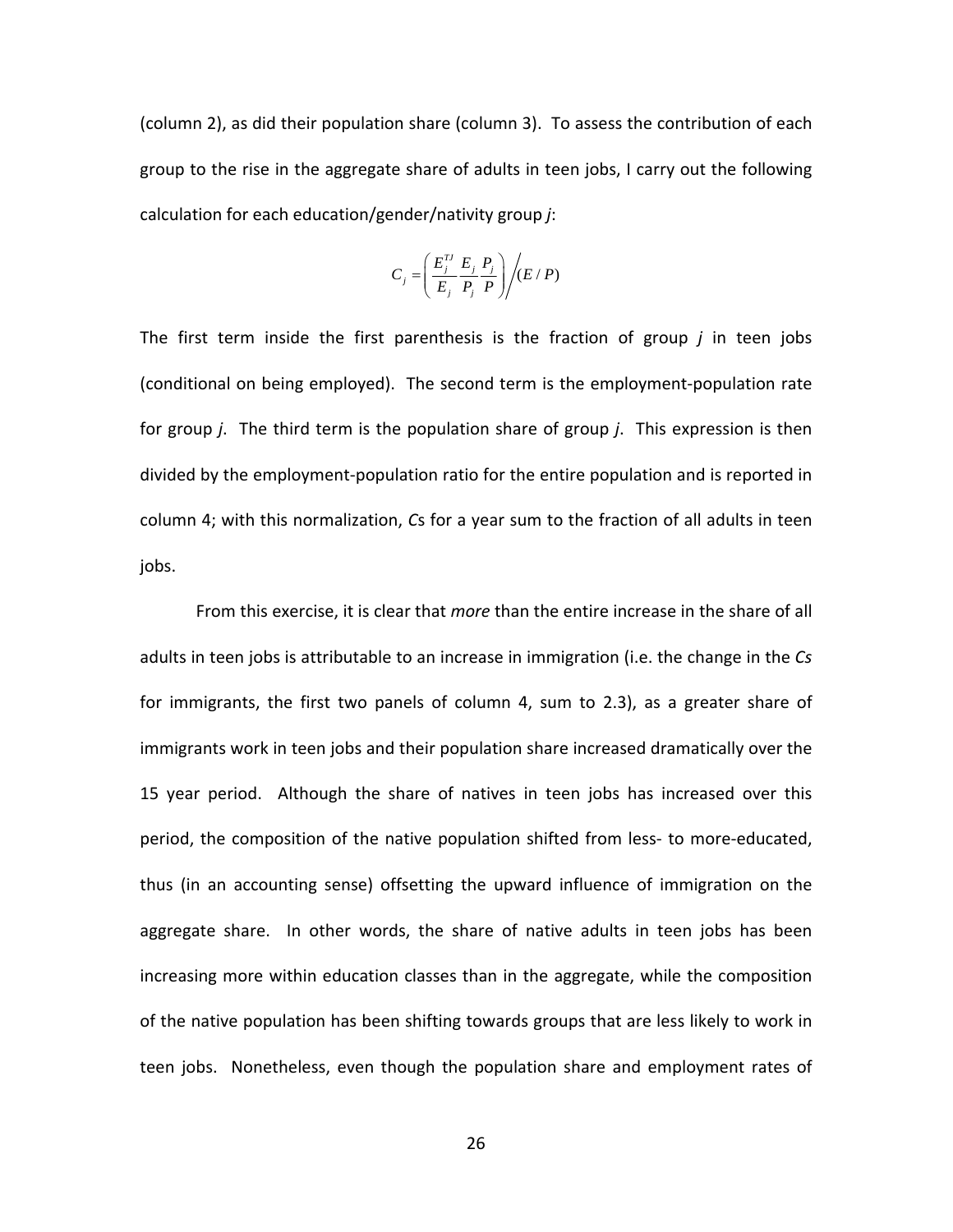(column 2), as did their population share (column 3). To assess the contribution of each group to the rise in the aggregate share of adults in teen jobs, I carry out the following calculation for each education/gender/nativity group *j*:

$$C_j = \left( \frac{E_j^{TJ}}{E_j} \frac{E_j}{P_j} \frac{P_j}{P} \right) \Big/ (E / P)$$

The first term inside the first parenthesis is the fraction of group *j* in teen jobs (conditional on being employed). The second term is the employment-population rate for group *j*. The third term is the population share of group *j*. This expression is then divided by the employment-population ratio for the entire population and is reported in column 4; with this normalization, *C*s for a year sum to the fraction of all adults in teen jobs.

From this exercise, it is clear that *more* than the entire increase in the share of all adults in teen jobs is attributable to an increase in immigration (i.e. the change in the *Cs* for immigrants, the first two panels of column 4, sum to 2.3), as a greater share of immigrants work in teen jobs and their population share increased dramatically over the 15 year period. Although the share of natives in teen jobs has increased over this period, the composition of the native population shifted from less- to more-educated, thus (in an accounting sense) offsetting the upward influence of immigration on the aggregate share. In other words, the share of native adults in teen jobs has been increasing more within education classes than in the aggregate, while the composition of the native population has been shifting towards groups that are less likely to work in teen jobs. Nonetheless, even though the population share and employment rates of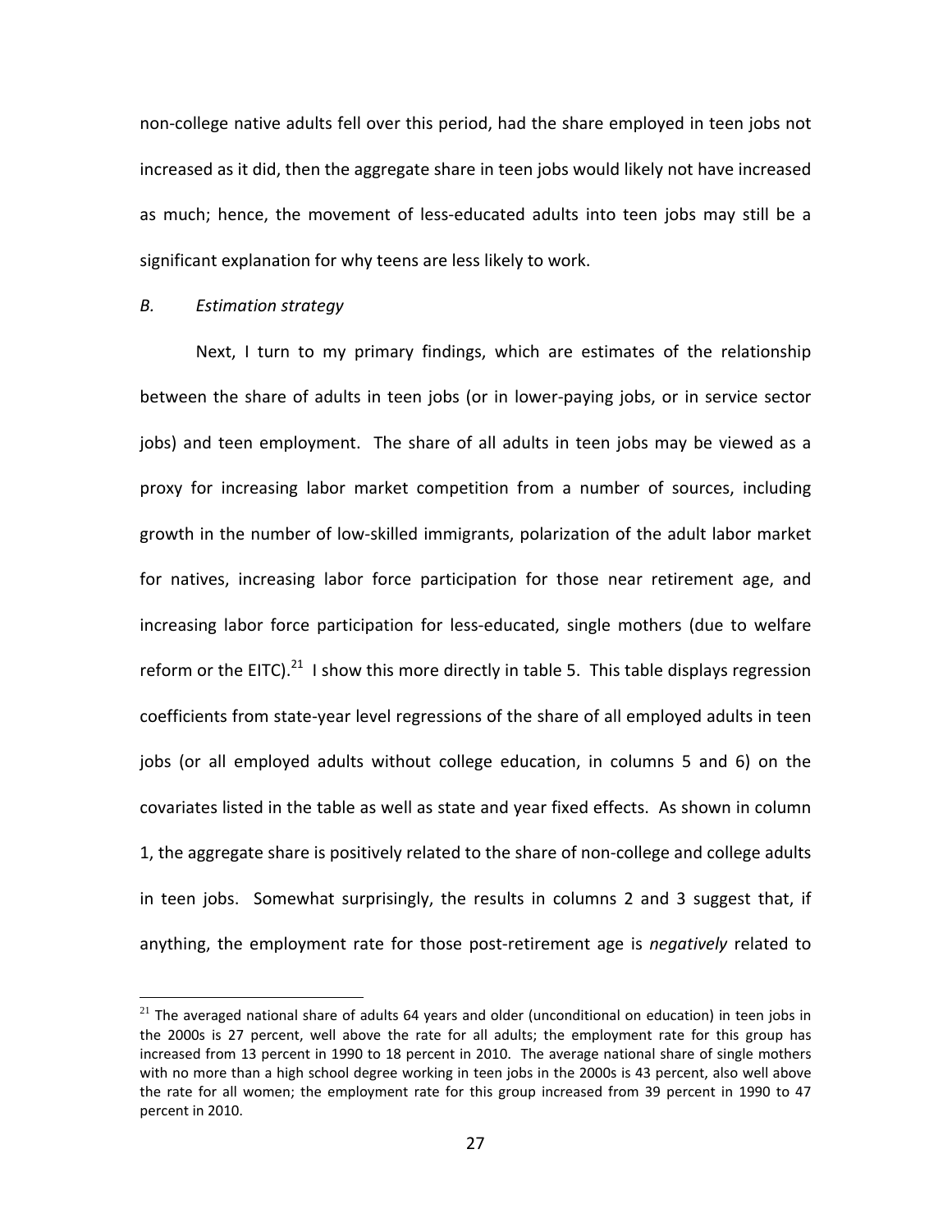non-college native adults fell over this period, had the share employed in teen jobs not increased as it did, then the aggregate share in teen jobs would likely not have increased as much; hence, the movement of less-educated adults into teen jobs may still be a significant explanation for why teens are less likely to work.

*B. Estimation strategy*

Next, I turn to my primary findings, which are estimates of the relationship between the share of adults in teen jobs (or in lower-paying jobs, or in service sector jobs) and teen employment. The share of all adults in teen jobs may be viewed as a proxy for increasing labor market competition from a number of sources, including growth in the number of low-skilled immigrants, polarization of the adult labor market for natives, increasing labor force participation for those near retirement age, and increasing labor force participation for less-educated, single mothers (due to welfare reform or the EITC).[21] I show this more directly in table 5. This table displays regression coefficients from state-year level regressions of the share of all employed adults in teen jobs (or all employed adults without college education, in columns 5 and 6) on the covariates listed in the table as well as state and year fixed effects. As shown in column 1, the aggregate share is positively related to the share of non-college and college adults in teen jobs. Somewhat surprisingly, the results in columns 2 and 3 suggest that, if anything, the employment rate for those post-retirement age is *negatively* related to

[21] The averaged national share of adults 64 years and older (unconditional on education) in teen jobs in the 2000s is 27 percent, well above the rate for all adults; the employment rate for this group has increased from 13 percent in 1990 to 18 percent in 2010. The average national share of single mothers with no more than a high school degree working in teen jobs in the 2000s is 43 percent, also well above the rate for all women; the employment rate for this group increased from 39 percent in 1990 to 47 percent in 2010.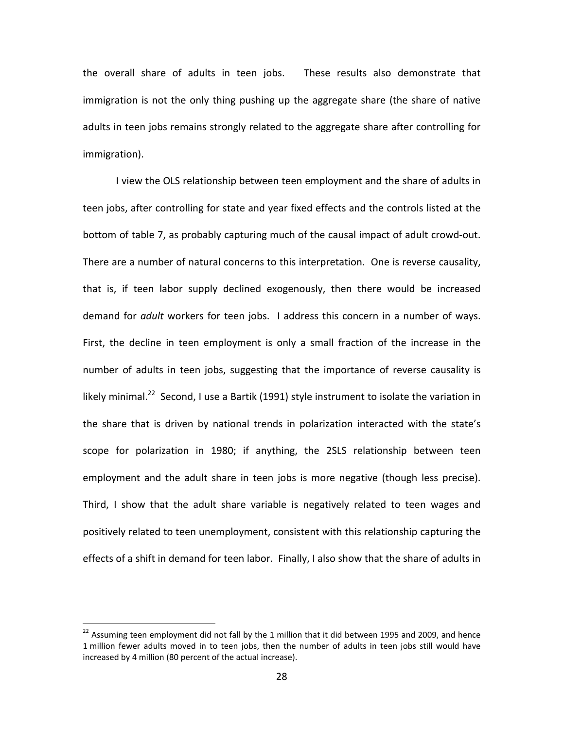the overall share of adults in teen jobs. These results also demonstrate that immigration is not the only thing pushing up the aggregate share (the share of native adults in teen jobs remains strongly related to the aggregate share after controlling for immigration).

I view the OLS relationship between teen employment and the share of adults in teen jobs, after controlling for state and year fixed effects and the controls listed at the bottom of table 7, as probably capturing much of the causal impact of adult crowd-out. There are a number of natural concerns to this interpretation. One is reverse causality, that is, if teen labor supply declined exogenously, then there would be increased demand for *adult* workers for teen jobs. I address this concern in a number of ways. First, the decline in teen employment is only a small fraction of the increase in the number of adults in teen jobs, suggesting that the importance of reverse causality is likely minimal.[22] Second, I use a Bartik (1991) style instrument to isolate the variation in the share that is driven by national trends in polarization interacted with the state's scope for polarization in 1980; if anything, the 2SLS relationship between teen employment and the adult share in teen jobs is more negative (though less precise). Third, I show that the adult share variable is negatively related to teen wages and positively related to teen unemployment, consistent with this relationship capturing the effects of a shift in demand for teen labor. Finally, I also show that the share of adults in

[22] Assuming teen employment did not fall by the 1 million that it did between 1995 and 2009, and hence 1 million fewer adults moved in to teen jobs, then the number of adults in teen jobs still would have increased by 4 million (80 percent of the actual increase).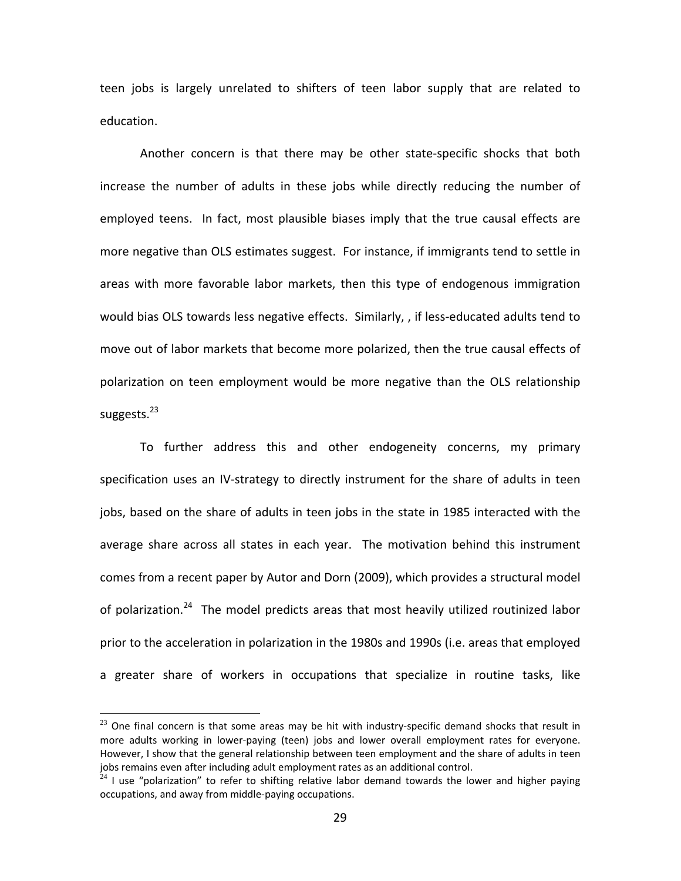teen jobs is largely unrelated to shifters of teen labor supply that are related to education.

Another concern is that there may be other state-specific shocks that both increase the number of adults in these jobs while directly reducing the number of employed teens. In fact, most plausible biases imply that the true causal effects are more negative than OLS estimates suggest. For instance, if immigrants tend to settle in areas with more favorable labor markets, then this type of endogenous immigration would bias OLS towards less negative effects. Similarly, , if less-educated adults tend to move out of labor markets that become more polarized, then the true causal effects of polarization on teen employment would be more negative than the OLS relationship suggests.[23]

To further address this and other endogeneity concerns, my primary specification uses an IV-strategy to directly instrument for the share of adults in teen jobs, based on the share of adults in teen jobs in the state in 1985 interacted with the average share across all states in each year. The motivation behind this instrument comes from a recent paper by Autor and Dorn (2009), which provides a structural model of polarization.[24] The model predicts areas that most heavily utilized routinized labor prior to the acceleration in polarization in the 1980s and 1990s (i.e. areas that employed a greater share of workers in occupations that specialize in routine tasks, like

---

[23] One final concern is that some areas may be hit with industry-specific demand shocks that result in more adults working in lower-paying (teen) jobs and lower overall employment rates for everyone. However, I show that the general relationship between teen employment and the share of adults in teen jobs remains even after including adult employment rates as an additional control.

[24] I use "polarization" to refer to shifting relative labor demand towards the lower and higher paying occupations, and away from middle-paying occupations.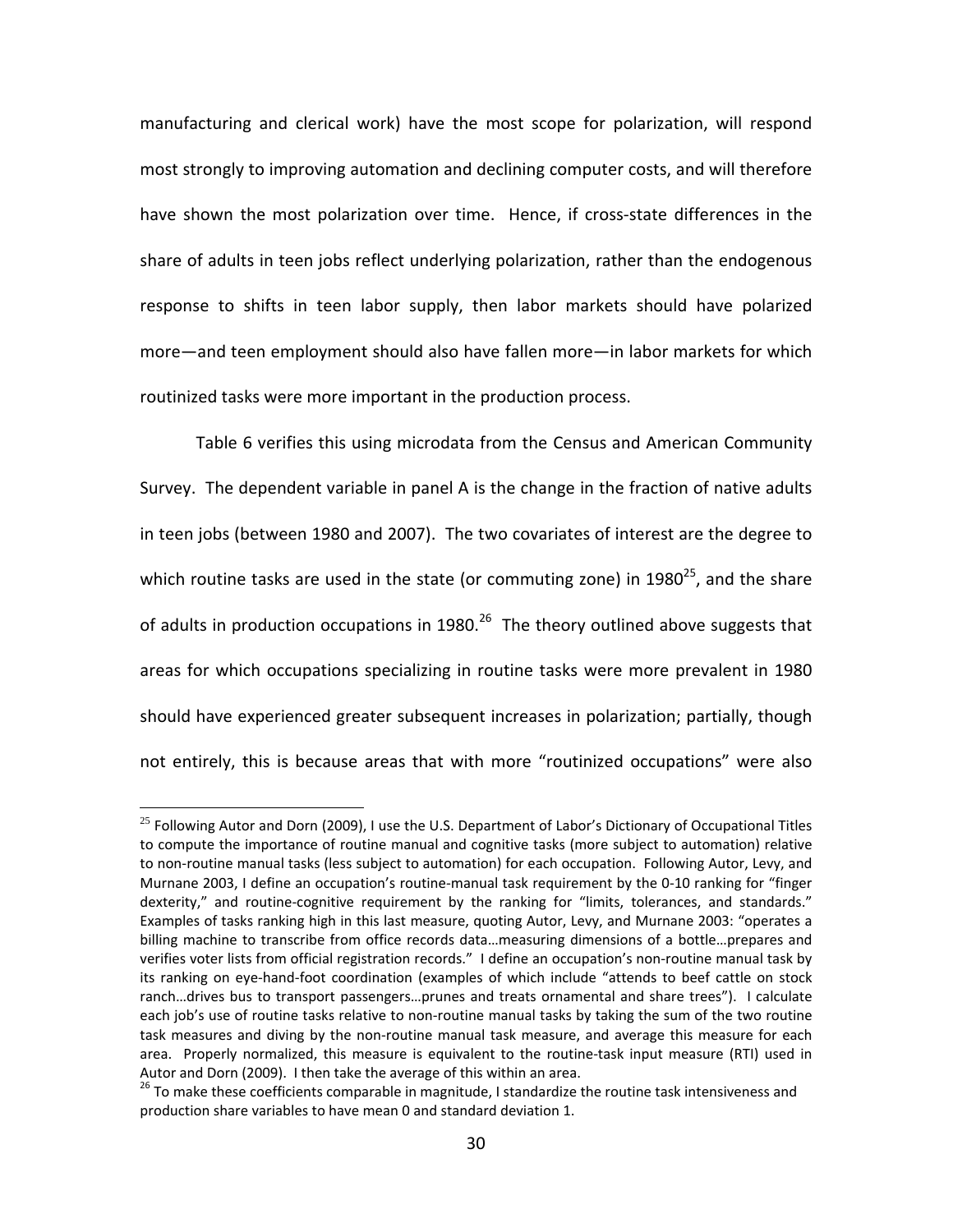manufacturing and clerical work) have the most scope for polarization, will respond most strongly to improving automation and declining computer costs, and will therefore have shown the most polarization over time. Hence, if cross-state differences in the share of adults in teen jobs reflect underlying polarization, rather than the endogenous response to shifts in teen labor supply, then labor markets should have polarized more—and teen employment should also have fallen more—in labor markets for which routinized tasks were more important in the production process.

Table 6 verifies this using microdata from the Census and American Community Survey. The dependent variable in panel A is the change in the fraction of native adults in teen jobs (between 1980 and 2007). The two covariates of interest are the degree to which routine tasks are used in the state (or commuting zone) in 1980[25], and the share of adults in production occupations in 1980.[26] The theory outlined above suggests that areas for which occupations specializing in routine tasks were more prevalent in 1980 should have experienced greater subsequent increases in polarization; partially, though not entirely, this is because areas that with more "routinized occupations" were also

---

[25] Following Autor and Dorn (2009), I use the U.S. Department of Labor's Dictionary of Occupational Titles to compute the importance of routine manual and cognitive tasks (more subject to automation) relative to non-routine manual tasks (less subject to automation) for each occupation. Following Autor, Levy, and Murnane 2003, I define an occupation's routine-manual task requirement by the 0-10 ranking for "finger dexterity," and routine-cognitive requirement by the ranking for "limits, tolerances, and standards." Examples of tasks ranking high in this last measure, quoting Autor, Levy, and Murnane 2003: "operates a billing machine to transcribe from office records data…measuring dimensions of a bottle…prepares and verifies voter lists from official registration records." I define an occupation's non-routine manual task by its ranking on eye-hand-foot coordination (examples of which include "attends to beef cattle on stock ranch…drives bus to transport passengers…prunes and treats ornamental and share trees"). I calculate each job's use of routine tasks relative to non-routine manual tasks by taking the sum of the two routine task measures and diving by the non-routine manual task measure, and average this measure for each area. Properly normalized, this measure is equivalent to the routine-task input measure (RTI) used in Autor and Dorn (2009). I then take the average of this within an area.

[26] To make these coefficients comparable in magnitude, I standardize the routine task intensiveness and production share variables to have mean 0 and standard deviation 1.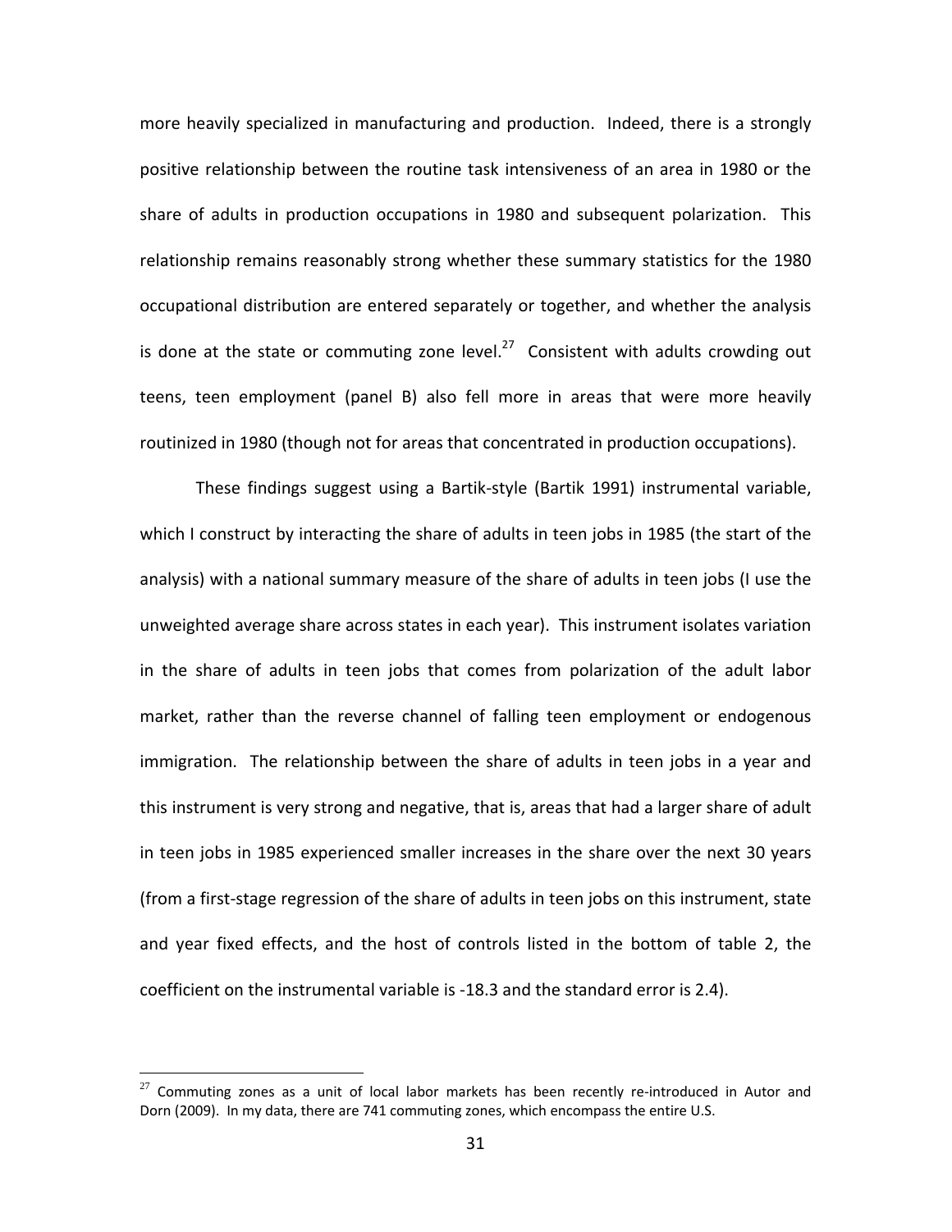more heavily specialized in manufacturing and production. Indeed, there is a strongly positive relationship between the routine task intensiveness of an area in 1980 or the share of adults in production occupations in 1980 and subsequent polarization. This relationship remains reasonably strong whether these summary statistics for the 1980 occupational distribution are entered separately or together, and whether the analysis is done at the state or commuting zone level.[27] Consistent with adults crowding out teens, teen employment (panel B) also fell more in areas that were more heavily routinized in 1980 (though not for areas that concentrated in production occupations).

These findings suggest using a Bartik-style (Bartik 1991) instrumental variable, which I construct by interacting the share of adults in teen jobs in 1985 (the start of the analysis) with a national summary measure of the share of adults in teen jobs (I use the unweighted average share across states in each year). This instrument isolates variation in the share of adults in teen jobs that comes from polarization of the adult labor market, rather than the reverse channel of falling teen employment or endogenous immigration. The relationship between the share of adults in teen jobs in a year and this instrument is very strong and negative, that is, areas that had a larger share of adult in teen jobs in 1985 experienced smaller increases in the share over the next 30 years (from a first-stage regression of the share of adults in teen jobs on this instrument, state and year fixed effects, and the host of controls listed in the bottom of table 2, the coefficient on the instrumental variable is -18.3 and the standard error is 2.4).

[27] Commuting zones as a unit of local labor markets has been recently re-introduced in Autor and Dorn (2009). In my data, there are 741 commuting zones, which encompass the entire U.S.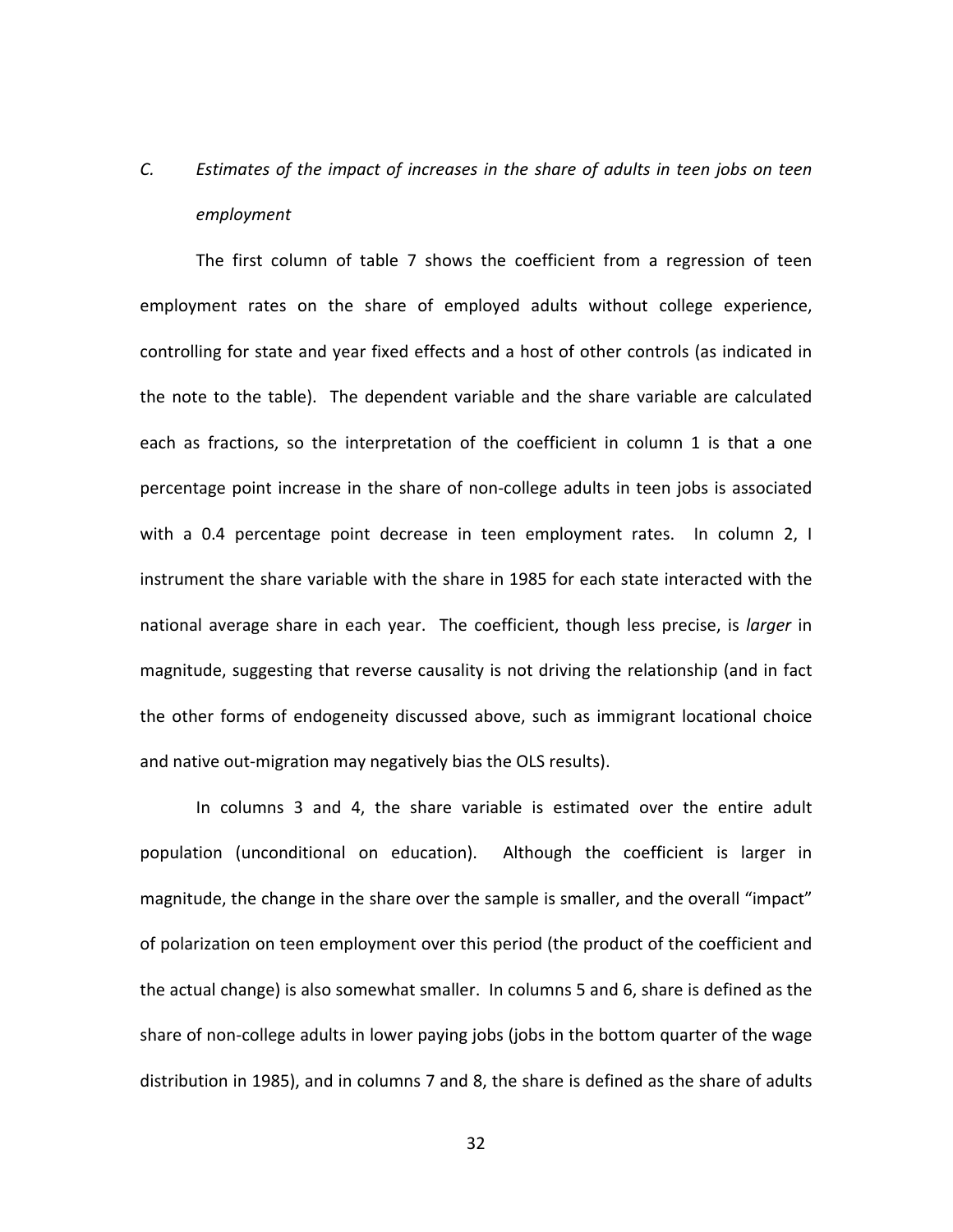### C. *Estimates of the impact of increases in the share of adults in teen jobs on teen employment*

The first column of table 7 shows the coefficient from a regression of teen employment rates on the share of employed adults without college experience, controlling for state and year fixed effects and a host of other controls (as indicated in the note to the table). The dependent variable and the share variable are calculated each as fractions, so the interpretation of the coefficient in column 1 is that a one percentage point increase in the share of non-college adults in teen jobs is associated with a 0.4 percentage point decrease in teen employment rates. In column 2, I instrument the share variable with the share in 1985 for each state interacted with the national average share in each year. The coefficient, though less precise, is *larger* in magnitude, suggesting that reverse causality is not driving the relationship (and in fact the other forms of endogeneity discussed above, such as immigrant locational choice and native out-migration may negatively bias the OLS results).

In columns 3 and 4, the share variable is estimated over the entire adult population (unconditional on education). Although the coefficient is larger in magnitude, the change in the share over the sample is smaller, and the overall "impact" of polarization on teen employment over this period (the product of the coefficient and the actual change) is also somewhat smaller. In columns 5 and 6, share is defined as the share of non-college adults in lower paying jobs (jobs in the bottom quarter of the wage distribution in 1985), and in columns 7 and 8, the share is defined as the share of adults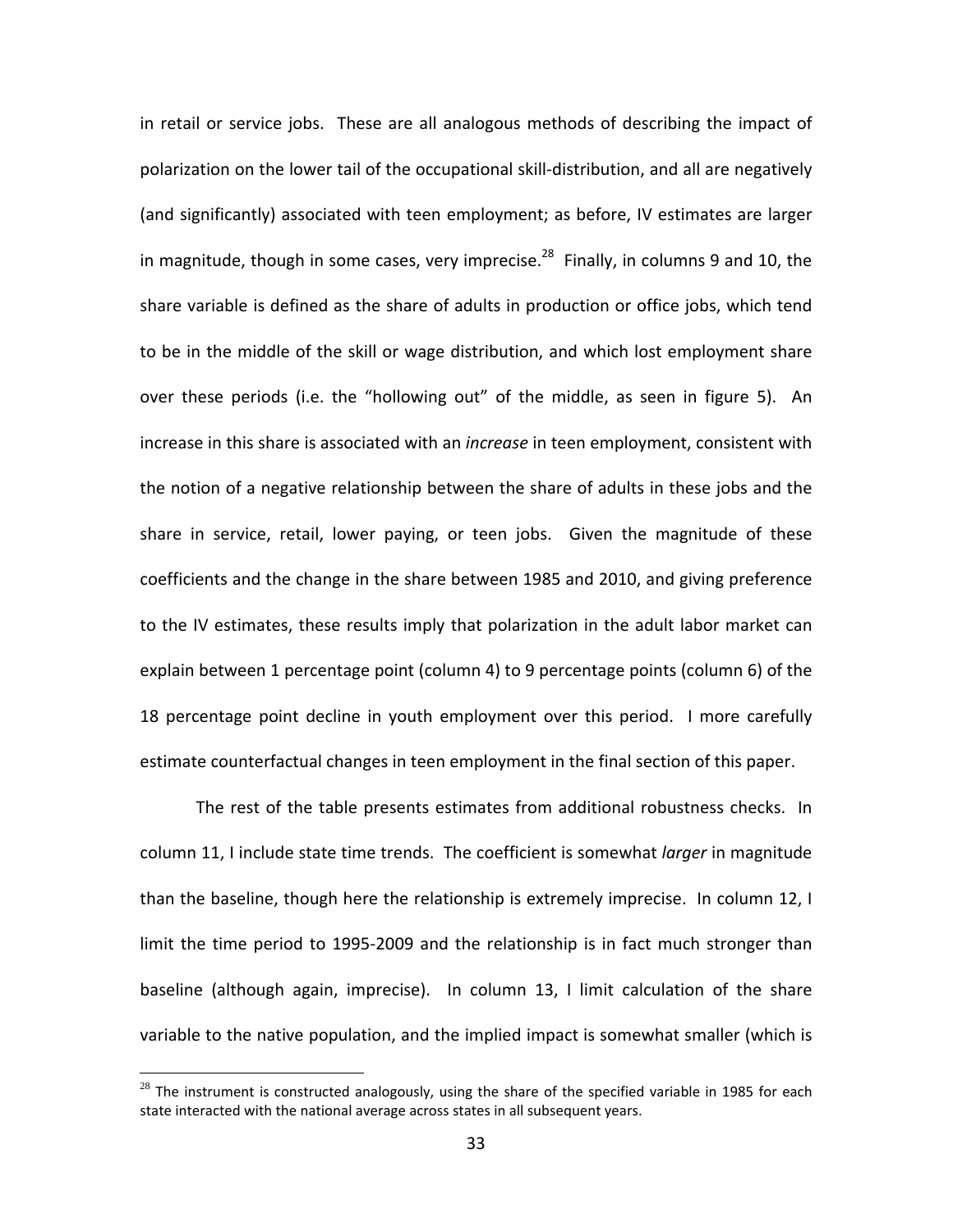in retail or service jobs. These are all analogous methods of describing the impact of polarization on the lower tail of the occupational skill-distribution, and all are negatively (and significantly) associated with teen employment; as before, IV estimates are larger in magnitude, though in some cases, very imprecise.[28] Finally, in columns 9 and 10, the share variable is defined as the share of adults in production or office jobs, which tend to be in the middle of the skill or wage distribution, and which lost employment share over these periods (i.e. the "hollowing out" of the middle, as seen in figure 5). An increase in this share is associated with an *increase* in teen employment, consistent with the notion of a negative relationship between the share of adults in these jobs and the share in service, retail, lower paying, or teen jobs. Given the magnitude of these coefficients and the change in the share between 1985 and 2010, and giving preference to the IV estimates, these results imply that polarization in the adult labor market can explain between 1 percentage point (column 4) to 9 percentage points (column 6) of the 18 percentage point decline in youth employment over this period. I more carefully estimate counterfactual changes in teen employment in the final section of this paper.

The rest of the table presents estimates from additional robustness checks. In column 11, I include state time trends. The coefficient is somewhat *larger* in magnitude than the baseline, though here the relationship is extremely imprecise. In column 12, I limit the time period to 1995-2009 and the relationship is in fact much stronger than baseline (although again, imprecise). In column 13, I limit calculation of the share variable to the native population, and the implied impact is somewhat smaller (which is

[28] The instrument is constructed analogously, using the share of the specified variable in 1985 for each state interacted with the national average across states in all subsequent years.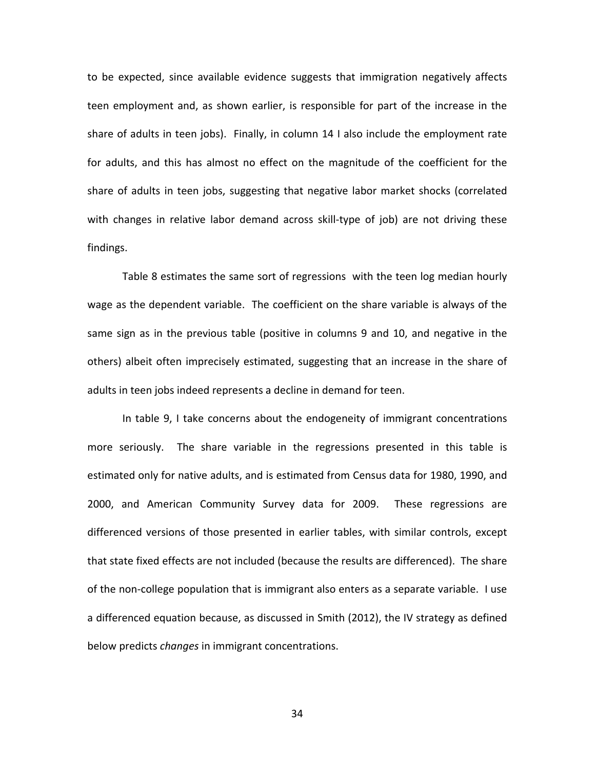to be expected, since available evidence suggests that immigration negatively affects teen employment and, as shown earlier, is responsible for part of the increase in the share of adults in teen jobs). Finally, in column 14 I also include the employment rate for adults, and this has almost no effect on the magnitude of the coefficient for the share of adults in teen jobs, suggesting that negative labor market shocks (correlated with changes in relative labor demand across skill-type of job) are not driving these findings.

Table 8 estimates the same sort of regressions with the teen log median hourly wage as the dependent variable. The coefficient on the share variable is always of the same sign as in the previous table (positive in columns 9 and 10, and negative in the others) albeit often imprecisely estimated, suggesting that an increase in the share of adults in teen jobs indeed represents a decline in demand for teen.

In table 9, I take concerns about the endogeneity of immigrant concentrations more seriously. The share variable in the regressions presented in this table is estimated only for native adults, and is estimated from Census data for 1980, 1990, and 2000, and American Community Survey data for 2009. These regressions are differenced versions of those presented in earlier tables, with similar controls, except that state fixed effects are not included (because the results are differenced). The share of the non-college population that is immigrant also enters as a separate variable. I use a differenced equation because, as discussed in Smith (2012), the IV strategy as defined below predicts *changes* in immigrant concentrations.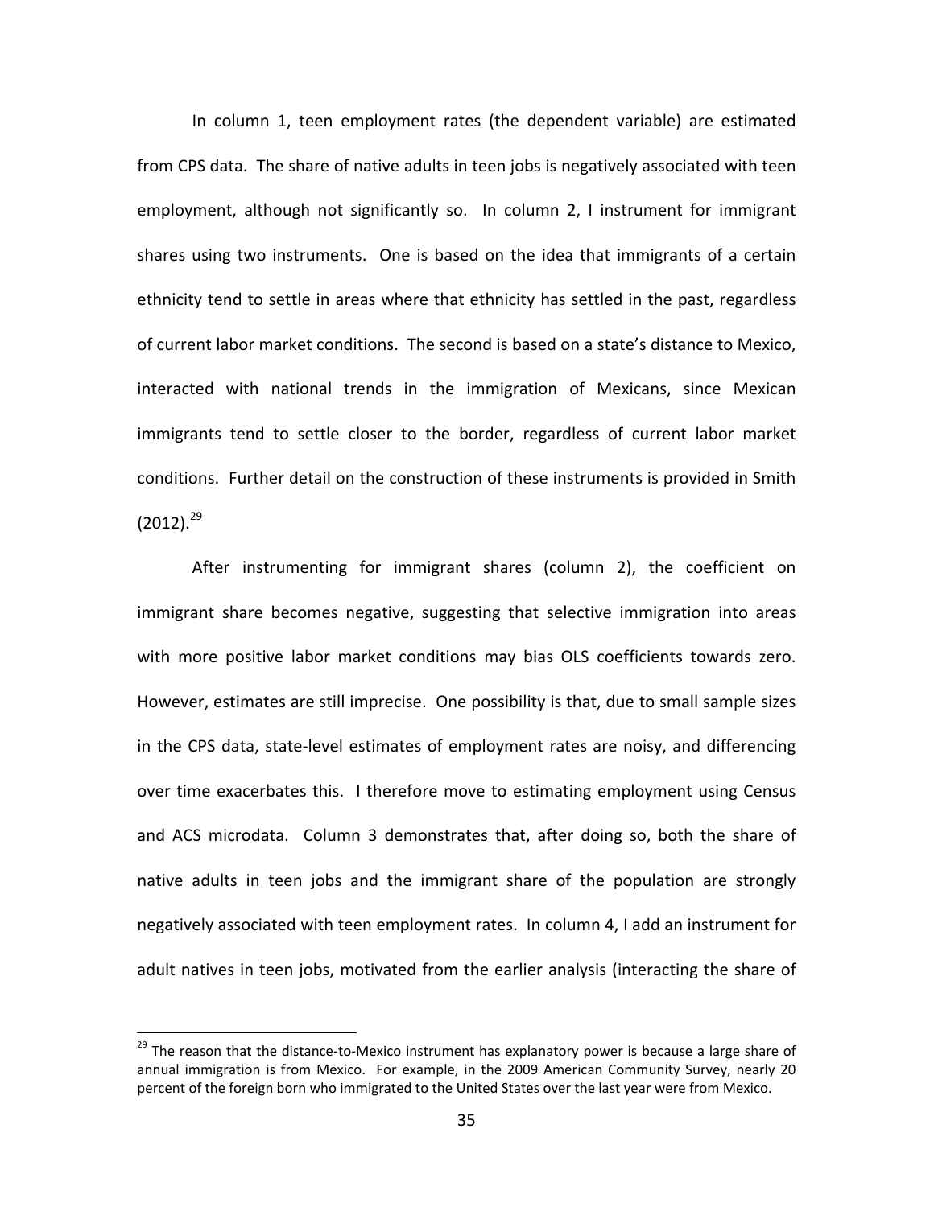In column 1, teen employment rates (the dependent variable) are estimated from CPS data. The share of native adults in teen jobs is negatively associated with teen employment, although not significantly so. In column 2, I instrument for immigrant shares using two instruments. One is based on the idea that immigrants of a certain ethnicity tend to settle in areas where that ethnicity has settled in the past, regardless of current labor market conditions. The second is based on a state's distance to Mexico, interacted with national trends in the immigration of Mexicans, since Mexican immigrants tend to settle closer to the border, regardless of current labor market conditions. Further detail on the construction of these instruments is provided in Smith (2012).[29]

After instrumenting for immigrant shares (column 2), the coefficient on immigrant share becomes negative, suggesting that selective immigration into areas with more positive labor market conditions may bias OLS coefficients towards zero. However, estimates are still imprecise. One possibility is that, due to small sample sizes in the CPS data, state-level estimates of employment rates are noisy, and differencing over time exacerbates this. I therefore move to estimating employment using Census and ACS microdata. Column 3 demonstrates that, after doing so, both the share of native adults in teen jobs and the immigrant share of the population are strongly negatively associated with teen employment rates. In column 4, I add an instrument for adult natives in teen jobs, motivated from the earlier analysis (interacting the share of

[29] The reason that the distance-to-Mexico instrument has explanatory power is because a large share of annual immigration is from Mexico. For example, in the 2009 American Community Survey, nearly 20 percent of the foreign born who immigrated to the United States over the last year were from Mexico.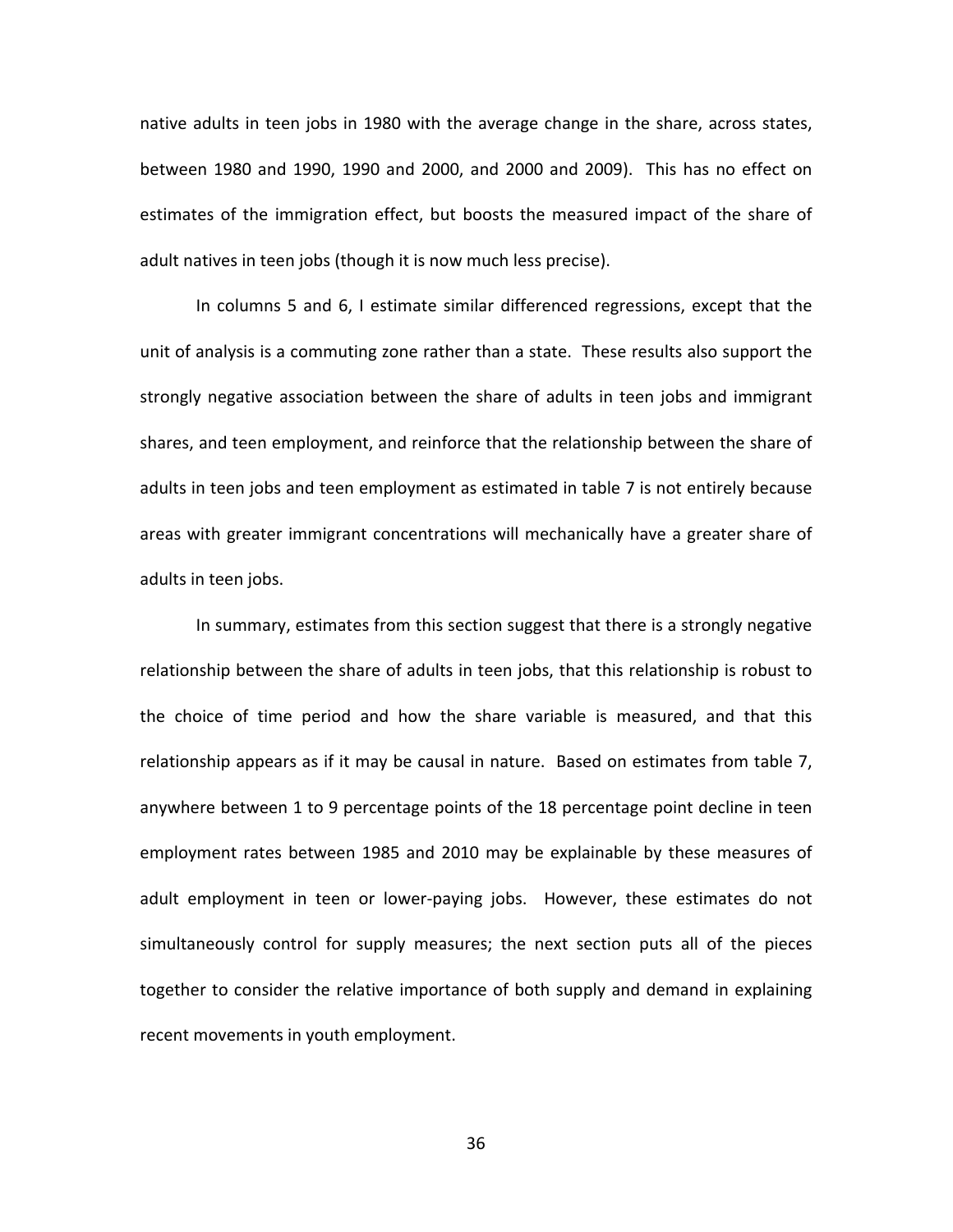native adults in teen jobs in 1980 with the average change in the share, across states, between 1980 and 1990, 1990 and 2000, and 2000 and 2009). This has no effect on estimates of the immigration effect, but boosts the measured impact of the share of adult natives in teen jobs (though it is now much less precise).

In columns 5 and 6, I estimate similar differenced regressions, except that the unit of analysis is a commuting zone rather than a state. These results also support the strongly negative association between the share of adults in teen jobs and immigrant shares, and teen employment, and reinforce that the relationship between the share of adults in teen jobs and teen employment as estimated in table 7 is not entirely because areas with greater immigrant concentrations will mechanically have a greater share of adults in teen jobs.

In summary, estimates from this section suggest that there is a strongly negative relationship between the share of adults in teen jobs, that this relationship is robust to the choice of time period and how the share variable is measured, and that this relationship appears as if it may be causal in nature. Based on estimates from table 7, anywhere between 1 to 9 percentage points of the 18 percentage point decline in teen employment rates between 1985 and 2010 may be explainable by these measures of adult employment in teen or lower-paying jobs. However, these estimates do not simultaneously control for supply measures; the next section puts all of the pieces together to consider the relative importance of both supply and demand in explaining recent movements in youth employment.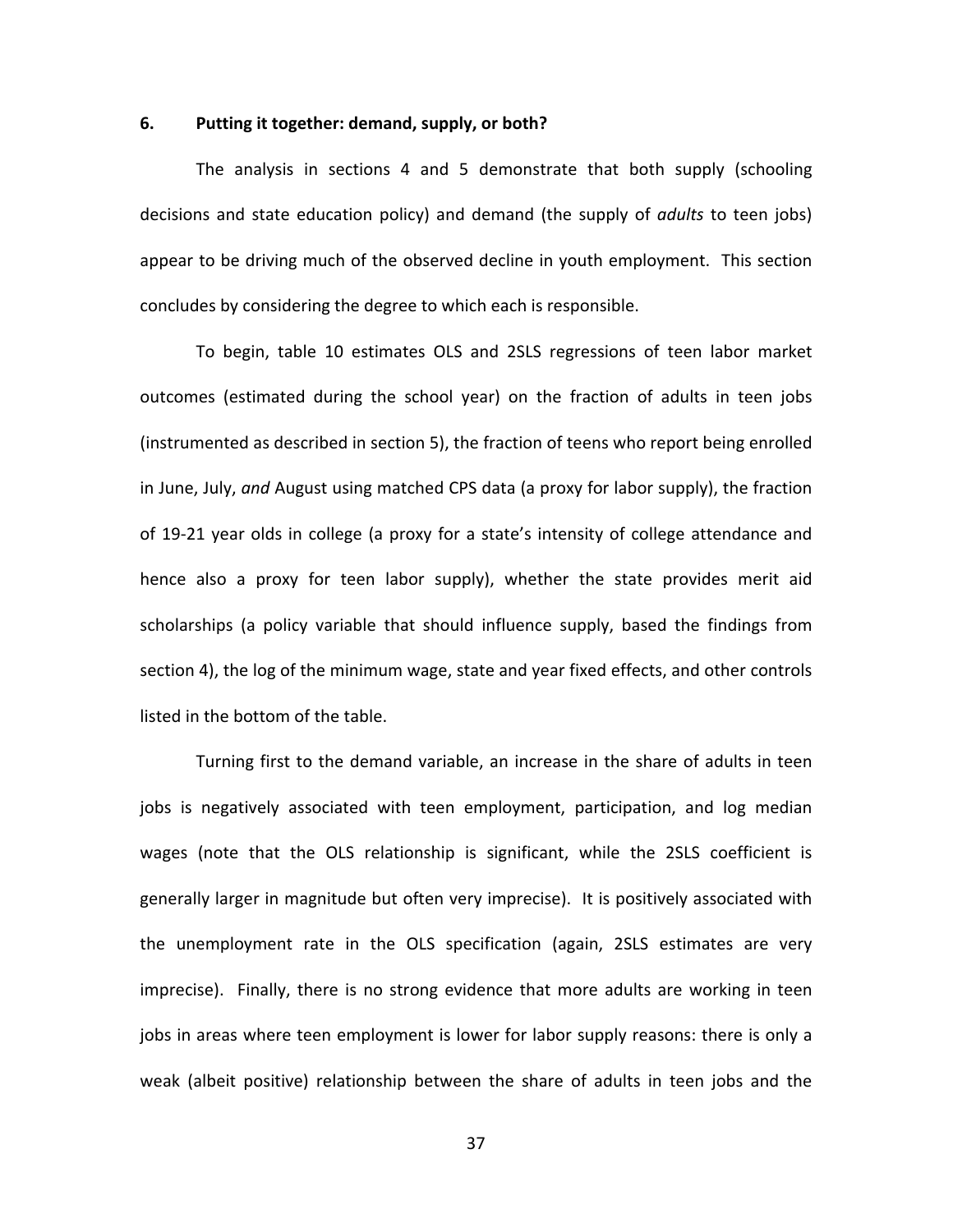## 6. Putting it together: demand, supply, or both?

The analysis in sections 4 and 5 demonstrate that both supply (schooling decisions and state education policy) and demand (the supply of *adults* to teen jobs) appear to be driving much of the observed decline in youth employment. This section concludes by considering the degree to which each is responsible.

To begin, table 10 estimates OLS and 2SLS regressions of teen labor market outcomes (estimated during the school year) on the fraction of adults in teen jobs (instrumented as described in section 5), the fraction of teens who report being enrolled in June, July, *and* August using matched CPS data (a proxy for labor supply), the fraction of 19-21 year olds in college (a proxy for a state's intensity of college attendance and hence also a proxy for teen labor supply), whether the state provides merit aid scholarships (a policy variable that should influence supply, based the findings from section 4), the log of the minimum wage, state and year fixed effects, and other controls listed in the bottom of the table.

Turning first to the demand variable, an increase in the share of adults in teen jobs is negatively associated with teen employment, participation, and log median wages (note that the OLS relationship is significant, while the 2SLS coefficient is generally larger in magnitude but often very imprecise). It is positively associated with the unemployment rate in the OLS specification (again, 2SLS estimates are very imprecise). Finally, there is no strong evidence that more adults are working in teen jobs in areas where teen employment is lower for labor supply reasons: there is only a weak (albeit positive) relationship between the share of adults in teen jobs and the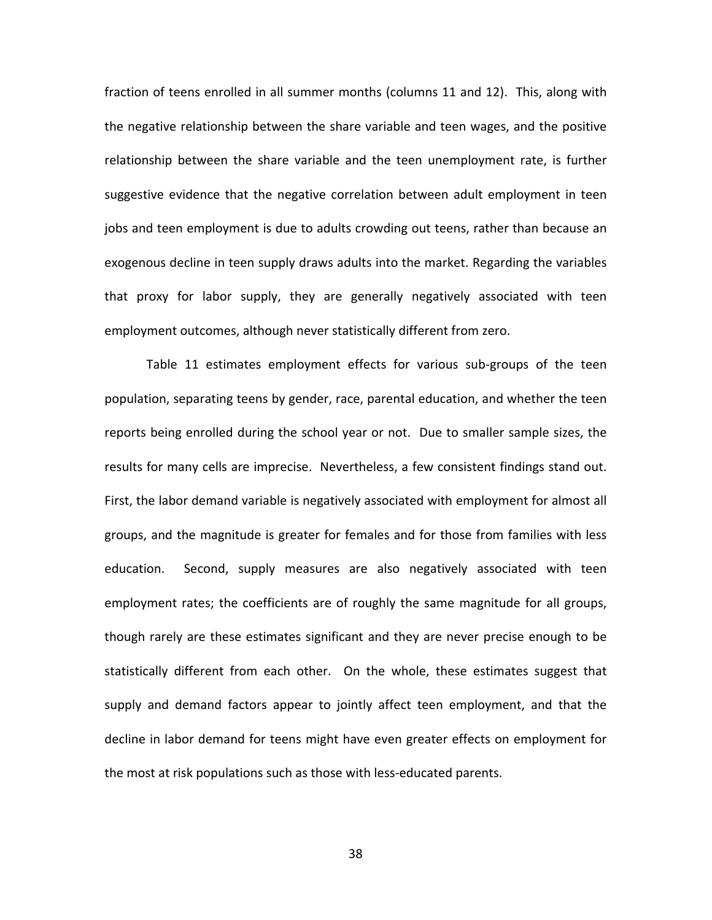fraction of teens enrolled in all summer months (columns 11 and 12). This, along with the negative relationship between the share variable and teen wages, and the positive relationship between the share variable and the teen unemployment rate, is further suggestive evidence that the negative correlation between adult employment in teen jobs and teen employment is due to adults crowding out teens, rather than because an exogenous decline in teen supply draws adults into the market. Regarding the variables that proxy for labor supply, they are generally negatively associated with teen employment outcomes, although never statistically different from zero.

Table 11 estimates employment effects for various sub-groups of the teen population, separating teens by gender, race, parental education, and whether the teen reports being enrolled during the school year or not. Due to smaller sample sizes, the results for many cells are imprecise. Nevertheless, a few consistent findings stand out. First, the labor demand variable is negatively associated with employment for almost all groups, and the magnitude is greater for females and for those from families with less education. Second, supply measures are also negatively associated with teen employment rates; the coefficients are of roughly the same magnitude for all groups, though rarely are these estimates significant and they are never precise enough to be statistically different from each other. On the whole, these estimates suggest that supply and demand factors appear to jointly affect teen employment, and that the decline in labor demand for teens might have even greater effects on employment for the most at risk populations such as those with less-educated parents.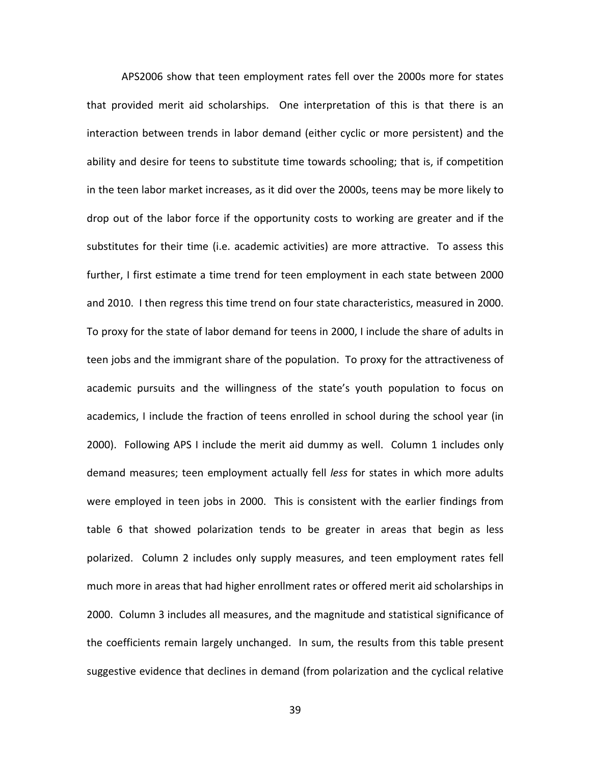APS2006 show that teen employment rates fell over the 2000s more for states that provided merit aid scholarships. One interpretation of this is that there is an interaction between trends in labor demand (either cyclic or more persistent) and the ability and desire for teens to substitute time towards schooling; that is, if competition in the teen labor market increases, as it did over the 2000s, teens may be more likely to drop out of the labor force if the opportunity costs to working are greater and if the substitutes for their time (i.e. academic activities) are more attractive. To assess this further, I first estimate a time trend for teen employment in each state between 2000 and 2010. I then regress this time trend on four state characteristics, measured in 2000. To proxy for the state of labor demand for teens in 2000, I include the share of adults in teen jobs and the immigrant share of the population. To proxy for the attractiveness of academic pursuits and the willingness of the state's youth population to focus on academics, I include the fraction of teens enrolled in school during the school year (in 2000). Following APS I include the merit aid dummy as well. Column 1 includes only demand measures; teen employment actually fell *less* for states in which more adults were employed in teen jobs in 2000. This is consistent with the earlier findings from table 6 that showed polarization tends to be greater in areas that begin as less polarized. Column 2 includes only supply measures, and teen employment rates fell much more in areas that had higher enrollment rates or offered merit aid scholarships in 2000. Column 3 includes all measures, and the magnitude and statistical significance of the coefficients remain largely unchanged. In sum, the results from this table present suggestive evidence that declines in demand (from polarization and the cyclical relative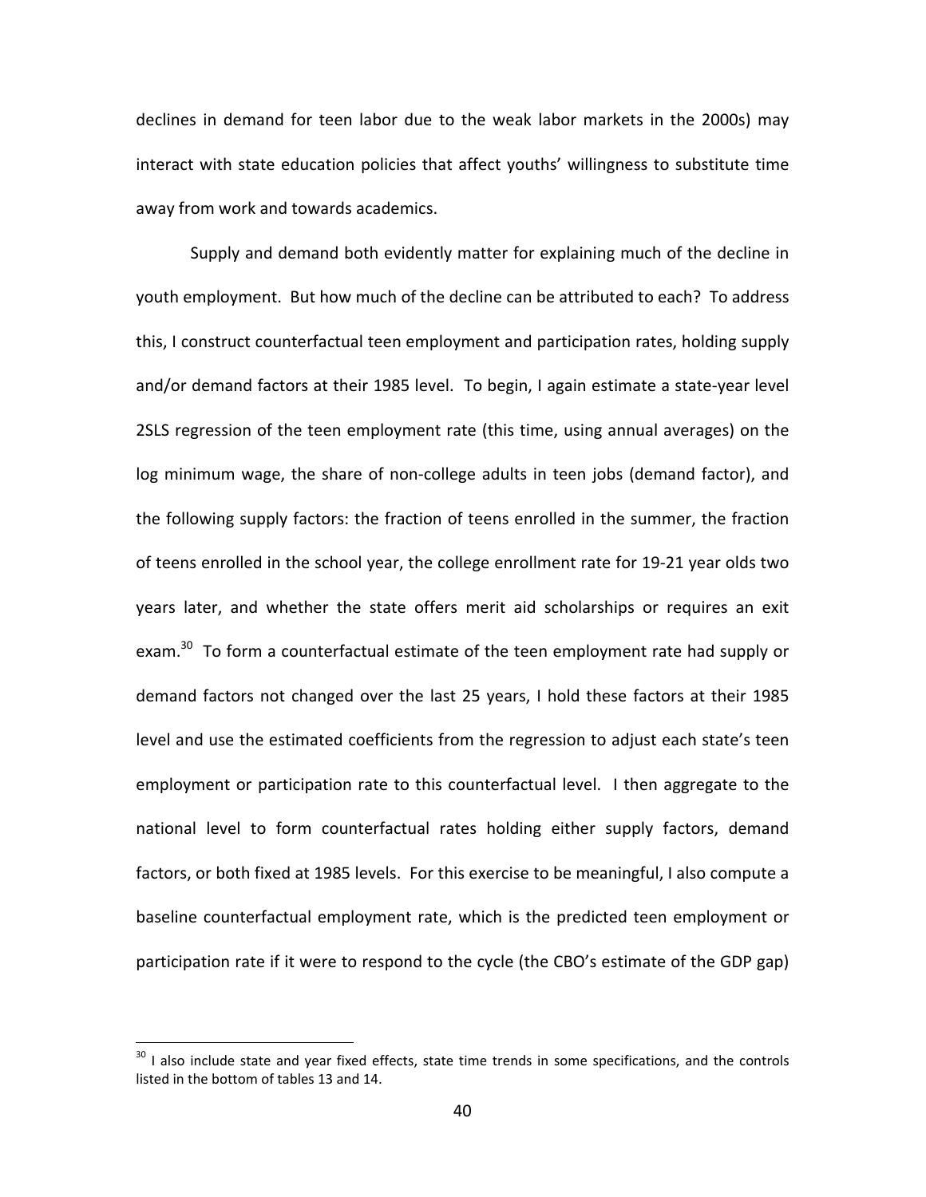declines in demand for teen labor due to the weak labor markets in the 2000s) may interact with state education policies that affect youths' willingness to substitute time away from work and towards academics.

Supply and demand both evidently matter for explaining much of the decline in youth employment. But how much of the decline can be attributed to each? To address this, I construct counterfactual teen employment and participation rates, holding supply and/or demand factors at their 1985 level. To begin, I again estimate a state-year level 2SLS regression of the teen employment rate (this time, using annual averages) on the log minimum wage, the share of non-college adults in teen jobs (demand factor), and the following supply factors: the fraction of teens enrolled in the summer, the fraction of teens enrolled in the school year, the college enrollment rate for 19-21 year olds two years later, and whether the state offers merit aid scholarships or requires an exit exam.[30] To form a counterfactual estimate of the teen employment rate had supply or demand factors not changed over the last 25 years, I hold these factors at their 1985 level and use the estimated coefficients from the regression to adjust each state's teen employment or participation rate to this counterfactual level. I then aggregate to the national level to form counterfactual rates holding either supply factors, demand factors, or both fixed at 1985 levels. For this exercise to be meaningful, I also compute a baseline counterfactual employment rate, which is the predicted teen employment or participation rate if it were to respond to the cycle (the CBO's estimate of the GDP gap)

[30] I also include state and year fixed effects, state time trends in some specifications, and the controls listed in the bottom of tables 13 and 14.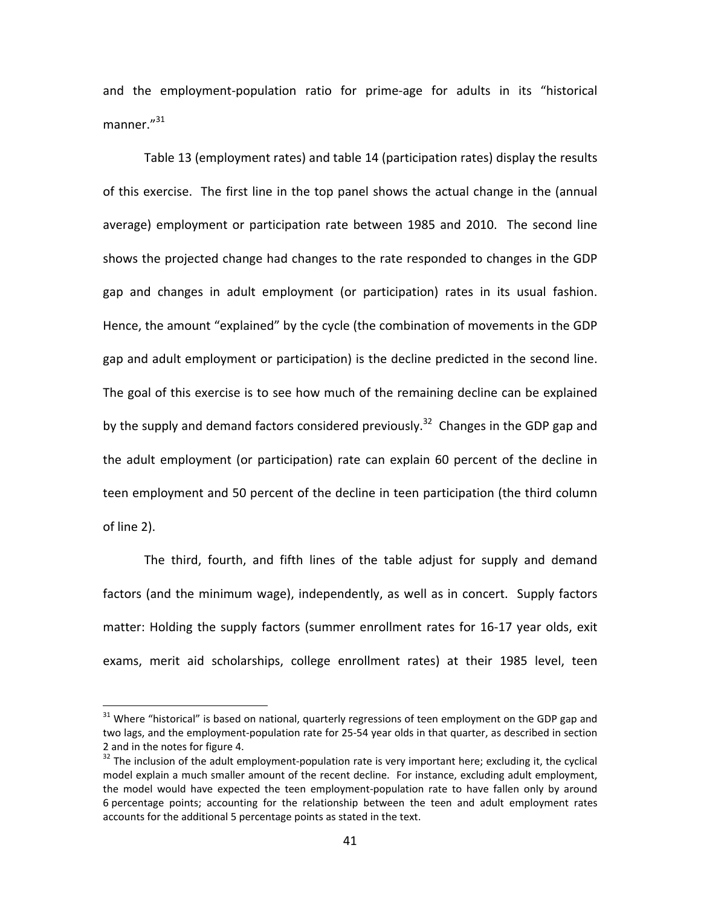and the employment-population ratio for prime-age for adults in its "historical manner."[31]

Table 13 (employment rates) and table 14 (participation rates) display the results of this exercise. The first line in the top panel shows the actual change in the (annual average) employment or participation rate between 1985 and 2010. The second line shows the projected change had changes to the rate responded to changes in the GDP gap and changes in adult employment (or participation) rates in its usual fashion. Hence, the amount "explained" by the cycle (the combination of movements in the GDP gap and adult employment or participation) is the decline predicted in the second line. The goal of this exercise is to see how much of the remaining decline can be explained by the supply and demand factors considered previously.[32] Changes in the GDP gap and the adult employment (or participation) rate can explain 60 percent of the decline in teen employment and 50 percent of the decline in teen participation (the third column of line 2).

The third, fourth, and fifth lines of the table adjust for supply and demand factors (and the minimum wage), independently, as well as in concert. Supply factors matter: Holding the supply factors (summer enrollment rates for 16-17 year olds, exit exams, merit aid scholarships, college enrollment rates) at their 1985 level, teen

---

[31] Where "historical" is based on national, quarterly regressions of teen employment on the GDP gap and two lags, and the employment-population rate for 25-54 year olds in that quarter, as described in section 2 and in the notes for figure 4.

[32] The inclusion of the adult employment-population rate is very important here; excluding it, the cyclical model explain a much smaller amount of the recent decline. For instance, excluding adult employment, the model would have expected the teen employment-population rate to have fallen only by around 6 percentage points; accounting for the relationship between the teen and adult employment rates accounts for the additional 5 percentage points as stated in the text.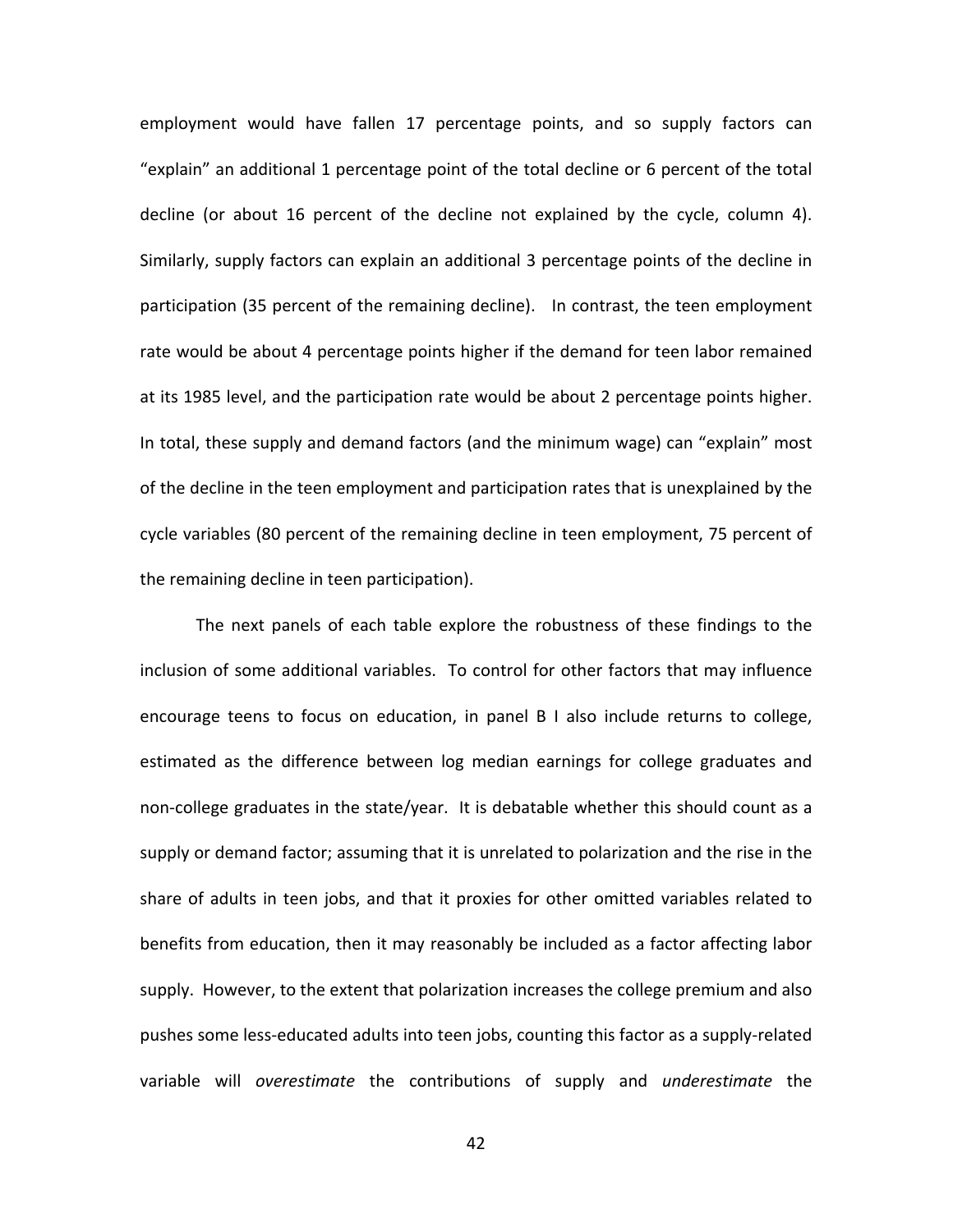employment would have fallen 17 percentage points, and so supply factors can "explain" an additional 1 percentage point of the total decline or 6 percent of the total decline (or about 16 percent of the decline not explained by the cycle, column 4). Similarly, supply factors can explain an additional 3 percentage points of the decline in participation (35 percent of the remaining decline). In contrast, the teen employment rate would be about 4 percentage points higher if the demand for teen labor remained at its 1985 level, and the participation rate would be about 2 percentage points higher. In total, these supply and demand factors (and the minimum wage) can "explain" most of the decline in the teen employment and participation rates that is unexplained by the cycle variables (80 percent of the remaining decline in teen employment, 75 percent of the remaining decline in teen participation).

The next panels of each table explore the robustness of these findings to the inclusion of some additional variables. To control for other factors that may influence encourage teens to focus on education, in panel B I also include returns to college, estimated as the difference between log median earnings for college graduates and non-college graduates in the state/year. It is debatable whether this should count as a supply or demand factor; assuming that it is unrelated to polarization and the rise in the share of adults in teen jobs, and that it proxies for other omitted variables related to benefits from education, then it may reasonably be included as a factor affecting labor supply. However, to the extent that polarization increases the college premium and also pushes some less-educated adults into teen jobs, counting this factor as a supply-related variable will *overestimate* the contributions of supply and *underestimate* the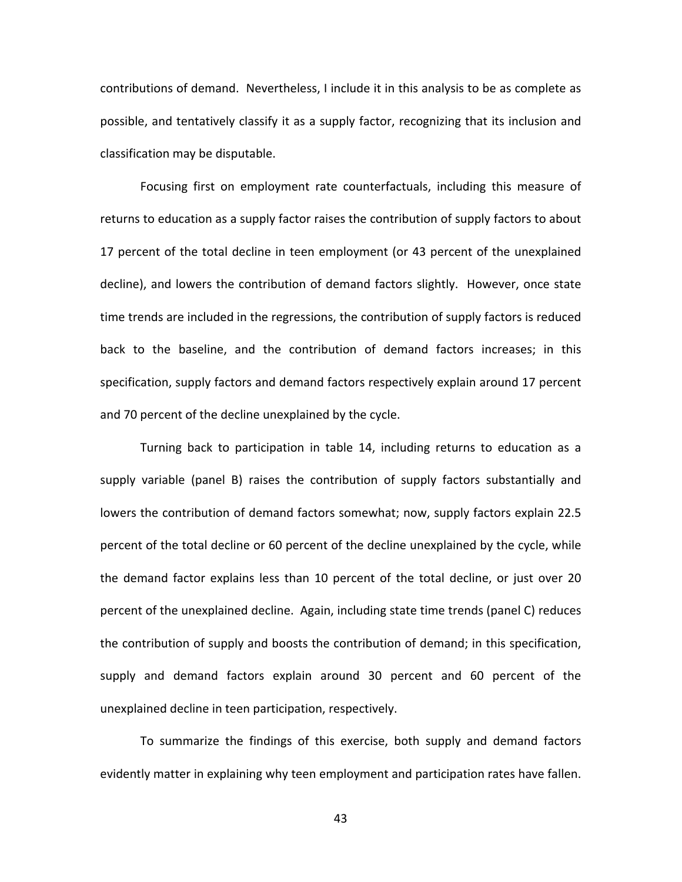contributions of demand. Nevertheless, I include it in this analysis to be as complete as possible, and tentatively classify it as a supply factor, recognizing that its inclusion and classification may be disputable.

Focusing first on employment rate counterfactuals, including this measure of returns to education as a supply factor raises the contribution of supply factors to about 17 percent of the total decline in teen employment (or 43 percent of the unexplained decline), and lowers the contribution of demand factors slightly. However, once state time trends are included in the regressions, the contribution of supply factors is reduced back to the baseline, and the contribution of demand factors increases; in this specification, supply factors and demand factors respectively explain around 17 percent and 70 percent of the decline unexplained by the cycle.

Turning back to participation in table 14, including returns to education as a supply variable (panel B) raises the contribution of supply factors substantially and lowers the contribution of demand factors somewhat; now, supply factors explain 22.5 percent of the total decline or 60 percent of the decline unexplained by the cycle, while the demand factor explains less than 10 percent of the total decline, or just over 20 percent of the unexplained decline. Again, including state time trends (panel C) reduces the contribution of supply and boosts the contribution of demand; in this specification, supply and demand factors explain around 30 percent and 60 percent of the unexplained decline in teen participation, respectively.

To summarize the findings of this exercise, both supply and demand factors evidently matter in explaining why teen employment and participation rates have fallen.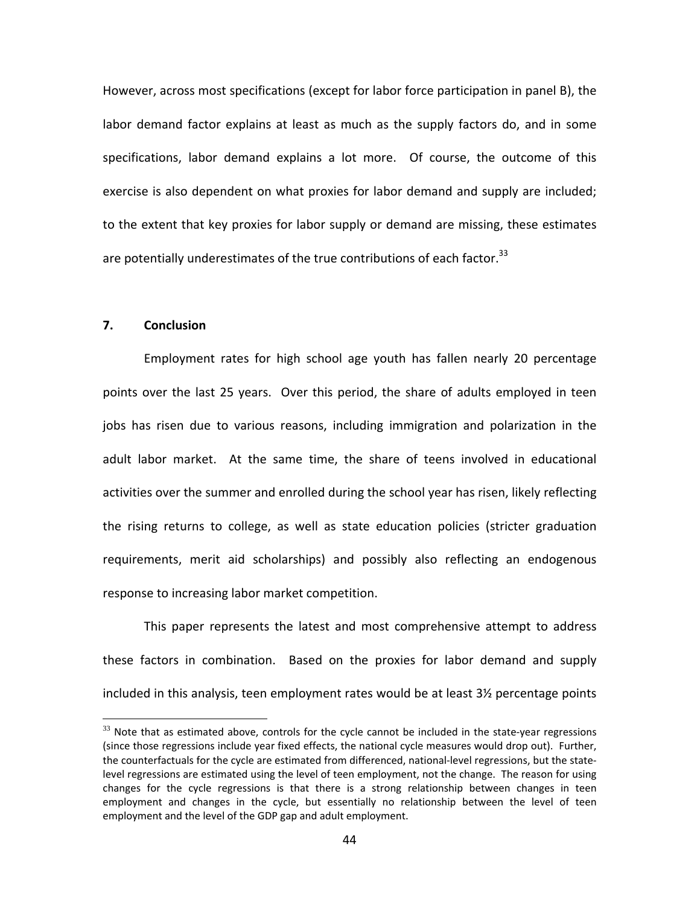However, across most specifications (except for labor force participation in panel B), the labor demand factor explains at least as much as the supply factors do, and in some specifications, labor demand explains a lot more. Of course, the outcome of this exercise is also dependent on what proxies for labor demand and supply are included; to the extent that key proxies for labor supply or demand are missing, these estimates are potentially underestimates of the true contributions of each factor.[33]

## 7. Conclusion

Employment rates for high school age youth has fallen nearly 20 percentage points over the last 25 years. Over this period, the share of adults employed in teen jobs has risen due to various reasons, including immigration and polarization in the adult labor market. At the same time, the share of teens involved in educational activities over the summer and enrolled during the school year has risen, likely reflecting the rising returns to college, as well as state education policies (stricter graduation requirements, merit aid scholarships) and possibly also reflecting an endogenous response to increasing labor market competition.

This paper represents the latest and most comprehensive attempt to address these factors in combination. Based on the proxies for labor demand and supply included in this analysis, teen employment rates would be at least 3½ percentage points

---

[33] Note that as estimated above, controls for the cycle cannot be included in the state-year regressions (since those regressions include year fixed effects, the national cycle measures would drop out). Further, the counterfactuals for the cycle are estimated from differenced, national-level regressions, but the state-level regressions are estimated using the level of teen employment, not the change. The reason for using changes for the cycle regressions is that there is a strong relationship between changes in teen employment and changes in the cycle, but essentially no relationship between the level of teen employment and the level of the GDP gap and adult employment.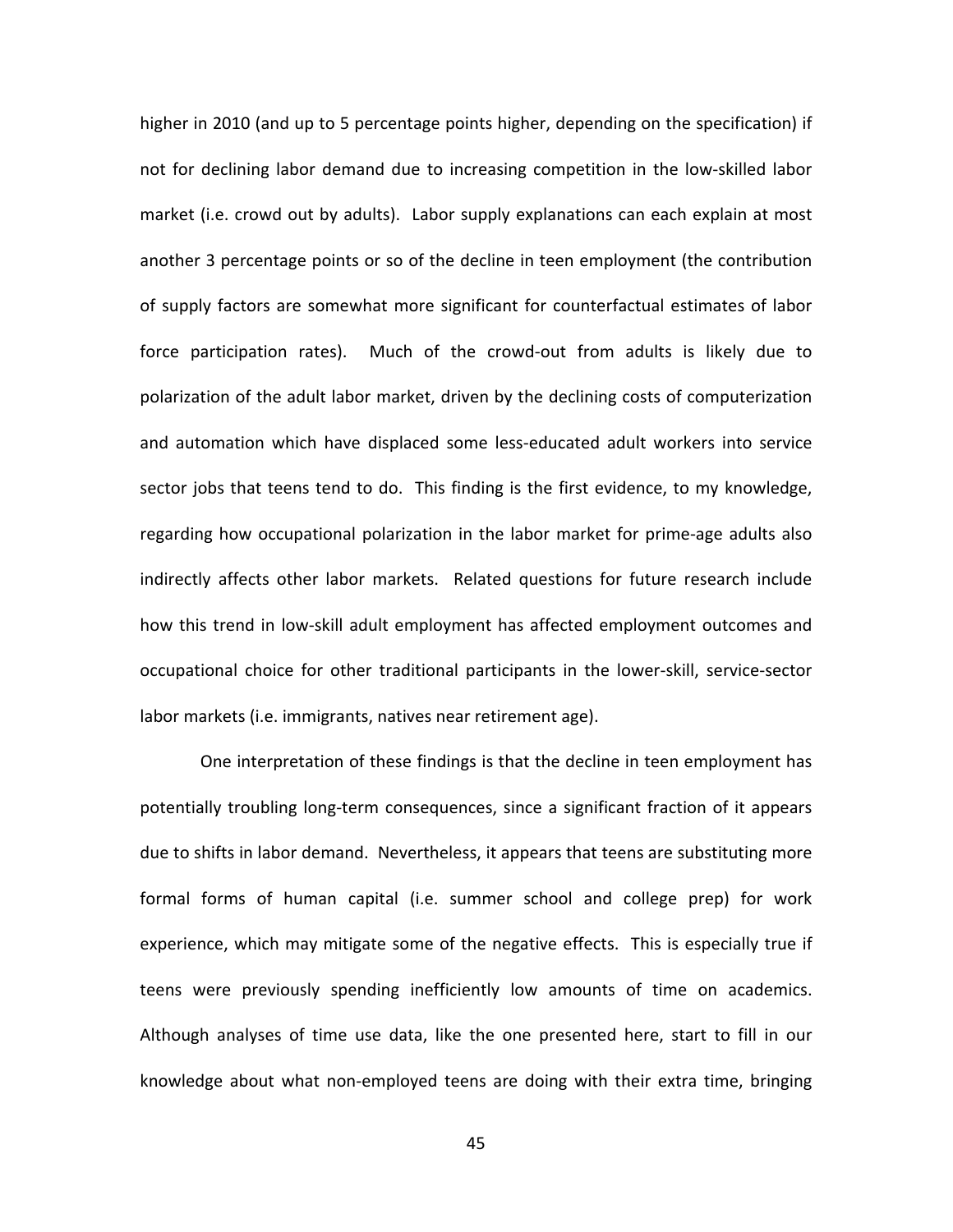higher in 2010 (and up to 5 percentage points higher, depending on the specification) if not for declining labor demand due to increasing competition in the low-skilled labor market (i.e. crowd out by adults). Labor supply explanations can each explain at most another 3 percentage points or so of the decline in teen employment (the contribution of supply factors are somewhat more significant for counterfactual estimates of labor force participation rates). Much of the crowd-out from adults is likely due to polarization of the adult labor market, driven by the declining costs of computerization and automation which have displaced some less-educated adult workers into service sector jobs that teens tend to do. This finding is the first evidence, to my knowledge, regarding how occupational polarization in the labor market for prime-age adults also indirectly affects other labor markets. Related questions for future research include how this trend in low-skill adult employment has affected employment outcomes and occupational choice for other traditional participants in the lower-skill, service-sector labor markets (i.e. immigrants, natives near retirement age).

One interpretation of these findings is that the decline in teen employment has potentially troubling long-term consequences, since a significant fraction of it appears due to shifts in labor demand. Nevertheless, it appears that teens are substituting more formal forms of human capital (i.e. summer school and college prep) for work experience, which may mitigate some of the negative effects. This is especially true if teens were previously spending inefficiently low amounts of time on academics. Although analyses of time use data, like the one presented here, start to fill in our knowledge about what non-employed teens are doing with their extra time, bringing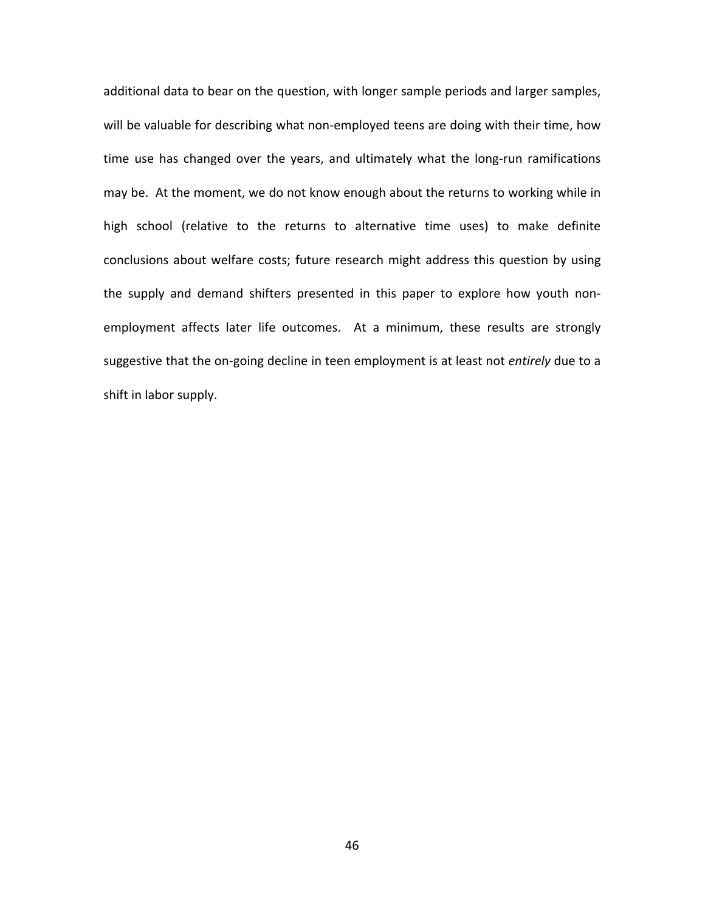additional data to bear on the question, with longer sample periods and larger samples, will be valuable for describing what non-employed teens are doing with their time, how time use has changed over the years, and ultimately what the long-run ramifications may be. At the moment, we do not know enough about the returns to working while in high school (relative to the returns to alternative time uses) to make definite conclusions about welfare costs; future research might address this question by using the supply and demand shifters presented in this paper to explore how youth non-employment affects later life outcomes. At a minimum, these results are strongly suggestive that the on-going decline in teen employment is at least not *entirely* due to a shift in labor supply.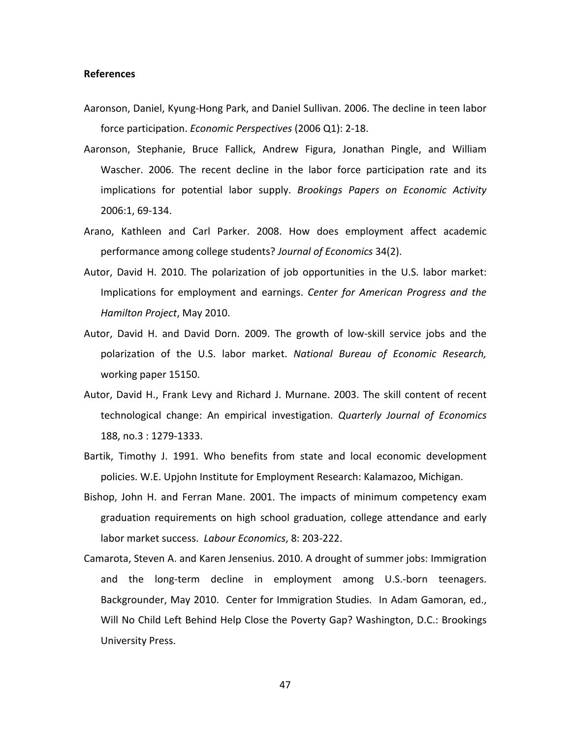**References**

Aaronson, Daniel, Kyung-Hong Park, and Daniel Sullivan. 2006. The decline in teen labor force participation. *Economic Perspectives* (2006 Q1): 2-18.

Aaronson, Stephanie, Bruce Fallick, Andrew Figura, Jonathan Pingle, and William Wascher. 2006. The recent decline in the labor force participation rate and its implications for potential labor supply. *Brookings Papers on Economic Activity* 2006:1, 69-134.

Arano, Kathleen and Carl Parker. 2008. How does employment affect academic performance among college students? *Journal of Economics* 34(2).

Autor, David H. 2010. The polarization of job opportunities in the U.S. labor market: Implications for employment and earnings. *Center for American Progress and the Hamilton Project*, May 2010.

Autor, David H. and David Dorn. 2009. The growth of low-skill service jobs and the polarization of the U.S. labor market. *National Bureau of Economic Research,* working paper 15150.

Autor, David H., Frank Levy and Richard J. Murnane. 2003. The skill content of recent technological change: An empirical investigation. *Quarterly Journal of Economics* 188, no.3 : 1279-1333.

Bartik, Timothy J. 1991. Who benefits from state and local economic development policies. W.E. Upjohn Institute for Employment Research: Kalamazoo, Michigan.

Bishop, John H. and Ferran Mane. 2001. The impacts of minimum competency exam graduation requirements on high school graduation, college attendance and early labor market success. *Labour Economics*, 8: 203-222.

Camarota, Steven A. and Karen Jensenius. 2010. A drought of summer jobs: Immigration and the long-term decline in employment among U.S.-born teenagers. Backgrounder, May 2010. Center for Immigration Studies. In Adam Gamoran, ed., Will No Child Left Behind Help Close the Poverty Gap? Washington, D.C.: Brookings University Press.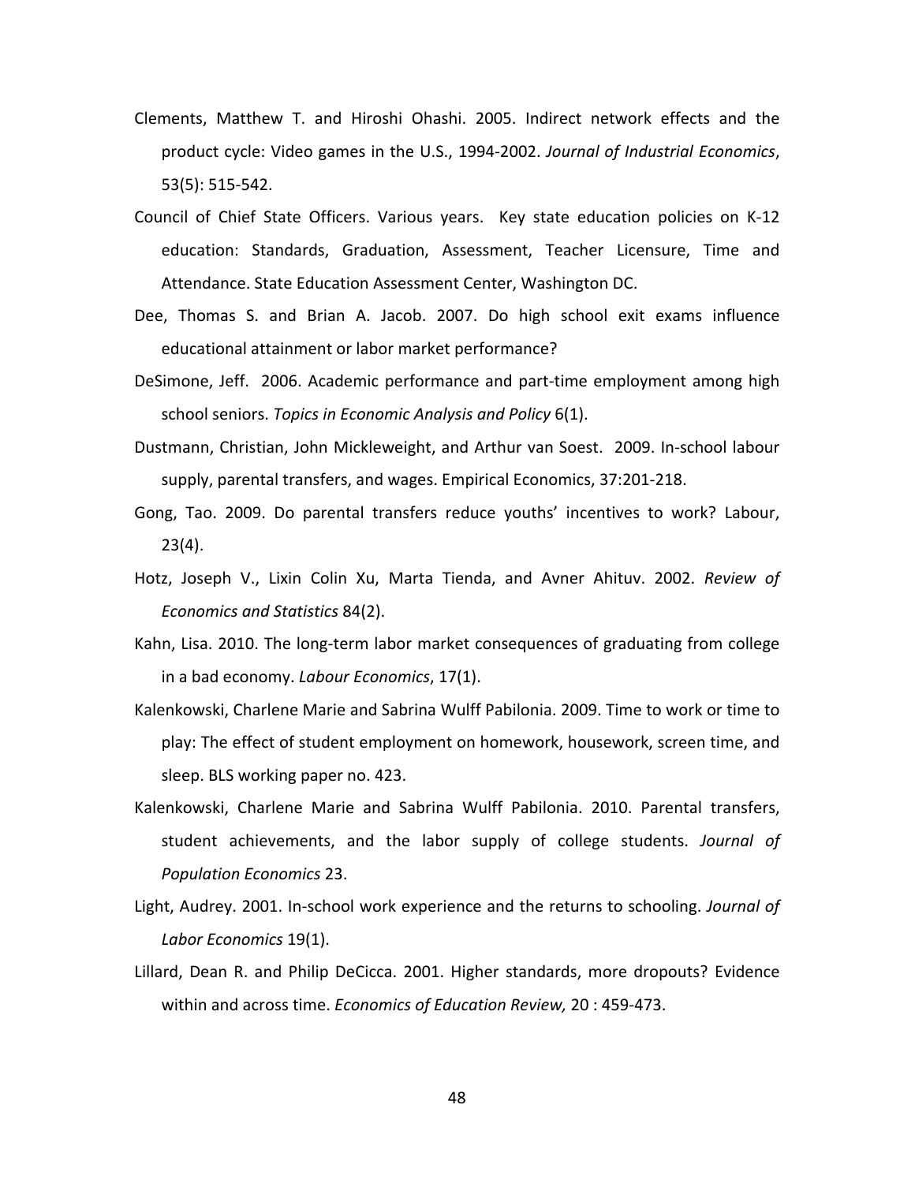Clements, Matthew T. and Hiroshi Ohashi. 2005. Indirect network effects and the product cycle: Video games in the U.S., 1994-2002. *Journal of Industrial Economics*, 53(5): 515-542.

Council of Chief State Officers. Various years. Key state education policies on K-12 education: Standards, Graduation, Assessment, Teacher Licensure, Time and Attendance. State Education Assessment Center, Washington DC.

Dee, Thomas S. and Brian A. Jacob. 2007. Do high school exit exams influence educational attainment or labor market performance?

DeSimone, Jeff. 2006. Academic performance and part-time employment among high school seniors. *Topics in Economic Analysis and Policy* 6(1).

Dustmann, Christian, John Mickleweight, and Arthur van Soest. 2009. In-school labour supply, parental transfers, and wages. Empirical Economics, 37:201-218.

Gong, Tao. 2009. Do parental transfers reduce youths' incentives to work? Labour, 23(4).

Hotz, Joseph V., Lixin Colin Xu, Marta Tienda, and Avner Ahituv. 2002. *Review of Economics and Statistics* 84(2).

Kahn, Lisa. 2010. The long-term labor market consequences of graduating from college in a bad economy. *Labour Economics*, 17(1).

Kalenkowski, Charlene Marie and Sabrina Wulff Pabilonia. 2009. Time to work or time to play: The effect of student employment on homework, housework, screen time, and sleep. BLS working paper no. 423.

Kalenkowski, Charlene Marie and Sabrina Wulff Pabilonia. 2010. Parental transfers, student achievements, and the labor supply of college students. *Journal of Population Economics* 23.

Light, Audrey. 2001. In-school work experience and the returns to schooling. *Journal of Labor Economics* 19(1).

Lillard, Dean R. and Philip DeCicca. 2001. Higher standards, more dropouts? Evidence within and across time. *Economics of Education Review,* 20 : 459-473.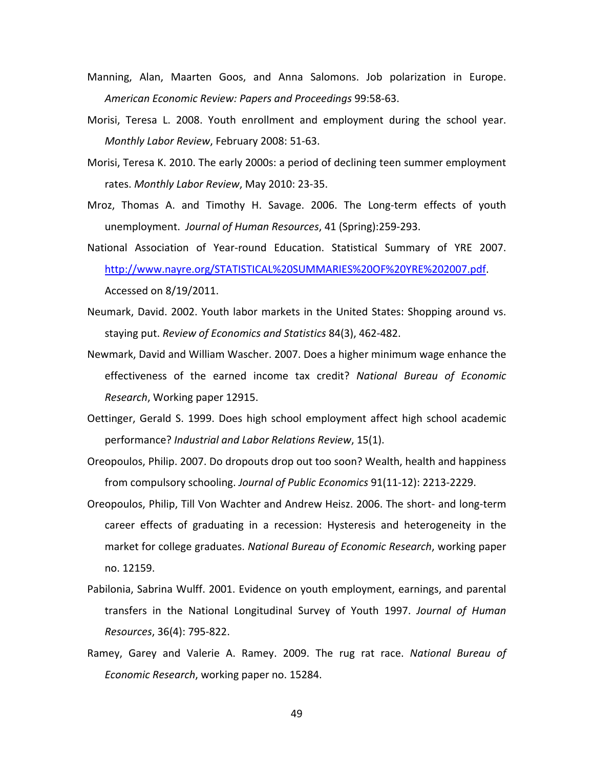Manning, Alan, Maarten Goos, and Anna Salomons. Job polarization in Europe. *American Economic Review: Papers and Proceedings* 99:58-63.

Morisi, Teresa L. 2008. Youth enrollment and employment during the school year. *Monthly Labor Review*, February 2008: 51-63.

Morisi, Teresa K. 2010. The early 2000s: a period of declining teen summer employment rates. *Monthly Labor Review*, May 2010: 23-35.

Mroz, Thomas A. and Timothy H. Savage. 2006. The Long-term effects of youth unemployment. *Journal of Human Resources*, 41 (Spring):259-293.

National Association of Year-round Education. Statistical Summary of YRE 2007. http://www.nayre.org/STATISTICAL%20SUMMARIES%20OF%20YRE%202007.pdf. Accessed on 8/19/2011.

Neumark, David. 2002. Youth labor markets in the United States: Shopping around vs. staying put. *Review of Economics and Statistics* 84(3), 462-482.

Newmark, David and William Wascher. 2007. Does a higher minimum wage enhance the effectiveness of the earned income tax credit? *National Bureau of Economic Research*, Working paper 12915.

Oettinger, Gerald S. 1999. Does high school employment affect high school academic performance? *Industrial and Labor Relations Review*, 15(1).

Oreopoulos, Philip. 2007. Do dropouts drop out too soon? Wealth, health and happiness from compulsory schooling. *Journal of Public Economics* 91(11-12): 2213-2229.

Oreopoulos, Philip, Till Von Wachter and Andrew Heisz. 2006. The short- and long-term career effects of graduating in a recession: Hysteresis and heterogeneity in the market for college graduates. *National Bureau of Economic Research*, working paper no. 12159.

Pabilonia, Sabrina Wulff. 2001. Evidence on youth employment, earnings, and parental transfers in the National Longitudinal Survey of Youth 1997. *Journal of Human Resources*, 36(4): 795-822.

Ramey, Garey and Valerie A. Ramey. 2009. The rug rat race. *National Bureau of Economic Research*, working paper no. 15284.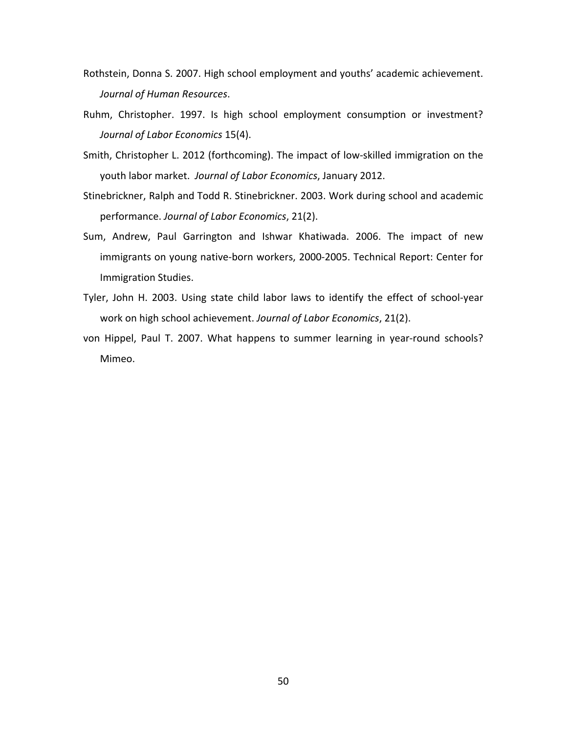Rothstein, Donna S. 2007. High school employment and youths' academic achievement. *Journal of Human Resources*.

Ruhm, Christopher. 1997. Is high school employment consumption or investment? *Journal of Labor Economics* 15(4).

Smith, Christopher L. 2012 (forthcoming). The impact of low-skilled immigration on the youth labor market. *Journal of Labor Economics*, January 2012.

Stinebrickner, Ralph and Todd R. Stinebrickner. 2003. Work during school and academic performance. *Journal of Labor Economics*, 21(2).

Sum, Andrew, Paul Garrington and Ishwar Khatiwada. 2006. The impact of new immigrants on young native-born workers, 2000-2005. Technical Report: Center for Immigration Studies.

Tyler, John H. 2003. Using state child labor laws to identify the effect of school-year work on high school achievement. *Journal of Labor Economics*, 21(2).

von Hippel, Paul T. 2007. What happens to summer learning in year-round schools? Mimeo.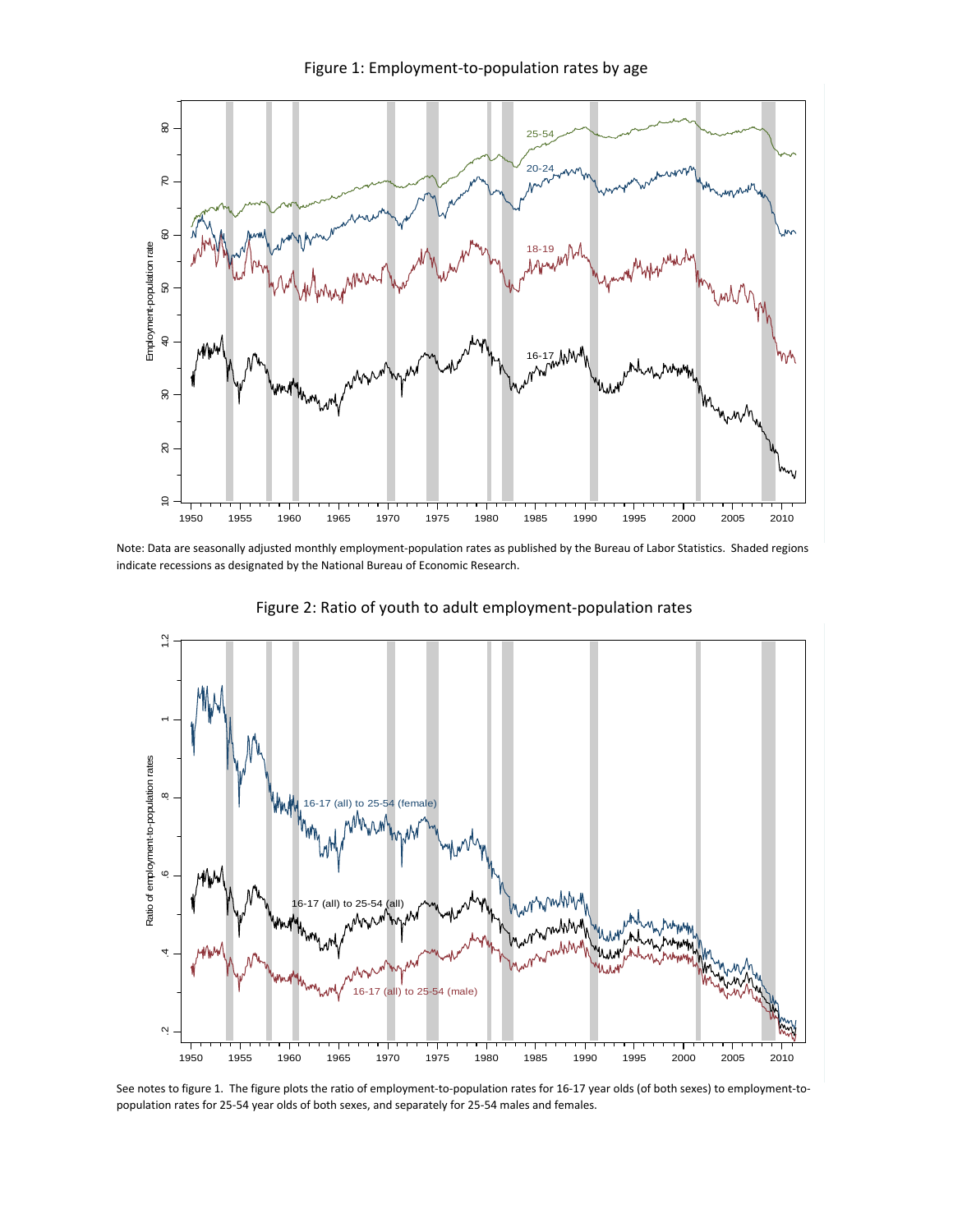Figure 1: Employment-to-population rates by age

Note: Data are seasonally adjusted monthly employment-population rates as published by the Bureau of Labor Statistics. Shaded regions indicate recessions as designated by the National Bureau of Economic Research.

Figure 2: Ratio of youth to adult employment-population rates

See notes to figure 1. The figure plots the ratio of employment-to-population rates for 16-17 year olds (of both sexes) to employment-to-population rates for 25-54 year olds of both sexes, and separately for 25-54 males and females.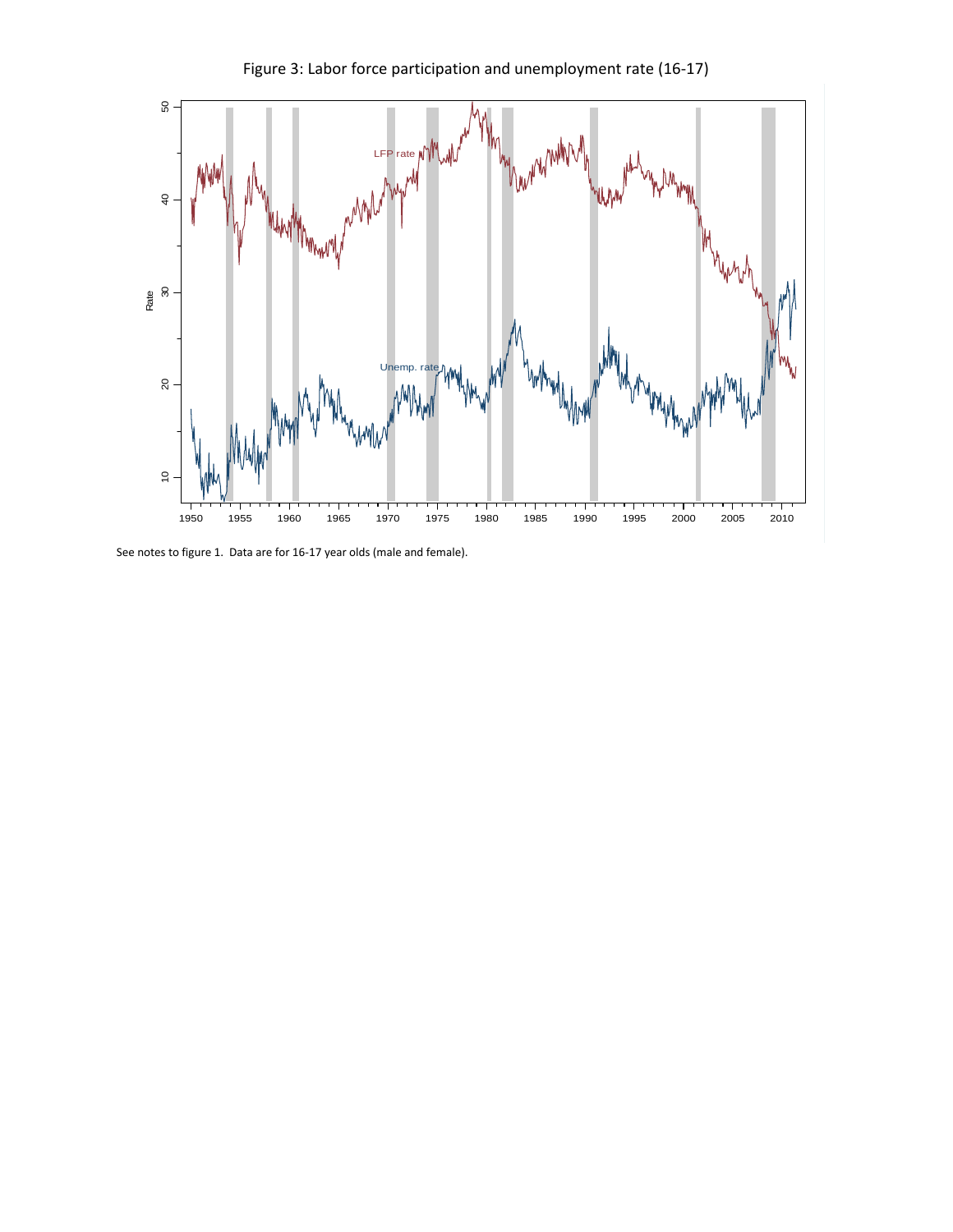Figure 3: Labor force participation and unemployment rate (16-17)

See notes to figure 1. Data are for 16-17 year olds (male and female).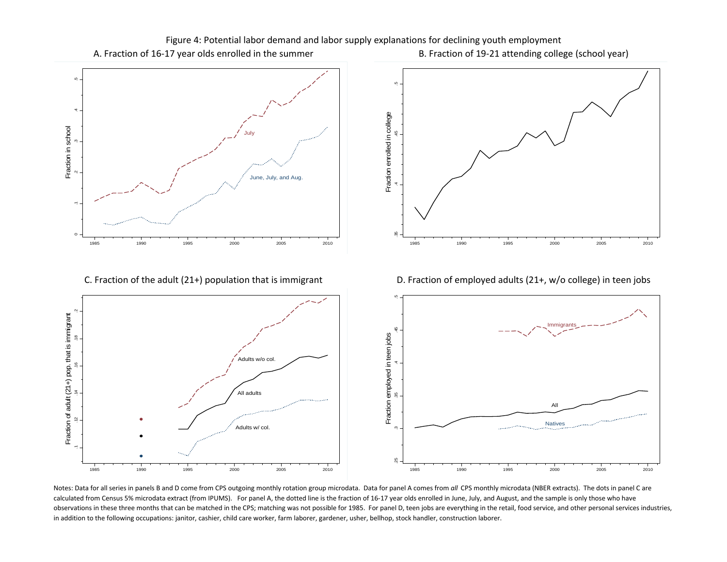Figure 4: Potential labor demand and labor supply explanations for declining youth employment

A. Fraction of 16-17 year olds enrolled in the summer

B. Fraction of 19-21 attending college (school year)

C. Fraction of the adult (21+) population that is immigrant

D. Fraction of employed adults (21+, w/o college) in teen jobs

Notes: Data for all series in panels B and D come from CPS outgoing monthly rotation group microdata. Data for panel A comes from *all* CPS monthly microdata (NBER extracts). The dots in panel C are calculated from Census 5% microdata extract (from IPUMS). For panel A, the dotted line is the fraction of 16-17 year olds enrolled in June, July, and August, and the sample is only those who have observations in these three months that can be matched in the CPS; matching was not possible for 1985. For panel D, teen jobs are everything in the retail, food service, and other personal services industries, in addition to the following occupations: janitor, cashier, child care worker, farm laborer, gardener, usher, bellhop, stock handler, construction laborer.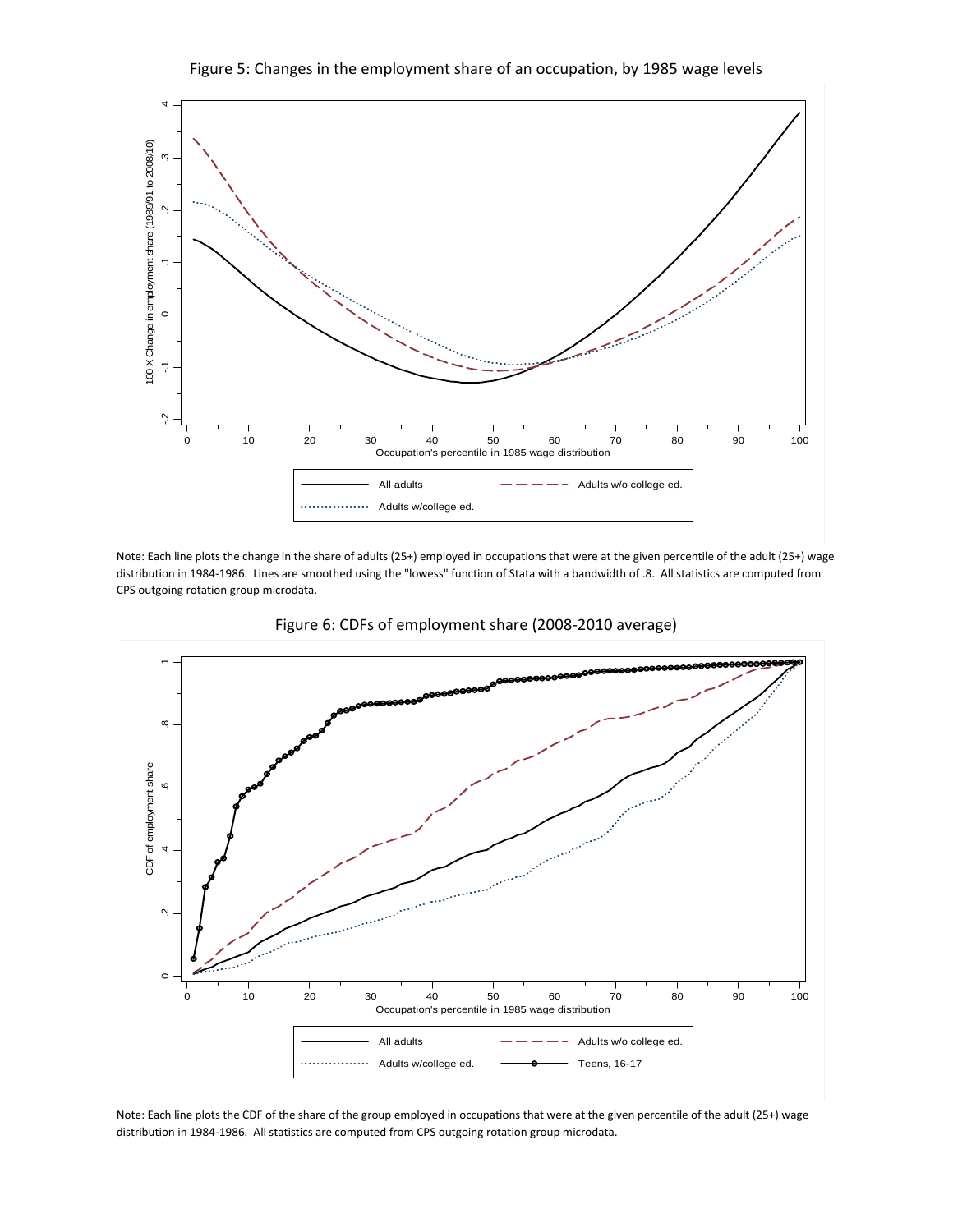Figure 5: Changes in the employment share of an occupation, by 1985 wage levels

Note: Each line plots the change in the share of adults (25+) employed in occupations that were at the given percentile of the adult (25+) wage distribution in 1984-1986. Lines are smoothed using the "lowess" function of Stata with a bandwidth of .8. All statistics are computed from CPS outgoing rotation group microdata.

Figure 6: CDFs of employment share (2008-2010 average)

Note: Each line plots the CDF of the share of the group employed in occupations that were at the given percentile of the adult (25+) wage distribution in 1984-1986. All statistics are computed from CPS outgoing rotation group microdata.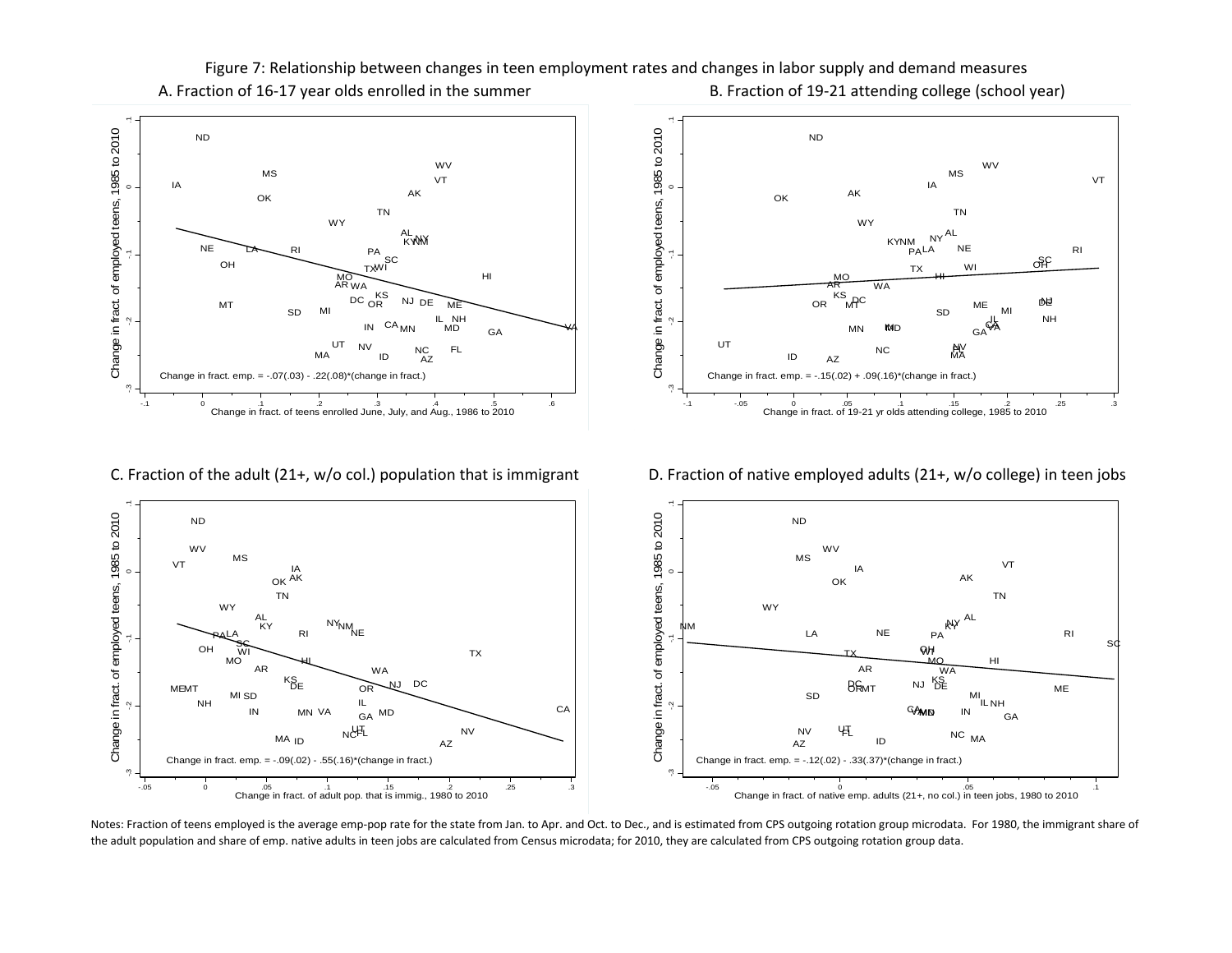Figure 7: Relationship between changes in teen employment rates and changes in labor supply and demand measures

A. Fraction of 16-17 year olds enrolled in the summer

Change in fract. emp. = -.07(.03) - .22(.08)*(change in fract.)

B. Fraction of 19-21 attending college (school year)

Change in fract. emp. = -.15(.02) + .09(.16)*(change in fract.)

C. Fraction of the adult (21+, w/o col.) population that is immigrant

Change in fract. emp. = -.09(.02) - .55(.16)*(change in fract.)

D. Fraction of native employed adults (21+, w/o college) in teen jobs

Change in fract. emp. = -.12(.02) - .33(.37)*(change in fract.)

Notes: Fraction of teens employed is the average emp-pop rate for the state from Jan. to Apr. and Oct. to Dec., and is estimated from CPS outgoing rotation group microdata. For 1980, the immigrant share of the adult population and share of emp. native adults in teen jobs are calculated from Census microdata; for 2010, they are calculated from CPS outgoing rotation group data.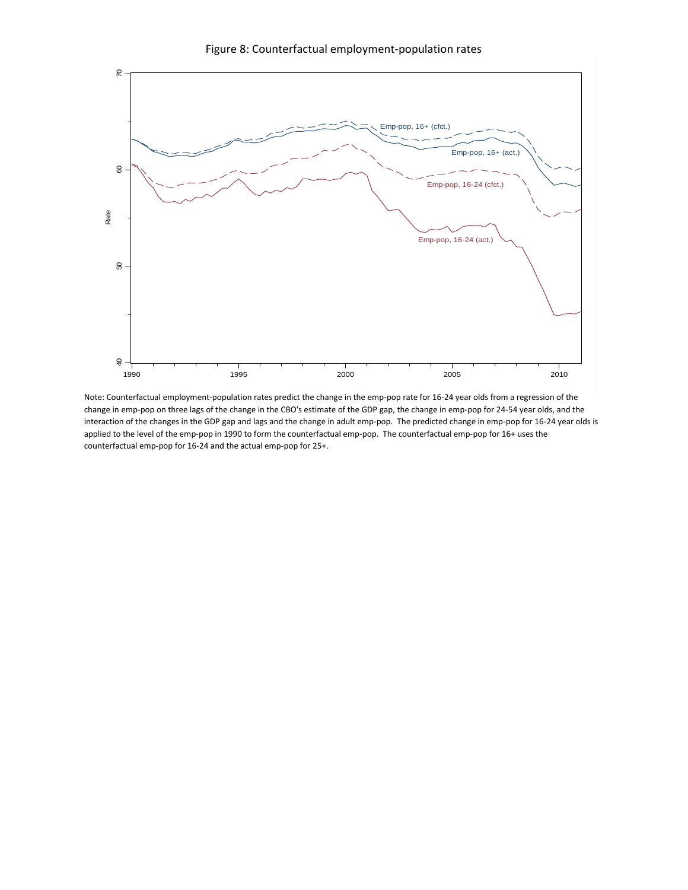Figure 8: Counterfactual employment-population rates

Note: Counterfactual employment-population rates predict the change in the emp-pop rate for 16-24 year olds from a regression of the change in emp-pop on three lags of the change in the CBO's estimate of the GDP gap, the change in emp-pop for 24-54 year olds, and the interaction of the changes in the GDP gap and lags and the change in adult emp-pop. The predicted change in emp-pop for 16-24 year olds is applied to the level of the emp-pop in 1990 to form the counterfactual emp-pop. The counterfactual emp-pop for 16+ uses the counterfactual emp-pop for 16-24 and the actual emp-pop for 25+.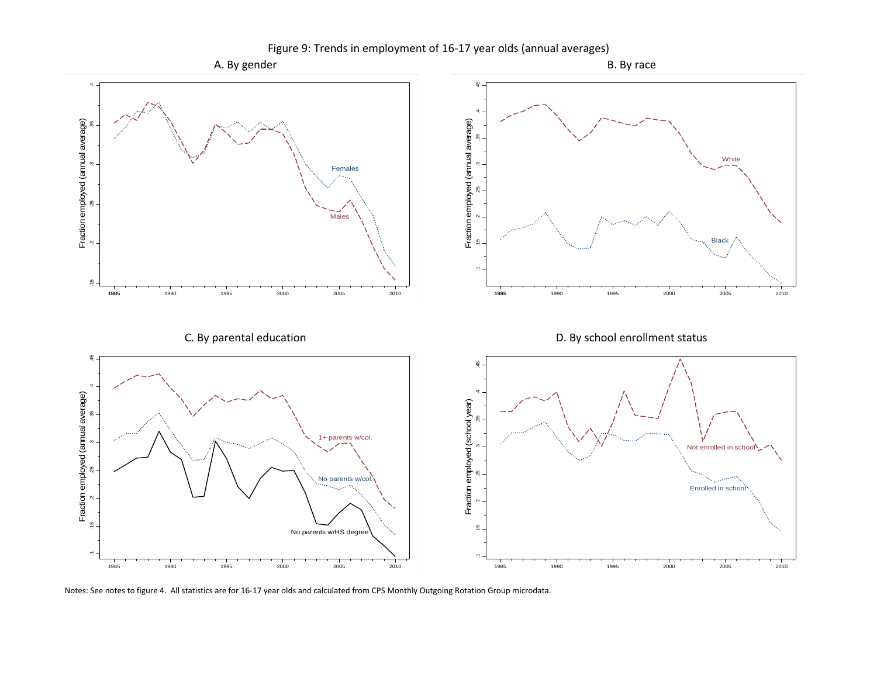Figure 9: Trends in employment of 16-17 year olds (annual averages)

A. By gender

B. By race

C. By parental education

D. By school enrollment status

Notes: See notes to figure 4. All statistics are for 16-17 year olds and calculated from CPS Monthly Outgoing Rotation Group microdata.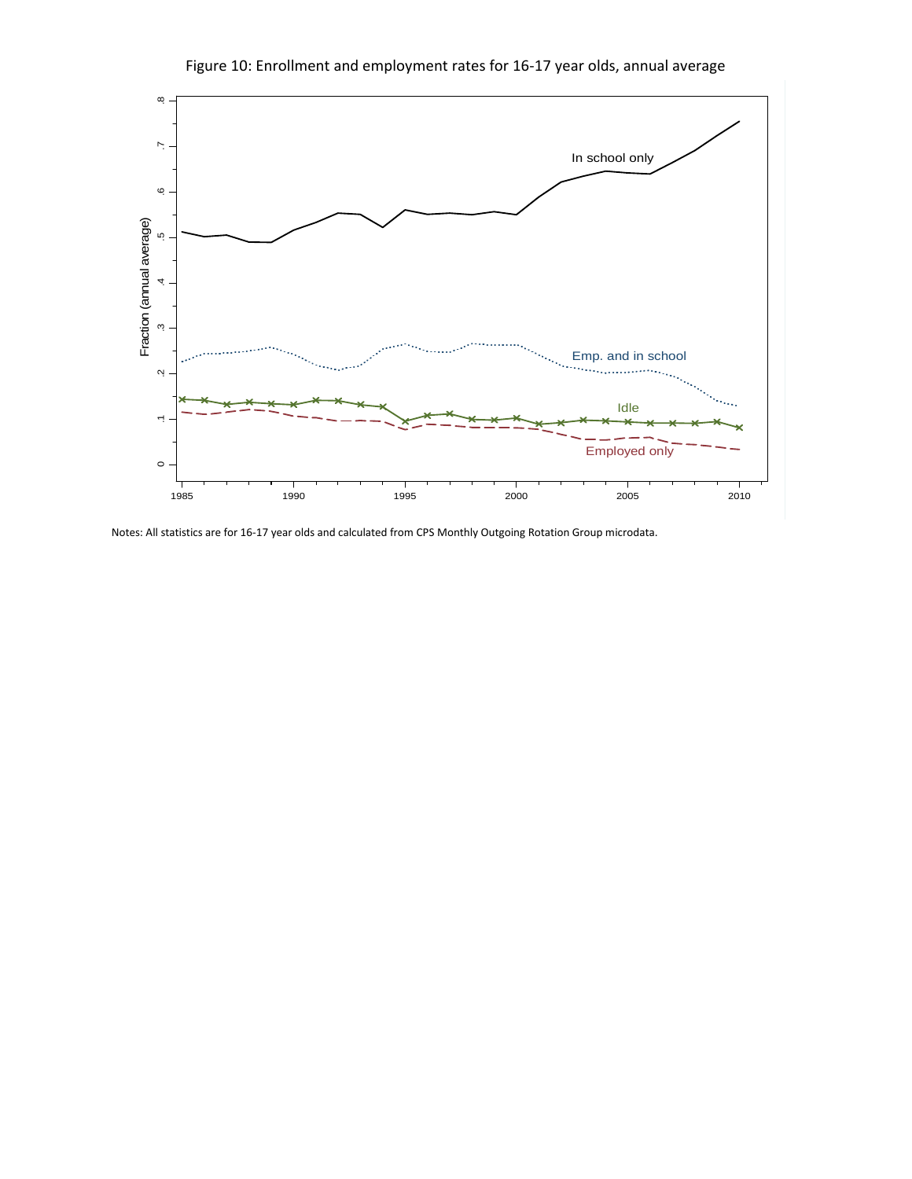Figure 10: Enrollment and employment rates for 16-17 year olds, annual average

Notes: All statistics are for 16-17 year olds and calculated from CPS Monthly Outgoing Rotation Group microdata.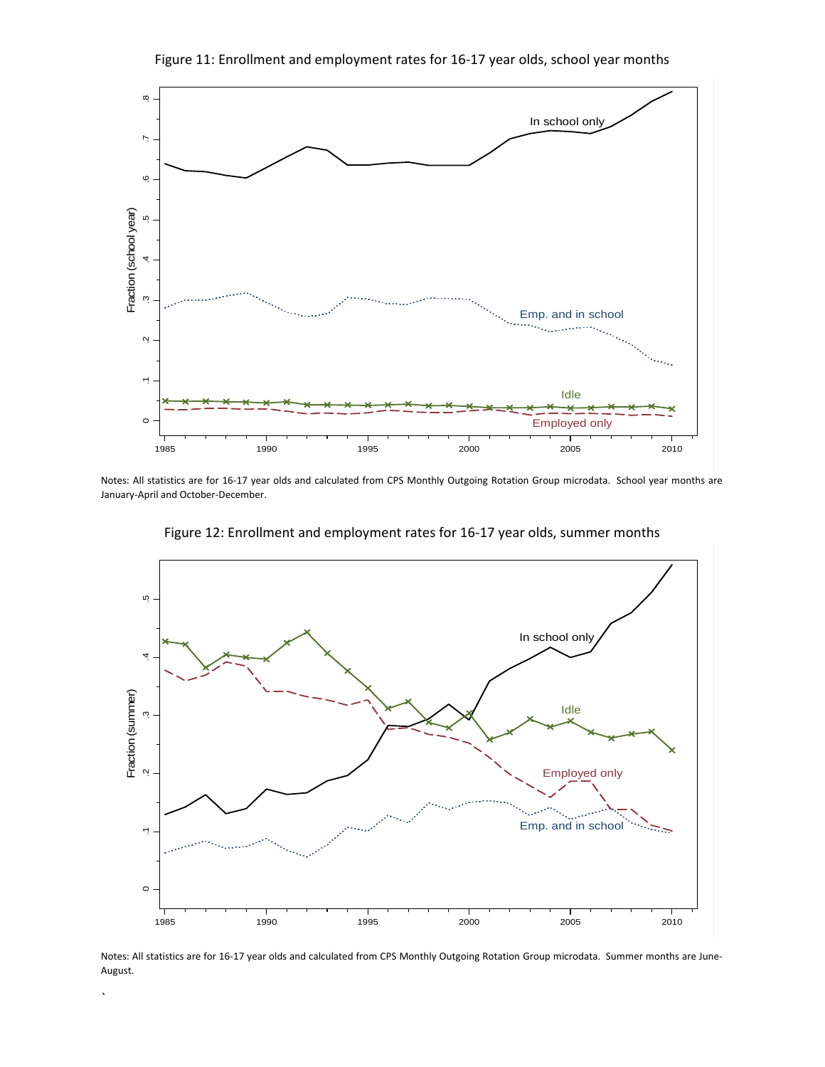Figure 11: Enrollment and employment rates for 16-17 year olds, school year months

Notes: All statistics are for 16-17 year olds and calculated from CPS Monthly Outgoing Rotation Group microdata. School year months are January-April and October-December.

Figure 12: Enrollment and employment rates for 16-17 year olds, summer months

Notes: All statistics are for 16-17 year olds and calculated from CPS Monthly Outgoing Rotation Group microdata. Summer months are June-August.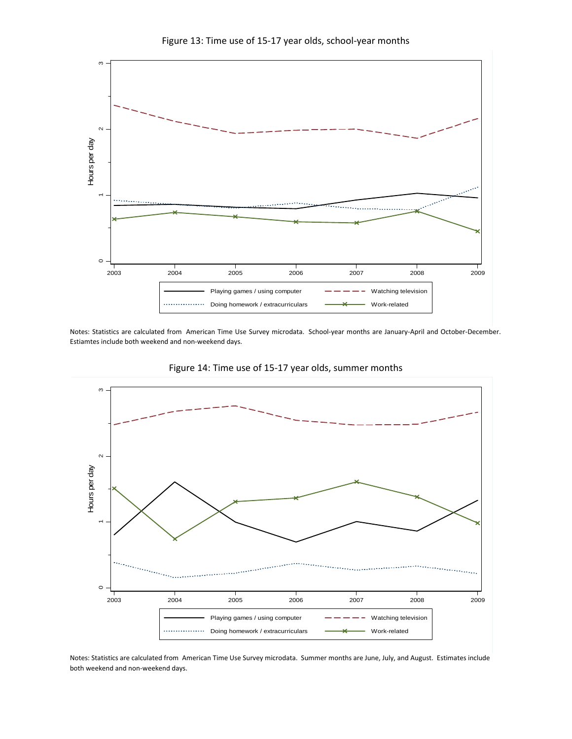Figure 13: Time use of 15-17 year olds, school-year months

Notes: Statistics are calculated from American Time Use Survey microdata. School-year months are January-April and October-December. Estiamtes include both weekend and non-weekend days.

Figure 14: Time use of 15-17 year olds, summer months

Notes: Statistics are calculated from American Time Use Survey microdata. Summer months are June, July, and August. Estimates include both weekend and non-weekend days.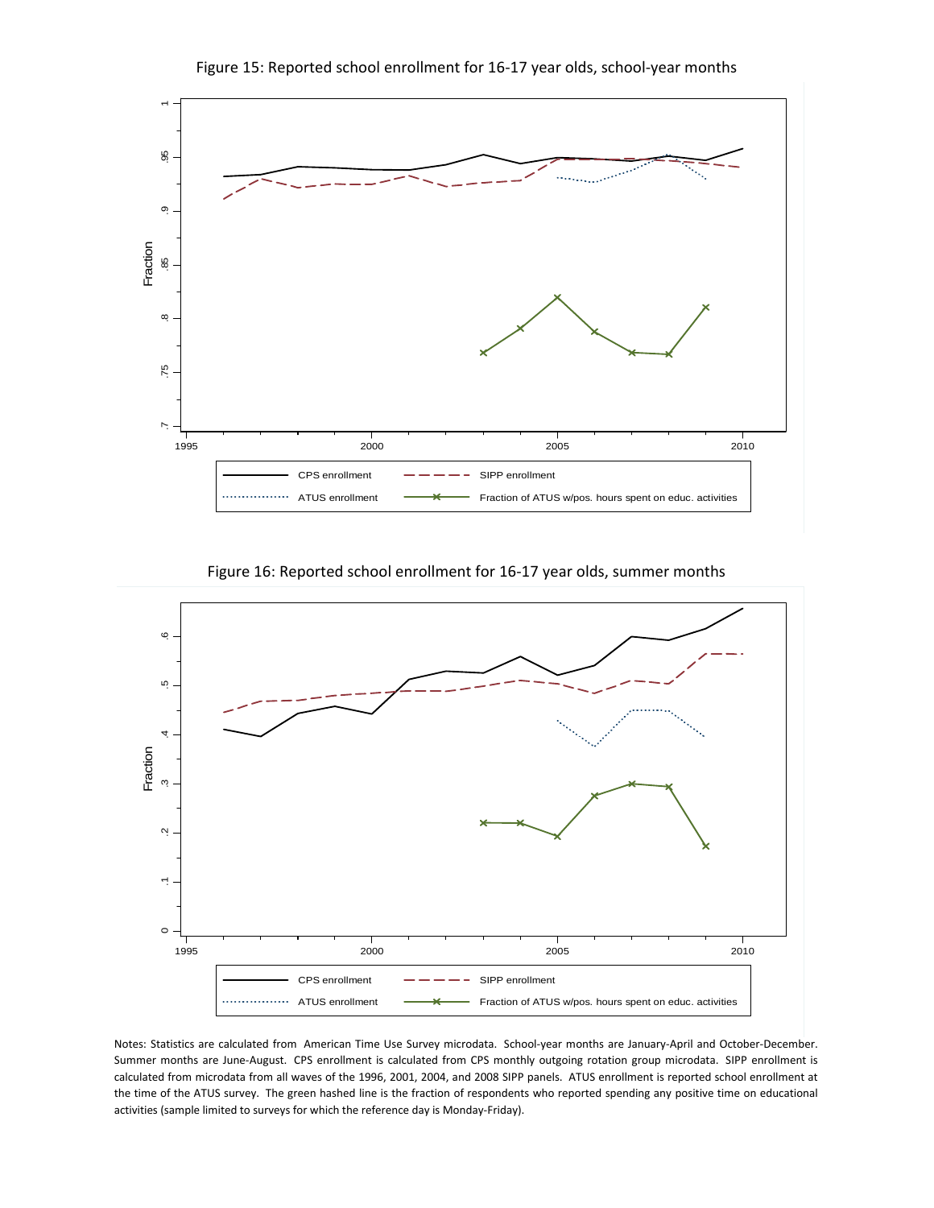Figure 15: Reported school enrollment for 16-17 year olds, school-year months

Figure 16: Reported school enrollment for 16-17 year olds, summer months

Notes: Statistics are calculated from American Time Use Survey microdata. School-year months are January-April and October-December. Summer months are June-August. CPS enrollment is calculated from CPS monthly outgoing rotation group microdata. SIPP enrollment is calculated from microdata from all waves of the 1996, 2001, 2004, and 2008 SIPP panels. ATUS enrollment is reported school enrollment at the time of the ATUS survey. The green hashed line is the fraction of respondents who reported spending any positive time on educational activities (sample limited to surveys for which the reference day is Monday-Friday).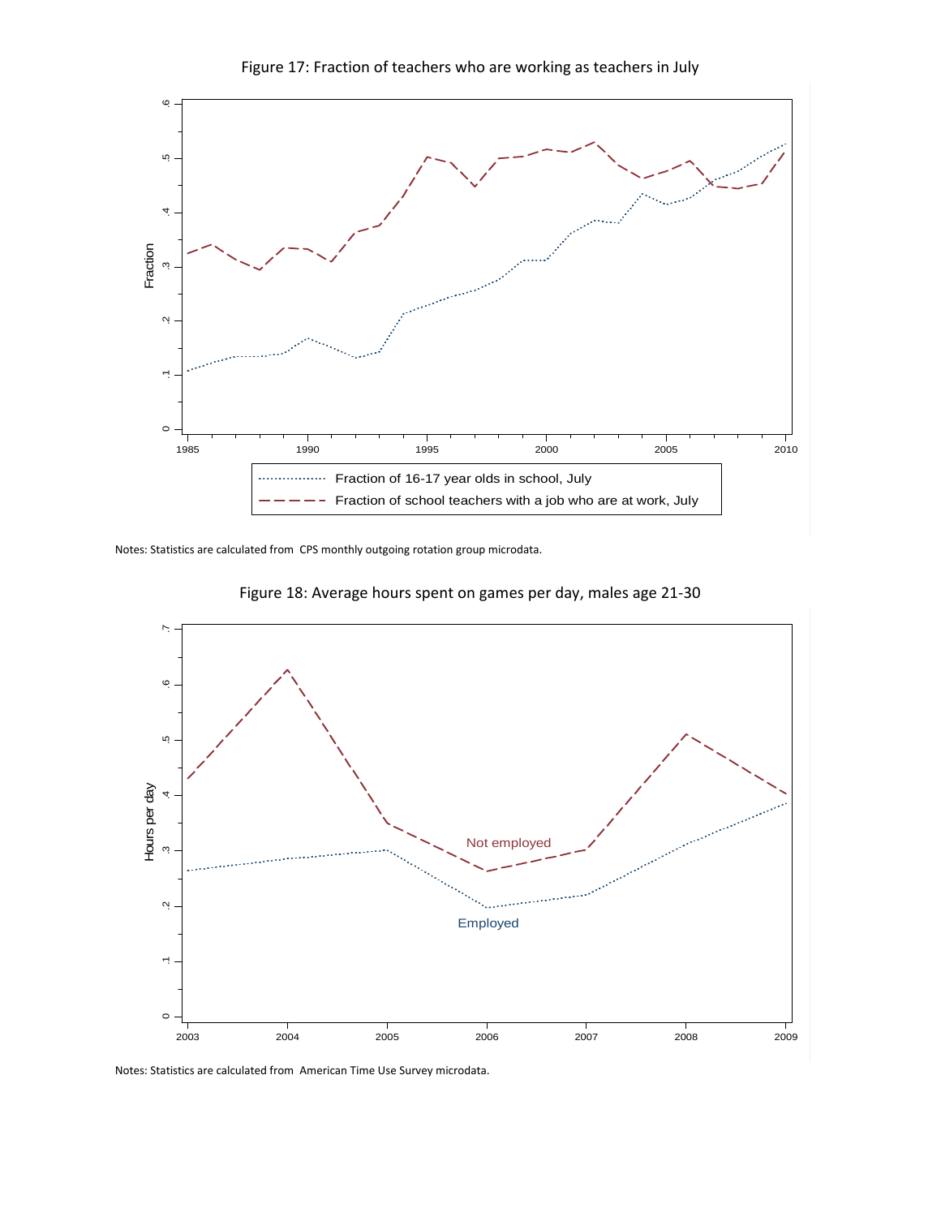Figure 17: Fraction of teachers who are working as teachers in July

Notes: Statistics are calculated from CPS monthly outgoing rotation group microdata.

Figure 18: Average hours spent on games per day, males age 21-30

Notes: Statistics are calculated from American Time Use Survey microdata.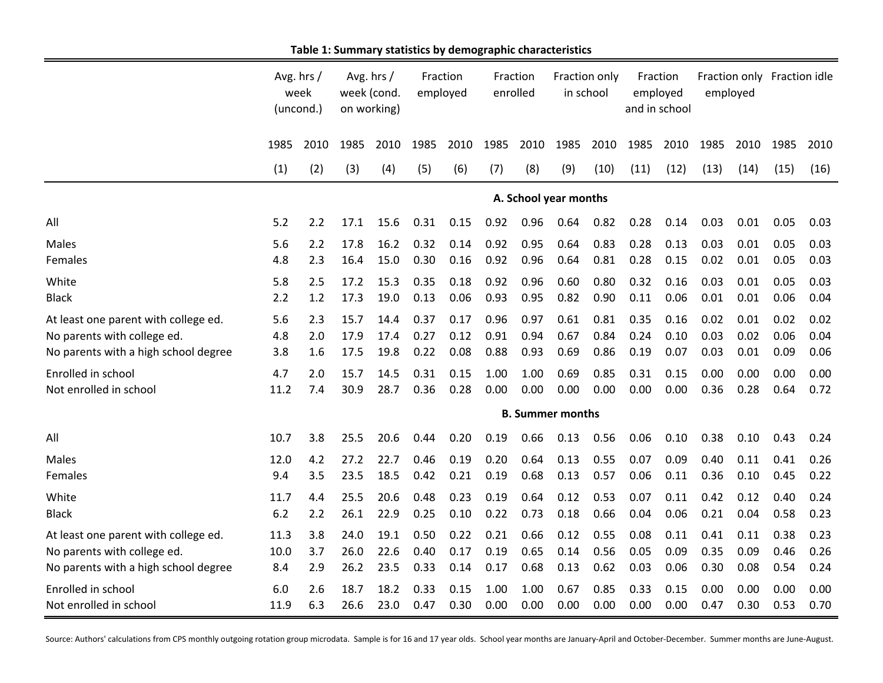**Table 1: Summary statistics by demographic characteristics**

| | Avg. hrs / week (uncond.) | | Avg. hrs / week (cond. on working) | | Fraction employed | | Fraction enrolled | | Fraction only in school | | Fraction employed and in school | | Fraction only employed | | Fraction idle | |
|---|---|---|---|---|---|---|---|---|---|---|---|---|---|---|---|---|
| | 1985 | 2010 | 1985 | 2010 | 1985 | 2010 | 1985 | 2010 | 1985 | 2010 | 1985 | 2010 | 1985 | 2010 | 1985 | 2010 |
| | (1) | (2) | (3) | (4) | (5) | (6) | (7) | (8) | (9) | (10) | (11) | (12) | (13) | (14) | (15) | (16) |
| **A. School year months** | | | | | | | | | | | | | | | | |
| All | 5.2 | 2.2 | 17.1 | 15.6 | 0.31 | 0.15 | 0.92 | 0.96 | 0.64 | 0.82 | 0.28 | 0.14 | 0.03 | 0.01 | 0.05 | 0.03 |
| Males | 5.6 | 2.2 | 17.8 | 16.2 | 0.32 | 0.14 | 0.92 | 0.95 | 0.64 | 0.83 | 0.28 | 0.13 | 0.03 | 0.01 | 0.05 | 0.03 |
| Females | 4.8 | 2.3 | 16.4 | 15.0 | 0.30 | 0.16 | 0.92 | 0.96 | 0.64 | 0.81 | 0.28 | 0.15 | 0.02 | 0.01 | 0.05 | 0.03 |
| White | 5.8 | 2.5 | 17.2 | 15.3 | 0.35 | 0.18 | 0.92 | 0.96 | 0.60 | 0.80 | 0.32 | 0.16 | 0.03 | 0.01 | 0.05 | 0.03 |
| Black | 2.2 | 1.2 | 17.3 | 19.0 | 0.13 | 0.06 | 0.93 | 0.95 | 0.82 | 0.90 | 0.11 | 0.06 | 0.01 | 0.01 | 0.06 | 0.04 |
| At least one parent with college ed. | 5.6 | 2.3 | 15.7 | 14.4 | 0.37 | 0.17 | 0.96 | 0.97 | 0.61 | 0.81 | 0.35 | 0.16 | 0.02 | 0.01 | 0.02 | 0.02 |
| No parents with college ed. | 4.8 | 2.0 | 17.9 | 17.4 | 0.27 | 0.12 | 0.91 | 0.94 | 0.67 | 0.84 | 0.24 | 0.10 | 0.03 | 0.02 | 0.06 | 0.04 |
| No parents with a high school degree | 3.8 | 1.6 | 17.5 | 19.8 | 0.22 | 0.08 | 0.88 | 0.93 | 0.69 | 0.86 | 0.19 | 0.07 | 0.03 | 0.01 | 0.09 | 0.06 |
| Enrolled in school | 4.7 | 2.0 | 15.7 | 14.5 | 0.31 | 0.15 | 1.00 | 1.00 | 0.69 | 0.85 | 0.31 | 0.15 | 0.00 | 0.00 | 0.00 | 0.00 |
| Not enrolled in school | 11.2 | 7.4 | 30.9 | 28.7 | 0.36 | 0.28 | 0.00 | 0.00 | 0.00 | 0.00 | 0.00 | 0.00 | 0.36 | 0.28 | 0.64 | 0.72 |
| **B. Summer months** | | | | | | | | | | | | | | | | |
| All | 10.7 | 3.8 | 25.5 | 20.6 | 0.44 | 0.20 | 0.19 | 0.66 | 0.13 | 0.56 | 0.06 | 0.10 | 0.38 | 0.10 | 0.43 | 0.24 |
| Males | 12.0 | 4.2 | 27.2 | 22.7 | 0.46 | 0.19 | 0.20 | 0.64 | 0.13 | 0.55 | 0.07 | 0.09 | 0.40 | 0.11 | 0.41 | 0.26 |
| Females | 9.4 | 3.5 | 23.5 | 18.5 | 0.42 | 0.21 | 0.19 | 0.68 | 0.13 | 0.57 | 0.06 | 0.11 | 0.36 | 0.10 | 0.45 | 0.22 |
| White | 11.7 | 4.4 | 25.5 | 20.6 | 0.48 | 0.23 | 0.19 | 0.64 | 0.12 | 0.53 | 0.07 | 0.11 | 0.42 | 0.12 | 0.40 | 0.24 |
| Black | 6.2 | 2.2 | 26.1 | 22.9 | 0.25 | 0.10 | 0.22 | 0.73 | 0.18 | 0.66 | 0.04 | 0.06 | 0.21 | 0.04 | 0.58 | 0.23 |
| At least one parent with college ed. | 11.3 | 3.8 | 24.0 | 19.1 | 0.50 | 0.22 | 0.21 | 0.66 | 0.12 | 0.55 | 0.08 | 0.11 | 0.41 | 0.11 | 0.38 | 0.23 |
| No parents with college ed. | 10.0 | 3.7 | 26.0 | 22.6 | 0.40 | 0.17 | 0.19 | 0.65 | 0.14 | 0.56 | 0.05 | 0.09 | 0.35 | 0.09 | 0.46 | 0.26 |
| No parents with a high school degree | 8.4 | 2.9 | 26.2 | 23.5 | 0.33 | 0.14 | 0.17 | 0.68 | 0.13 | 0.62 | 0.03 | 0.06 | 0.30 | 0.08 | 0.54 | 0.24 |
| Enrolled in school | 6.0 | 2.6 | 18.7 | 18.2 | 0.33 | 0.15 | 1.00 | 1.00 | 0.67 | 0.85 | 0.33 | 0.15 | 0.00 | 0.00 | 0.00 | 0.00 |
| Not enrolled in school | 11.9 | 6.3 | 26.6 | 23.0 | 0.47 | 0.30 | 0.00 | 0.00 | 0.00 | 0.00 | 0.00 | 0.00 | 0.47 | 0.30 | 0.53 | 0.70 |

Source: Authors' calculations from CPS monthly outgoing rotation group microdata. Sample is for 16 and 17 year olds. School year months are January-April and October-December. Summer months are June-August.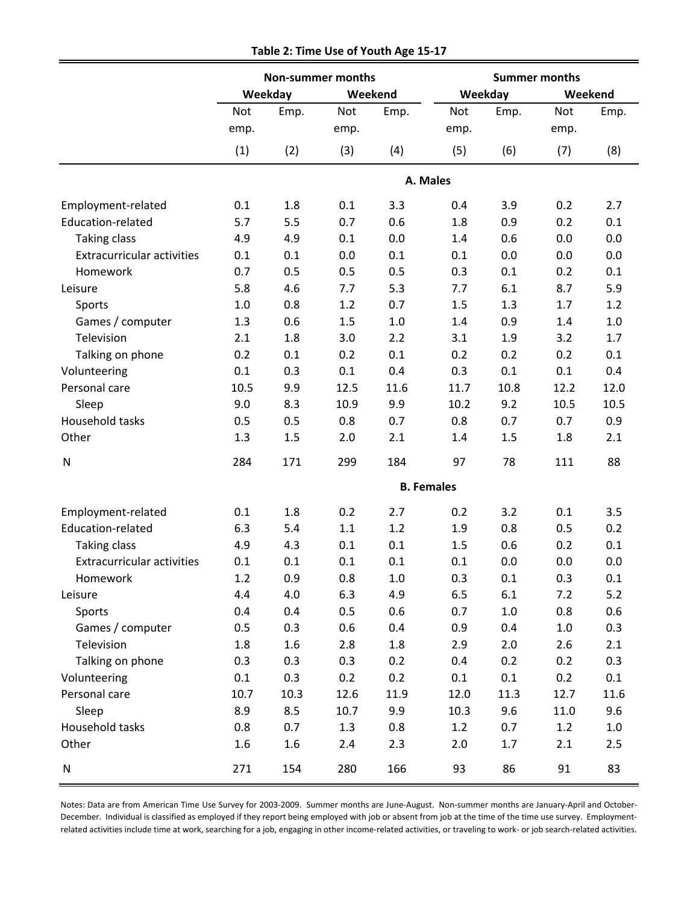**Table 2: Time Use of Youth Age 15-17**

| | Non-summer months | | | | Summer months | | | |
|---|---|---|---|---|---|---|---|---|
| | Weekday | | Weekend | | Weekday | | Weekend | |
| | Not emp. | Emp. | Not emp. | Emp. | Not emp. | Emp. | Not emp. | Emp. |
| | (1) | (2) | (3) | (4) | (5) | (6) | (7) | (8) |
| **A. Males** | | | | | | | | |
| Employment-related | 0.1 | 1.8 | 0.1 | 3.3 | 0.4 | 3.9 | 0.2 | 2.7 |
| Education-related | 5.7 | 5.5 | 0.7 | 0.6 | 1.8 | 0.9 | 0.2 | 0.1 |
| Taking class | 4.9 | 4.9 | 0.1 | 0.0 | 1.4 | 0.6 | 0.0 | 0.0 |
| Extracurricular activities | 0.1 | 0.1 | 0.0 | 0.1 | 0.1 | 0.0 | 0.0 | 0.0 |
| Homework | 0.7 | 0.5 | 0.5 | 0.5 | 0.3 | 0.1 | 0.2 | 0.1 |
| Leisure | 5.8 | 4.6 | 7.7 | 5.3 | 7.7 | 6.1 | 8.7 | 5.9 |
| Sports | 1.0 | 0.8 | 1.2 | 0.7 | 1.5 | 1.3 | 1.7 | 1.2 |
| Games / computer | 1.3 | 0.6 | 1.5 | 1.0 | 1.4 | 0.9 | 1.4 | 1.0 |
| Television | 2.1 | 1.8 | 3.0 | 2.2 | 3.1 | 1.9 | 3.2 | 1.7 |
| Talking on phone | 0.2 | 0.1 | 0.2 | 0.1 | 0.2 | 0.2 | 0.2 | 0.1 |
| Volunteering | 0.1 | 0.3 | 0.1 | 0.4 | 0.3 | 0.1 | 0.1 | 0.4 |
| Personal care | 10.5 | 9.9 | 12.5 | 11.6 | 11.7 | 10.8 | 12.2 | 12.0 |
| Sleep | 9.0 | 8.3 | 10.9 | 9.9 | 10.2 | 9.2 | 10.5 | 10.5 |
| Household tasks | 0.5 | 0.5 | 0.8 | 0.7 | 0.8 | 0.7 | 0.7 | 0.9 |
| Other | 1.3 | 1.5 | 2.0 | 2.1 | 1.4 | 1.5 | 1.8 | 2.1 |
| N | 284 | 171 | 299 | 184 | 97 | 78 | 111 | 88 |
| **B. Females** | | | | | | | | |
| Employment-related | 0.1 | 1.8 | 0.2 | 2.7 | 0.2 | 3.2 | 0.1 | 3.5 |
| Education-related | 6.3 | 5.4 | 1.1 | 1.2 | 1.9 | 0.8 | 0.5 | 0.2 |
| Taking class | 4.9 | 4.3 | 0.1 | 0.1 | 1.5 | 0.6 | 0.2 | 0.1 |
| Extracurricular activities | 0.1 | 0.1 | 0.1 | 0.1 | 0.1 | 0.0 | 0.0 | 0.0 |
| Homework | 1.2 | 0.9 | 0.8 | 1.0 | 0.3 | 0.1 | 0.3 | 0.1 |
| Leisure | 4.4 | 4.0 | 6.3 | 4.9 | 6.5 | 6.1 | 7.2 | 5.2 |
| Sports | 0.4 | 0.4 | 0.5 | 0.6 | 0.7 | 1.0 | 0.8 | 0.6 |
| Games / computer | 0.5 | 0.3 | 0.6 | 0.4 | 0.9 | 0.4 | 1.0 | 0.3 |
| Television | 1.8 | 1.6 | 2.8 | 1.8 | 2.9 | 2.0 | 2.6 | 2.1 |
| Talking on phone | 0.3 | 0.3 | 0.3 | 0.2 | 0.4 | 0.2 | 0.2 | 0.3 |
| Volunteering | 0.1 | 0.3 | 0.2 | 0.2 | 0.1 | 0.1 | 0.2 | 0.1 |
| Personal care | 10.7 | 10.3 | 12.6 | 11.9 | 12.0 | 11.3 | 12.7 | 11.6 |
| Sleep | 8.9 | 8.5 | 10.7 | 9.9 | 10.3 | 9.6 | 11.0 | 9.6 |
| Household tasks | 0.8 | 0.7 | 1.3 | 0.8 | 1.2 | 0.7 | 1.2 | 1.0 |
| Other | 1.6 | 1.6 | 2.4 | 2.3 | 2.0 | 1.7 | 2.1 | 2.5 |
| N | 271 | 154 | 280 | 166 | 93 | 86 | 91 | 83 |

Notes: Data are from American Time Use Survey for 2003-2009. Summer months are June-August. Non-summer months are January-April and October-December. Individual is classified as employed if they report being employed with job or absent from job at the time of the time use survey. Employment-related activities include time at work, searching for a job, engaging in other income-related activities, or traveling to work- or job search-related activities.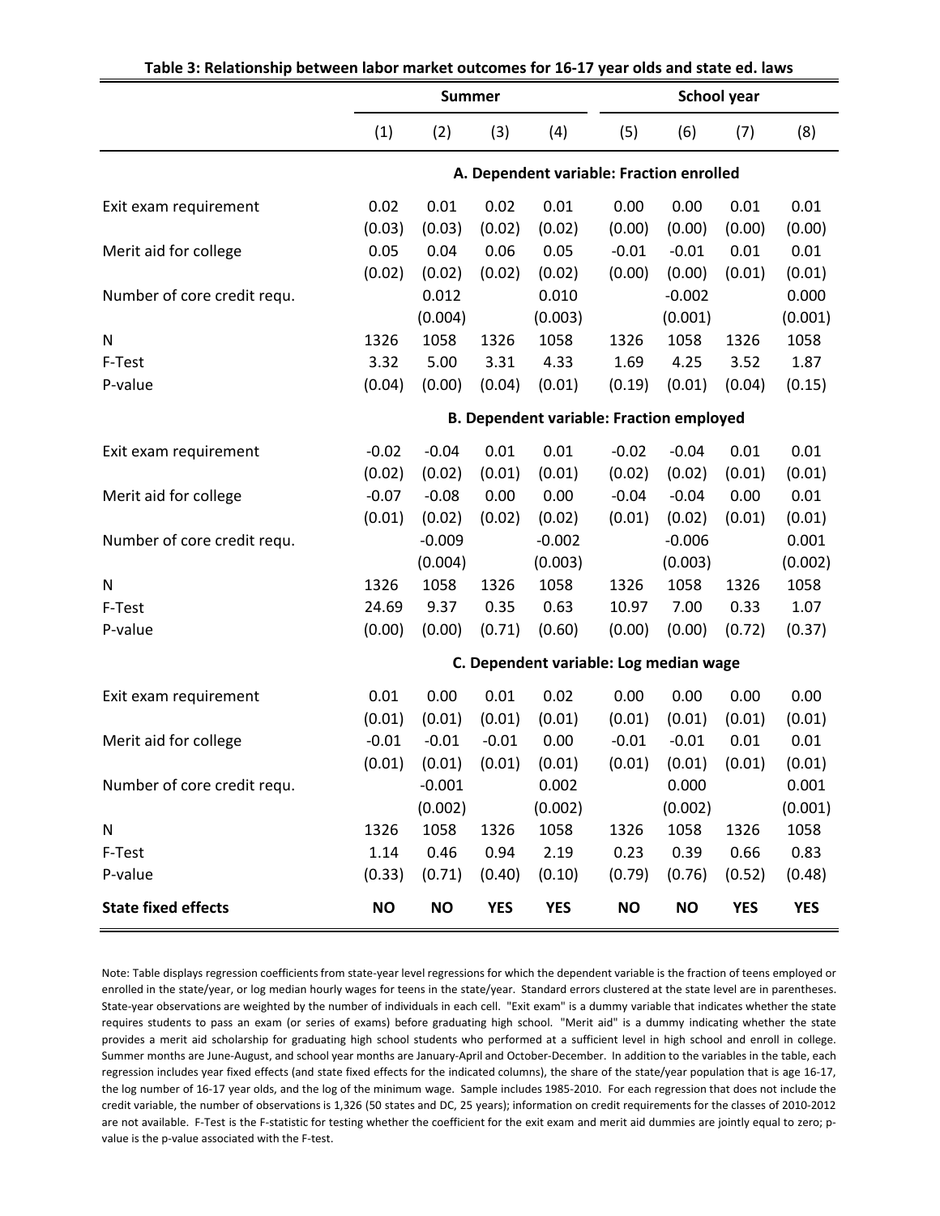**Table 3: Relationship between labor market outcomes for 16-17 year olds and state ed. laws**

| | Summer | | | | School year | | | |
|---|---|---|---|---|---|---|---|---|
| | (1) | (2) | (3) | (4) | (5) | (6) | (7) | (8) |
| | **A. Dependent variable: Fraction enrolled** | | | | | | | |
| Exit exam requirement | 0.02 | 0.01 | 0.02 | 0.01 | 0.00 | 0.00 | 0.01 | 0.01 |
| | (0.03) | (0.03) | (0.02) | (0.02) | (0.00) | (0.00) | (0.00) | (0.00) |
| Merit aid for college | 0.05 | 0.04 | 0.06 | 0.05 | -0.01 | -0.01 | 0.01 | 0.01 |
| | (0.02) | (0.02) | (0.02) | (0.02) | (0.00) | (0.00) | (0.01) | (0.01) |
| Number of core credit requ. | | 0.012 | | 0.010 | | -0.002 | | 0.000 |
| | | (0.004) | | (0.003) | | (0.001) | | (0.001) |
| N | 1326 | 1058 | 1326 | 1058 | 1326 | 1058 | 1326 | 1058 |
| F-Test | 3.32 | 5.00 | 3.31 | 4.33 | 1.69 | 4.25 | 3.52 | 1.87 |
| P-value | (0.04) | (0.00) | (0.04) | (0.01) | (0.19) | (0.01) | (0.04) | (0.15) |
| | **B. Dependent variable: Fraction employed** | | | | | | | |
| Exit exam requirement | -0.02 | -0.04 | 0.01 | 0.01 | -0.02 | -0.04 | 0.01 | 0.01 |
| | (0.02) | (0.02) | (0.01) | (0.01) | (0.02) | (0.02) | (0.01) | (0.01) |
| Merit aid for college | -0.07 | -0.08 | 0.00 | 0.00 | -0.04 | -0.04 | 0.00 | 0.01 |
| | (0.01) | (0.02) | (0.02) | (0.02) | (0.01) | (0.02) | (0.01) | (0.01) |
| Number of core credit requ. | | -0.009 | | -0.002 | | -0.006 | | 0.001 |
| | | (0.004) | | (0.003) | | (0.003) | | (0.002) |
| N | 1326 | 1058 | 1326 | 1058 | 1326 | 1058 | 1326 | 1058 |
| F-Test | 24.69 | 9.37 | 0.35 | 0.63 | 10.97 | 7.00 | 0.33 | 1.07 |
| P-value | (0.00) | (0.00) | (0.71) | (0.60) | (0.00) | (0.00) | (0.72) | (0.37) |
| | **C. Dependent variable: Log median wage** | | | | | | | |
| Exit exam requirement | 0.01 | 0.00 | 0.01 | 0.02 | 0.00 | 0.00 | 0.00 | 0.00 |
| | (0.01) | (0.01) | (0.01) | (0.01) | (0.01) | (0.01) | (0.01) | (0.01) |
| Merit aid for college | -0.01 | -0.01 | -0.01 | 0.00 | -0.01 | -0.01 | 0.01 | 0.01 |
| | (0.01) | (0.01) | (0.01) | (0.01) | (0.01) | (0.01) | (0.01) | (0.01) |
| Number of core credit requ. | | -0.001 | | 0.002 | | 0.000 | | 0.001 |
| | | (0.002) | | (0.002) | | (0.002) | | (0.001) |
| N | 1326 | 1058 | 1326 | 1058 | 1326 | 1058 | 1326 | 1058 |
| F-Test | 1.14 | 0.46 | 0.94 | 2.19 | 0.23 | 0.39 | 0.66 | 0.83 |
| P-value | (0.33) | (0.71) | (0.40) | (0.10) | (0.79) | (0.76) | (0.52) | (0.48) |
| **State fixed effects** | **NO** | **NO** | **YES** | **YES** | **NO** | **NO** | **YES** | **YES** |

Note: Table displays regression coefficients from state-year level regressions for which the dependent variable is the fraction of teens employed or enrolled in the state/year, or log median hourly wages for teens in the state/year. Standard errors clustered at the state level are in parentheses. State-year observations are weighted by the number of individuals in each cell. "Exit exam" is a dummy variable that indicates whether the state requires students to pass an exam (or series of exams) before graduating high school. "Merit aid" is a dummy indicating whether the state provides a merit aid scholarship for graduating high school students who performed at a sufficient level in high school and enroll in college. Summer months are June-August, and school year months are January-April and October-December. In addition to the variables in the table, each regression includes year fixed effects (and state fixed effects for the indicated columns), the share of the state/year population that is age 16-17, the log number of 16-17 year olds, and the log of the minimum wage. Sample includes 1985-2010. For each regression that does not include the credit variable, the number of observations is 1,326 (50 states and DC, 25 years); information on credit requirements for the classes of 2010-2012 are not available. F-Test is the F-statistic for testing whether the coefficient for the exit exam and merit aid dummies are jointly equal to zero; p-value is the p-value associated with the F-test.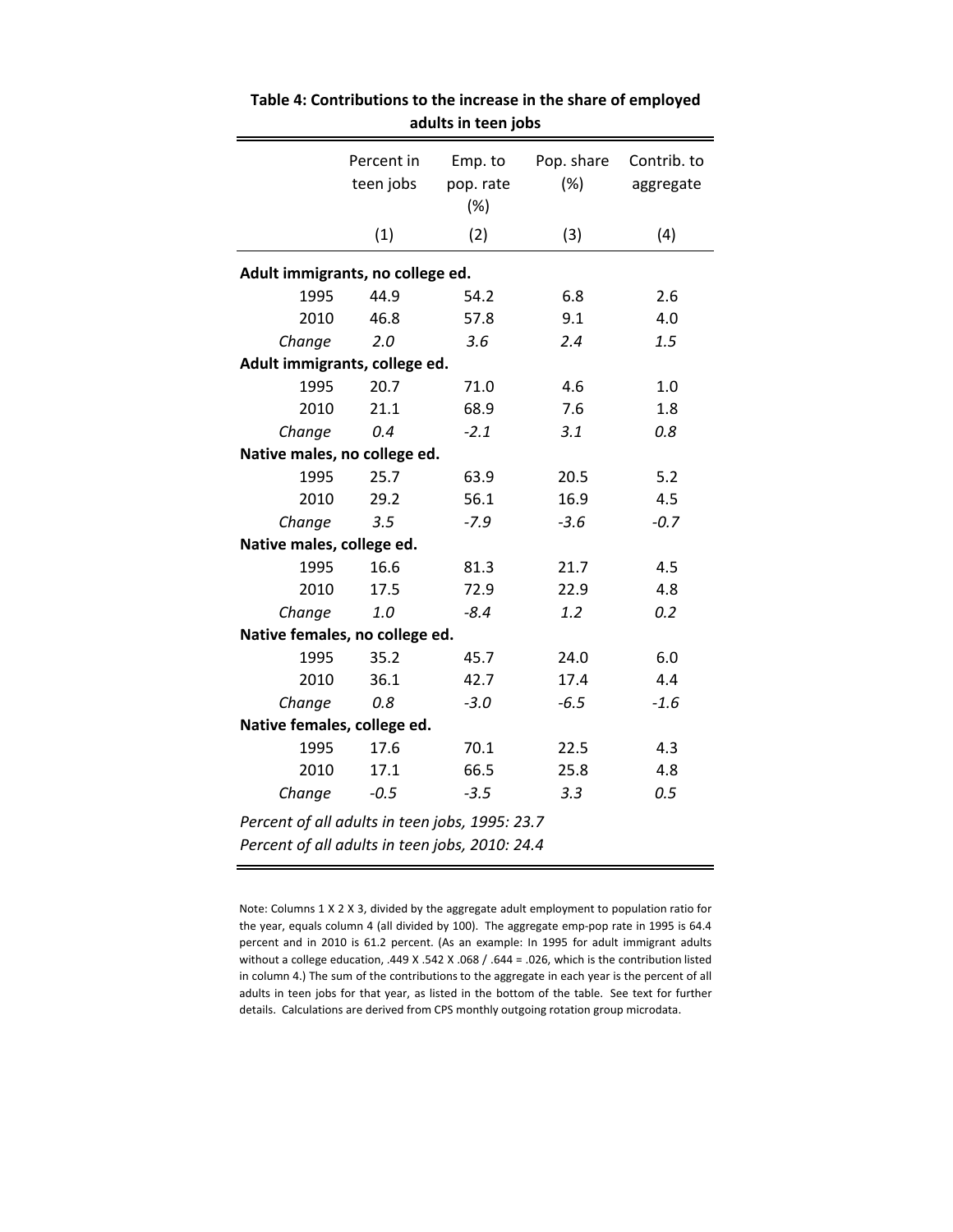**Table 4: Contributions to the increase in the share of employed adults in teen jobs**

| | Percent in teen jobs | Emp. to pop. rate (%) | Pop. share (%) | Contrib. to aggregate |
|---|---|---|---|---|
| | (1) | (2) | (3) | (4) |
| **Adult immigrants, no college ed.** | | | | |
| 1995 | 44.9 | 54.2 | 6.8 | 2.6 |
| 2010 | 46.8 | 57.8 | 9.1 | 4.0 |
| *Change* | *2.0* | *3.6* | *2.4* | *1.5* |
| **Adult immigrants, college ed.** | | | | |
| 1995 | 20.7 | 71.0 | 4.6 | 1.0 |
| 2010 | 21.1 | 68.9 | 7.6 | 1.8 |
| *Change* | *0.4* | *-2.1* | *3.1* | *0.8* |
| **Native males, no college ed.** | | | | |
| 1995 | 25.7 | 63.9 | 20.5 | 5.2 |
| 2010 | 29.2 | 56.1 | 16.9 | 4.5 |
| *Change* | *3.5* | *-7.9* | *-3.6* | *-0.7* |
| **Native males, college ed.** | | | | |
| 1995 | 16.6 | 81.3 | 21.7 | 4.5 |
| 2010 | 17.5 | 72.9 | 22.9 | 4.8 |
| *Change* | *1.0* | *-8.4* | *1.2* | *0.2* |
| **Native females, no college ed.** | | | | |
| 1995 | 35.2 | 45.7 | 24.0 | 6.0 |
| 2010 | 36.1 | 42.7 | 17.4 | 4.4 |
| *Change* | *0.8* | *-3.0* | *-6.5* | *-1.6* |
| **Native females, college ed.** | | | | |
| 1995 | 17.6 | 70.1 | 22.5 | 4.3 |
| 2010 | 17.1 | 66.5 | 25.8 | 4.8 |
| *Change* | *-0.5* | *-3.5* | *3.3* | *0.5* |

*Percent of all adults in teen jobs, 1995: 23.7*
*Percent of all adults in teen jobs, 2010: 24.4*

Note: Columns 1 X 2 X 3, divided by the aggregate adult employment to population ratio for the year, equals column 4 (all divided by 100). The aggregate emp-pop rate in 1995 is 64.4 percent and in 2010 is 61.2 percent. (As an example: In 1995 for adult immigrant adults without a college education, .449 X .542 X .068 / .644 = .026, which is the contribution listed in column 4.) The sum of the contributions to the aggregate in each year is the percent of all adults in teen jobs for that year, as listed in the bottom of the table. See text for further details. Calculations are derived from CPS monthly outgoing rotation group microdata.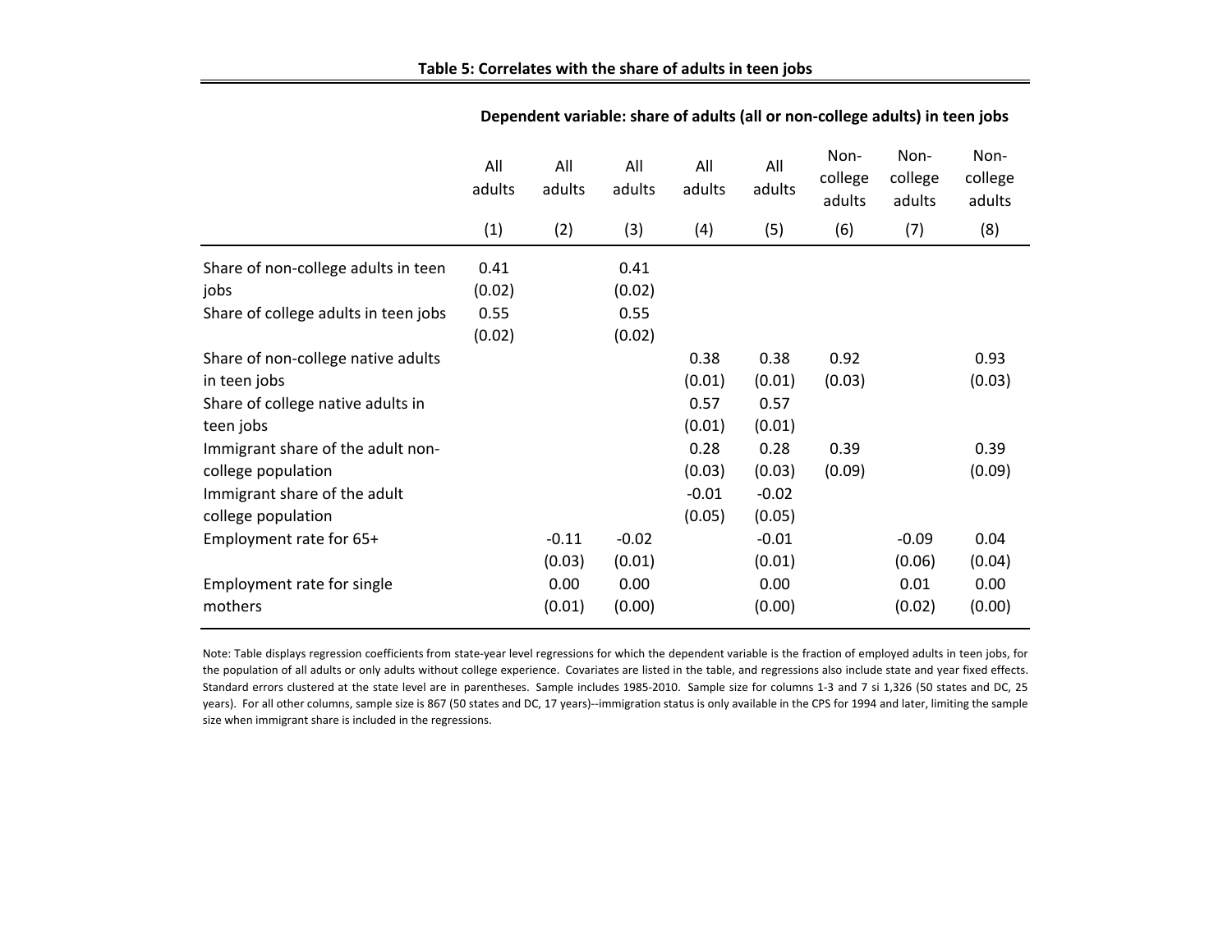**Table 5: Correlates with the share of adults in teen jobs**

| | Dependent variable: share of adults (all or non-college adults) in teen jobs | | | | | | | |
|---|---|---|---|---|---|---|---|---|
| | All adults | All adults | All adults | All adults | All adults | Non-college adults | Non-college adults | Non-college adults |
| | (1) | (2) | (3) | (4) | (5) | (6) | (7) | (8) |
| Share of non-college adults in teen jobs | 0.41 | | 0.41 | | | | | |
| | (0.02) | | (0.02) | | | | | |
| Share of college adults in teen jobs | 0.55 | | 0.55 | | | | | |
| | (0.02) | | (0.02) | | | | | |
| Share of non-college native adults in teen jobs | | | | 0.38 | 0.38 | 0.92 | | 0.93 |
| | | | | (0.01) | (0.01) | (0.03) | | (0.03) |
| Share of college native adults in teen jobs | | | | 0.57 | 0.57 | | | |
| | | | | (0.01) | (0.01) | | | |
| Immigrant share of the adult non-college population | | | | 0.28 | 0.28 | 0.39 | | 0.39 |
| | | | | (0.03) | (0.03) | (0.09) | | (0.09) |
| Immigrant share of the adult college population | | | | -0.01 | -0.02 | | | |
| | | | | (0.05) | (0.05) | | | |
| Employment rate for 65+ | | -0.11 | -0.02 | | -0.01 | | -0.09 | 0.04 |
| | | (0.03) | (0.01) | | (0.01) | | (0.06) | (0.04) |
| Employment rate for single mothers | | 0.00 | 0.00 | | 0.00 | | 0.01 | 0.00 |
| | | (0.01) | (0.00) | | (0.00) | | (0.02) | (0.00) |

Note: Table displays regression coefficients from state-year level regressions for which the dependent variable is the fraction of employed adults in teen jobs, for the population of all adults or only adults without college experience. Covariates are listed in the table, and regressions also include state and year fixed effects. Standard errors clustered at the state level are in parentheses. Sample includes 1985-2010. Sample size for columns 1-3 and 7 si 1,326 (50 states and DC, 25 years). For all other columns, sample size is 867 (50 states and DC, 17 years)--immigration status is only available in the CPS for 1994 and later, limiting the sample size when immigrant share is included in the regressions.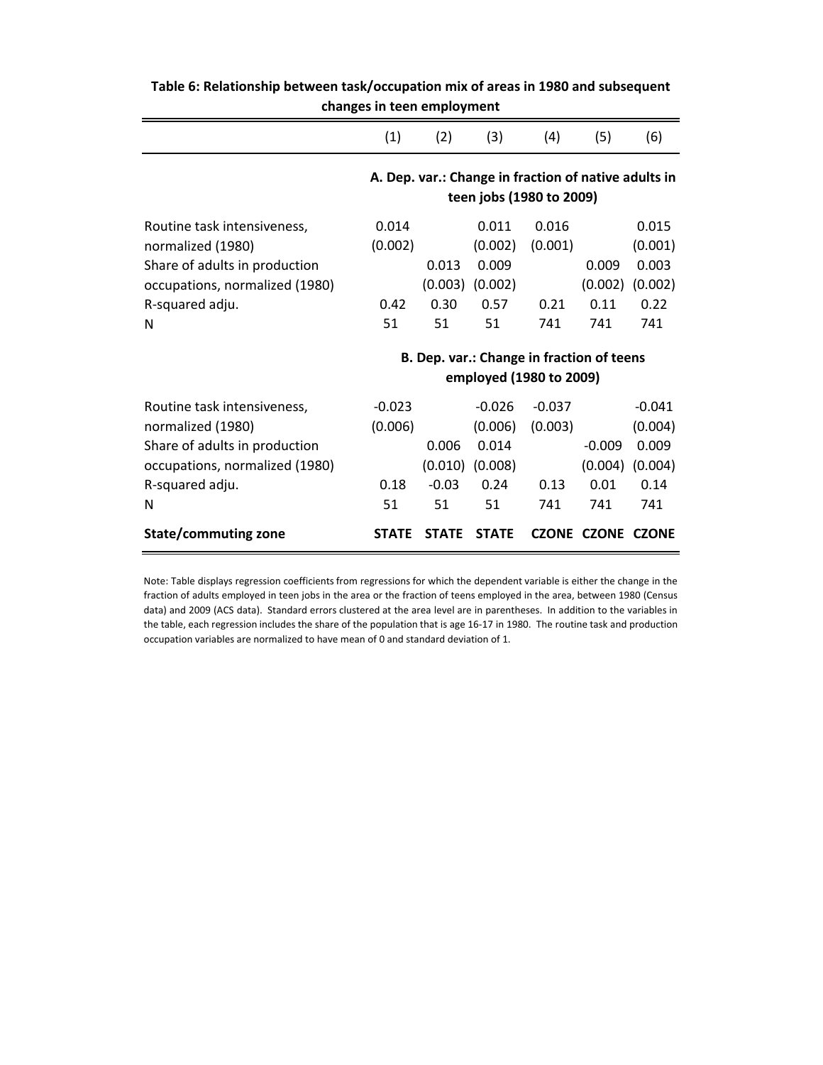**Table 6: Relationship between task/occupation mix of areas in 1980 and subsequent changes in teen employment**

| | (1) | (2) | (3) | (4) | (5) | (6) |
|---|---|---|---|---|---|---|
| | **A. Dep. var.: Change in fraction of native adults in teen jobs (1980 to 2009)** | | | | | |
| Routine task intensiveness, | 0.014 | | 0.011 | 0.016 | | 0.015 |
| normalized (1980) | (0.002) | | (0.002) | (0.001) | | (0.001) |
| Share of adults in production | | 0.013 | 0.009 | | 0.009 | 0.003 |
| occupations, normalized (1980) | | (0.003) | (0.002) | | (0.002) | (0.002) |
| R-squared adju. | 0.42 | 0.30 | 0.57 | 0.21 | 0.11 | 0.22 |
| N | 51 | 51 | 51 | 741 | 741 | 741 |
| | **B. Dep. var.: Change in fraction of teens employed (1980 to 2009)** | | | | | |
| Routine task intensiveness, | -0.023 | | -0.026 | -0.037 | | -0.041 |
| normalized (1980) | (0.006) | | (0.006) | (0.003) | | (0.004) |
| Share of adults in production | | 0.006 | 0.014 | | -0.009 | 0.009 |
| occupations, normalized (1980) | | (0.010) | (0.008) | | (0.004) | (0.004) |
| R-squared adju. | 0.18 | -0.03 | 0.24 | 0.13 | 0.01 | 0.14 |
| N | 51 | 51 | 51 | 741 | 741 | 741 |
| **State/commuting zone** | **STATE** | **STATE** | **STATE** | **CZONE** | **CZONE** | **CZONE** |

Note: Table displays regression coefficients from regressions for which the dependent variable is either the change in the fraction of adults employed in teen jobs in the area or the fraction of teens employed in the area, between 1980 (Census data) and 2009 (ACS data). Standard errors clustered at the area level are in parentheses. In addition to the variables in the table, each regression includes the share of the population that is age 16-17 in 1980. The routine task and production occupation variables are normalized to have mean of 0 and standard deviation of 1.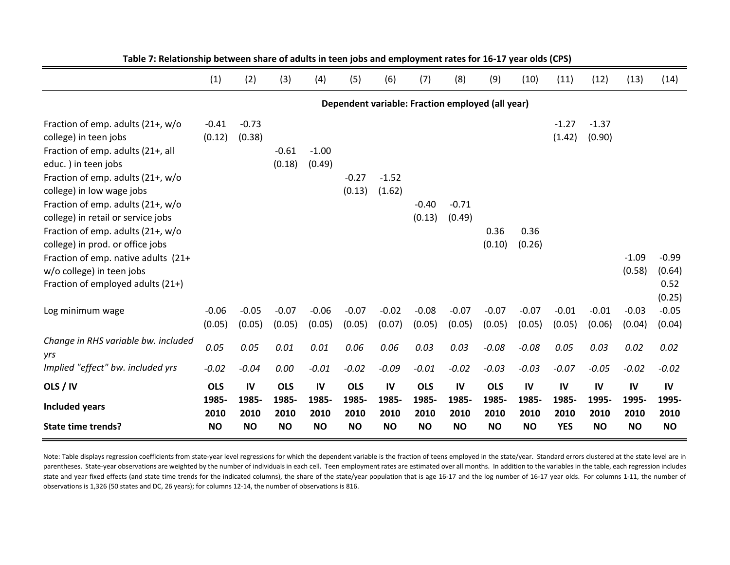**Table 7: Relationship between share of adults in teen jobs and employment rates for 16-17 year olds (CPS)**

| | (1) | (2) | (3) | (4) | (5) | (6) | (7) | (8) | (9) | (10) | (11) | (12) | (13) | (14) |
|---|---|---|---|---|---|---|---|---|---|---|---|---|---|---|
| | **Dependent variable: Fraction employed (all year)** | | | | | | | | | | | | | |
| Fraction of emp. adults (21+, w/o college) in teen jobs | -0.41 | -0.73 | | | | | | | | | -1.27 | -1.37 | | |
| | (0.12) | (0.38) | | | | | | | | | (1.42) | (0.90) | | |
| Fraction of emp. adults (21+, all educ. ) in teen jobs | | | -0.61 | -1.00 | | | | | | | | | | |
| | | | (0.18) | (0.49) | | | | | | | | | | |
| Fraction of emp. adults (21+, w/o college) in low wage jobs | | | | | -0.27 | -1.52 | | | | | | | | |
| | | | | | (0.13) | (1.62) | | | | | | | | |
| Fraction of emp. adults (21+, w/o college) in retail or service jobs | | | | | | | -0.40 | -0.71 | | | | | | |
| | | | | | | | (0.13) | (0.49) | | | | | | |
| Fraction of emp. adults (21+, w/o college) in prod. or office jobs | | | | | | | | | 0.36 | 0.36 | | | | |
| | | | | | | | | | (0.10) | (0.26) | | | | |
| Fraction of emp. native adults (21+ w/o college) in teen jobs | | | | | | | | | | | | | -1.09 | -0.99 |
| | | | | | | | | | | | | | (0.58) | (0.64) |
| Fraction of employed adults (21+) | | | | | | | | | | | | | | 0.52 |
| | | | | | | | | | | | | | | (0.25) |
| Log minimum wage | -0.06 | -0.05 | -0.07 | -0.06 | -0.07 | -0.02 | -0.08 | -0.07 | -0.07 | -0.07 | -0.01 | -0.01 | -0.03 | -0.05 |
| | (0.05) | (0.05) | (0.05) | (0.05) | (0.05) | (0.07) | (0.05) | (0.05) | (0.05) | (0.05) | (0.05) | (0.06) | (0.04) | (0.04) |
| *Change in RHS variable bw. included yrs* | *0.05* | *0.05* | *0.01* | *0.01* | *0.06* | *0.06* | *0.03* | *0.03* | *-0.08* | *-0.08* | *0.05* | *0.03* | *0.02* | *0.02* |
| *Implied "effect" bw. included yrs* | *-0.02* | *-0.04* | *0.00* | *-0.01* | *-0.02* | *-0.09* | *-0.01* | *-0.02* | *-0.03* | *-0.03* | *-0.07* | *-0.05* | *-0.02* | *-0.02* |
| **OLS / IV** | **OLS** | **IV** | **OLS** | **IV** | **OLS** | **IV** | **OLS** | **IV** | **OLS** | **IV** | **IV** | **IV** | **IV** | **IV** |
| **Included years** | **1985-2010** | **1985-2010** | **1985-2010** | **1985-2010** | **1985-2010** | **1985-2010** | **1985-2010** | **1985-2010** | **1985-2010** | **1985-2010** | **1985-2010** | **1995-2010** | **1995-2010** | **1995-2010** |
| **State time trends?** | **NO** | **NO** | **NO** | **NO** | **NO** | **NO** | **NO** | **NO** | **NO** | **NO** | **YES** | **NO** | **NO** | **NO** |

Note: Table displays regression coefficients from state-year level regressions for which the dependent variable is the fraction of teens employed in the state/year. Standard errors clustered at the state level are in parentheses. State-year observations are weighted by the number of individuals in each cell. Teen employment rates are estimated over all months. In addition to the variables in the table, each regression includes state and year fixed effects (and state time trends for the indicated columns), the share of the state/year population that is age 16-17 and the log number of 16-17 year olds. For columns 1-11, the number of observations is 1,326 (50 states and DC, 26 years); for columns 12-14, the number of observations is 816.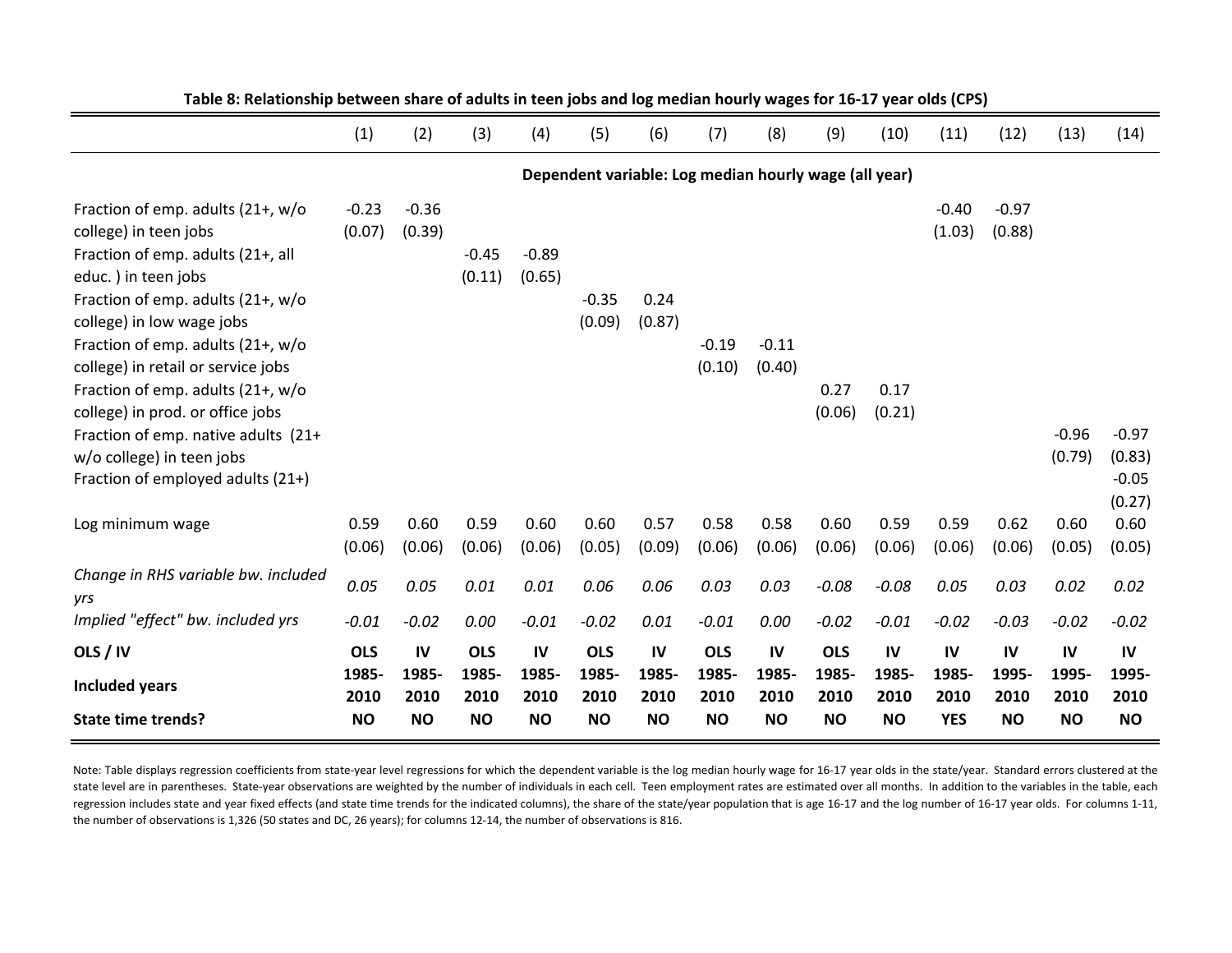**Table 8: Relationship between share of adults in teen jobs and log median hourly wages for 16-17 year olds (CPS)**

| | (1) | (2) | (3) | (4) | (5) | (6) | (7) | (8) | (9) | (10) | (11) | (12) | (13) | (14) |
|---|---|---|---|---|---|---|---|---|---|---|---|---|---|---|
| | **Dependent variable: Log median hourly wage (all year)** | | | | | | | | | | | | | |
| Fraction of emp. adults (21+, w/o college) in teen jobs | -0.23 | -0.36 | | | | | | | | | -0.40 | -0.97 | | |
| | (0.07) | (0.39) | | | | | | | | | (1.03) | (0.88) | | |
| Fraction of emp. adults (21+, all educ. ) in teen jobs | | | -0.45 | -0.89 | | | | | | | | | | |
| | | | (0.11) | (0.65) | | | | | | | | | | |
| Fraction of emp. adults (21+, w/o college) in low wage jobs | | | | | -0.35 | 0.24 | | | | | | | | |
| | | | | | (0.09) | (0.87) | | | | | | | | |
| Fraction of emp. adults (21+, w/o college) in retail or service jobs | | | | | | | -0.19 | -0.11 | | | | | | |
| | | | | | | | (0.10) | (0.40) | | | | | | |
| Fraction of emp. adults (21+, w/o college) in prod. or office jobs | | | | | | | | | 0.27 | 0.17 | | | | |
| | | | | | | | | | (0.06) | (0.21) | | | | |
| Fraction of emp. native adults (21+ w/o college) in teen jobs | | | | | | | | | | | | | -0.96 | -0.97 |
| | | | | | | | | | | | | | (0.79) | (0.83) |
| Fraction of employed adults (21+) | | | | | | | | | | | | | | -0.05 |
| | | | | | | | | | | | | | | (0.27) |
| Log minimum wage | 0.59 | 0.60 | 0.59 | 0.60 | 0.60 | 0.57 | 0.58 | 0.58 | 0.60 | 0.59 | 0.59 | 0.62 | 0.60 | 0.60 |
| | (0.06) | (0.06) | (0.06) | (0.06) | (0.05) | (0.09) | (0.06) | (0.06) | (0.06) | (0.06) | (0.06) | (0.06) | (0.05) | (0.05) |
| *Change in RHS variable bw. included yrs* | *0.05* | *0.05* | *0.01* | *0.01* | *0.06* | *0.06* | *0.03* | *0.03* | *-0.08* | *-0.08* | *0.05* | *0.03* | *0.02* | *0.02* |
| *Implied "effect" bw. included yrs* | *-0.01* | *-0.02* | *0.00* | *-0.01* | *-0.02* | *0.01* | *-0.01* | *0.00* | *-0.02* | *-0.01* | *-0.02* | *-0.03* | *-0.02* | *-0.02* |
| **OLS / IV** | **OLS** | **IV** | **OLS** | **IV** | **OLS** | **IV** | **OLS** | **IV** | **OLS** | **IV** | **IV** | **IV** | **IV** | **IV** |
| **Included years** | **1985-2010** | **1985-2010** | **1985-2010** | **1985-2010** | **1985-2010** | **1985-2010** | **1985-2010** | **1985-2010** | **1985-2010** | **1985-2010** | **1985-2010** | **1995-2010** | **1995-2010** | **1995-2010** |
| **State time trends?** | **NO** | **NO** | **NO** | **NO** | **NO** | **NO** | **NO** | **NO** | **NO** | **NO** | **YES** | **NO** | **NO** | **NO** |

Note: Table displays regression coefficients from state-year level regressions for which the dependent variable is the log median hourly wage for 16-17 year olds in the state/year. Standard errors clustered at the state level are in parentheses. State-year observations are weighted by the number of individuals in each cell. Teen employment rates are estimated over all months. In addition to the variables in the table, each regression includes state and year fixed effects (and state time trends for the indicated columns), the share of the state/year population that is age 16-17 and the log number of 16-17 year olds. For columns 1-11, the number of observations is 1,326 (50 states and DC, 26 years); for columns 12-14, the number of observations is 816.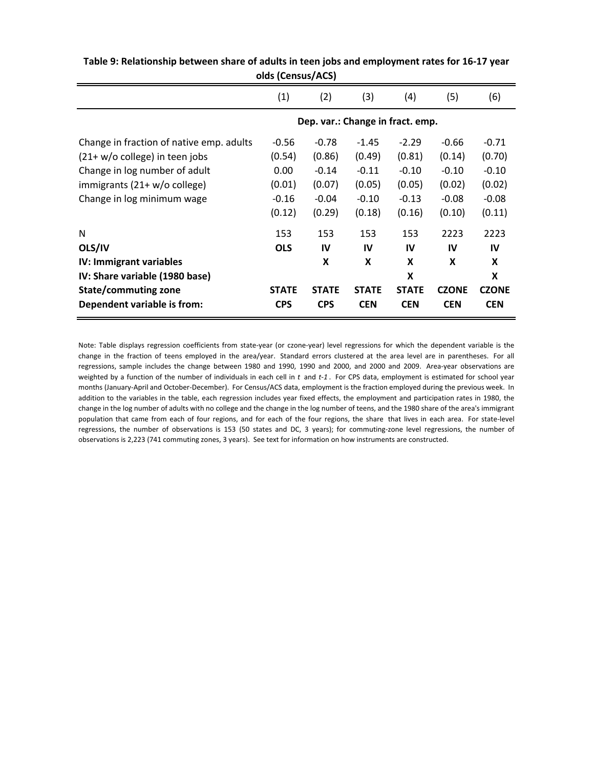**Table 9: Relationship between share of adults in teen jobs and employment rates for 16-17 year olds (Census/ACS)**

| | (1) | (2) | (3) | (4) | (5) | (6) |
|---|---|---|---|---|---|---|
| | **Dep. var.: Change in fract. emp.** | | | | | |
| Change in fraction of native emp. adults | -0.56 | -0.78 | -1.45 | -2.29 | -0.66 | -0.71 |
| (21+ w/o college) in teen jobs | (0.54) | (0.86) | (0.49) | (0.81) | (0.14) | (0.70) |
| Change in log number of adult | 0.00 | -0.14 | -0.11 | -0.10 | -0.10 | -0.10 |
| immigrants (21+ w/o college) | (0.01) | (0.07) | (0.05) | (0.05) | (0.02) | (0.02) |
| Change in log minimum wage | -0.16 | -0.04 | -0.10 | -0.13 | -0.08 | -0.08 |
| | (0.12) | (0.29) | (0.18) | (0.16) | (0.10) | (0.11) |
| N | 153 | 153 | 153 | 153 | 2223 | 2223 |
| **OLS/IV** | **OLS** | **IV** | **IV** | **IV** | **IV** | **IV** |
| **IV: Immigrant variables** | | **X** | **X** | **X** | **X** | **X** |
| **IV: Share variable (1980 base)** | | | | **X** | | **X** |
| **State/commuting zone** | **STATE** | **STATE** | **STATE** | **STATE** | **CZONE** | **CZONE** |
| **Dependent variable is from:** | **CPS** | **CPS** | **CEN** | **CEN** | **CEN** | **CEN** |

Note: Table displays regression coefficients from state-year (or czone-year) level regressions for which the dependent variable is the change in the fraction of teens employed in the area/year. Standard errors clustered at the area level are in parentheses. For all regressions, sample includes the change between 1980 and 1990, 1990 and 2000, and 2000 and 2009. Area-year observations are weighted by a function of the number of individuals in each cell in *t* and *t-1*. For CPS data, employment is estimated for school year months (January-April and October-December). For Census/ACS data, employment is the fraction employed during the previous week. In addition to the variables in the table, each regression includes year fixed effects, the employment and participation rates in 1980, the change in the log number of adults with no college and the change in the log number of teens, and the 1980 share of the area's immigrant population that came from each of four regions, and for each of the four regions, the share that lives in each area. For state-level regressions, the number of observations is 153 (50 states and DC, 3 years); for commuting-zone level regressions, the number of observations is 2,223 (741 commuting zones, 3 years). See text for information on how instruments are constructed.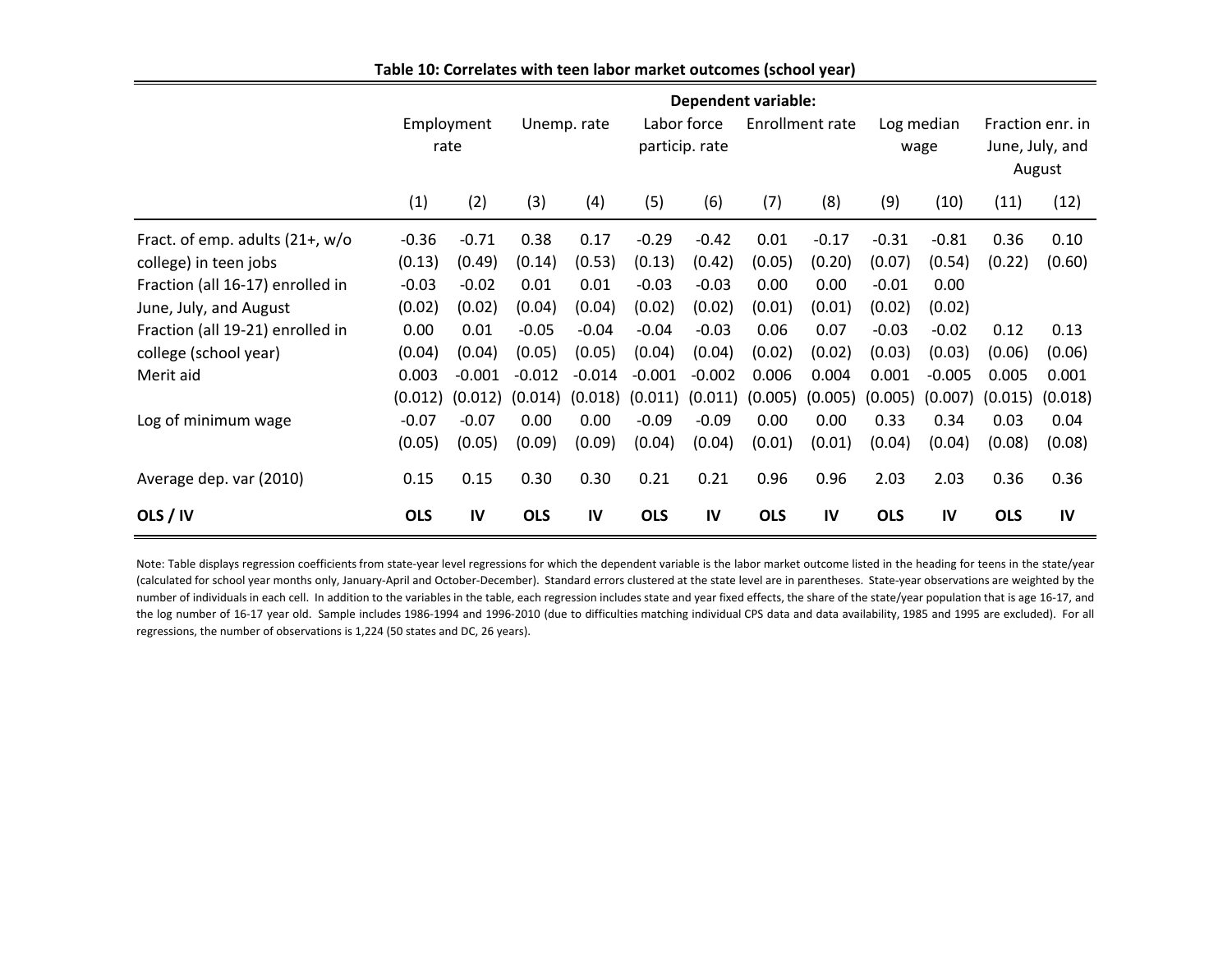**Table 10: Correlates with teen labor market outcomes (school year)**

| | Dependent variable: | | | | | | | | | | | |
|---|---|---|---|---|---|---|---|---|---|---|---|---|
| | Employment rate | | Unemp. rate | | Labor force particip. rate | | Enrollment rate | | Log median wage | | Fraction enr. in June, July, and August | |
| | (1) | (2) | (3) | (4) | (5) | (6) | (7) | (8) | (9) | (10) | (11) | (12) |
| Fract. of emp. adults (21+, w/o college) in teen jobs | -0.36 | -0.71 | 0.38 | 0.17 | -0.29 | -0.42 | 0.01 | -0.17 | -0.31 | -0.81 | 0.36 | 0.10 |
| | (0.13) | (0.49) | (0.14) | (0.53) | (0.13) | (0.42) | (0.05) | (0.20) | (0.07) | (0.54) | (0.22) | (0.60) |
| Fraction (all 16-17) enrolled in June, July, and August | -0.03 | -0.02 | 0.01 | 0.01 | -0.03 | -0.03 | 0.00 | 0.00 | -0.01 | 0.00 | | |
| | (0.02) | (0.02) | (0.04) | (0.04) | (0.02) | (0.02) | (0.01) | (0.01) | (0.02) | (0.02) | | |
| Fraction (all 19-21) enrolled in college (school year) | 0.00 | 0.01 | -0.05 | -0.04 | -0.04 | -0.03 | 0.06 | 0.07 | -0.03 | -0.02 | 0.12 | 0.13 |
| | (0.04) | (0.04) | (0.05) | (0.05) | (0.04) | (0.04) | (0.02) | (0.02) | (0.03) | (0.03) | (0.06) | (0.06) |
| Merit aid | 0.003 | -0.001 | -0.012 | -0.014 | -0.001 | -0.002 | 0.006 | 0.004 | 0.001 | -0.005 | 0.005 | 0.001 |
| | (0.012) | (0.012) | (0.014) | (0.018) | (0.011) | (0.011) | (0.005) | (0.005) | (0.005) | (0.007) | (0.015) | (0.018) |
| Log of minimum wage | -0.07 | -0.07 | 0.00 | 0.00 | -0.09 | -0.09 | 0.00 | 0.00 | 0.33 | 0.34 | 0.03 | 0.04 |
| | (0.05) | (0.05) | (0.09) | (0.09) | (0.04) | (0.04) | (0.01) | (0.01) | (0.04) | (0.04) | (0.08) | (0.08) |
| Average dep. var (2010) | 0.15 | 0.15 | 0.30 | 0.30 | 0.21 | 0.21 | 0.96 | 0.96 | 2.03 | 2.03 | 0.36 | 0.36 |
| **OLS / IV** | **OLS** | **IV** | **OLS** | **IV** | **OLS** | **IV** | **OLS** | **IV** | **OLS** | **IV** | **OLS** | **IV** |

Note: Table displays regression coefficients from state-year level regressions for which the dependent variable is the labor market outcome listed in the heading for teens in the state/year (calculated for school year months only, January-April and October-December). Standard errors clustered at the state level are in parentheses. State-year observations are weighted by the number of individuals in each cell. In addition to the variables in the table, each regression includes state and year fixed effects, the share of the state/year population that is age 16-17, and the log number of 16-17 year old. Sample includes 1986-1994 and 1996-2010 (due to difficulties matching individual CPS data and data availability, 1985 and 1995 are excluded). For all regressions, the number of observations is 1,224 (50 states and DC, 26 years).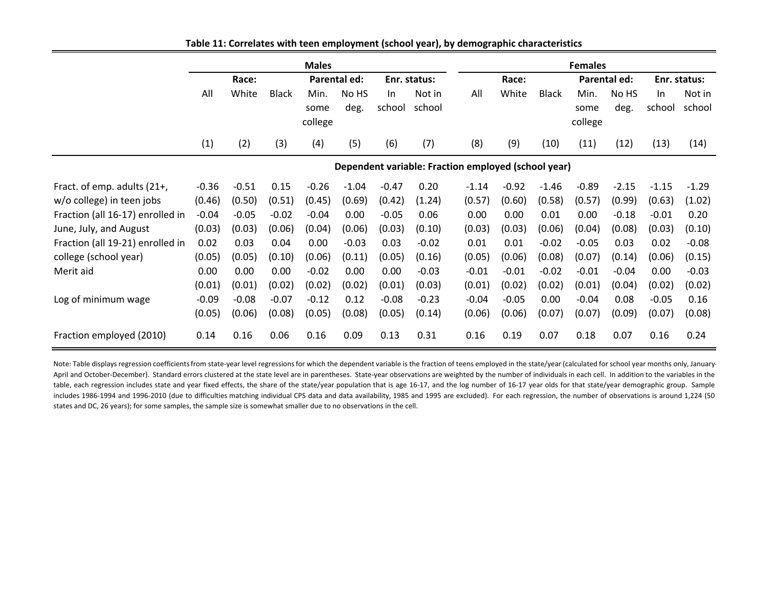**Table 11: Correlates with teen employment (school year), by demographic characteristics**

| | Males | | | | | | | Females | | | | | | |
|---|---|---|---|---|---|---|---|---|---|---|---|---|---|---|
| | | Race: | | Parental ed: | | Enr. status: | | | Race: | | Parental ed: | | Enr. status: | |
| | All | White | Black | Min. some college | No HS deg. | In school | Not in school | All | White | Black | Min. some college | No HS deg. | In school | Not in school |
| | (1) | (2) | (3) | (4) | (5) | (6) | (7) | (8) | (9) | (10) | (11) | (12) | (13) | (14) |
| | Dependent variable: Fraction employed (school year) | | | | | | | | | | | | | |
| Fract. of emp. adults (21+, | -0.36 | -0.51 | 0.15 | -0.26 | -1.04 | -0.47 | 0.20 | -1.14 | -0.92 | -1.46 | -0.89 | -2.15 | -1.15 | -1.29 |
| w/o college) in teen jobs | (0.46) | (0.50) | (0.51) | (0.45) | (0.69) | (0.42) | (1.24) | (0.57) | (0.60) | (0.58) | (0.57) | (0.99) | (0.63) | (1.02) |
| Fraction (all 16-17) enrolled in | -0.04 | -0.05 | -0.02 | -0.04 | 0.00 | -0.05 | 0.06 | 0.00 | 0.00 | 0.01 | 0.00 | -0.18 | -0.01 | 0.20 |
| June, July, and August | (0.03) | (0.03) | (0.06) | (0.04) | (0.06) | (0.03) | (0.10) | (0.03) | (0.03) | (0.06) | (0.04) | (0.08) | (0.03) | (0.10) |
| Fraction (all 19-21) enrolled in | 0.02 | 0.03 | 0.04 | 0.00 | -0.03 | 0.03 | -0.02 | 0.01 | 0.01 | -0.02 | -0.05 | 0.03 | 0.02 | -0.08 |
| college (school year) | (0.05) | (0.05) | (0.10) | (0.06) | (0.11) | (0.05) | (0.16) | (0.05) | (0.06) | (0.08) | (0.07) | (0.14) | (0.06) | (0.15) |
| Merit aid | 0.00 | 0.00 | 0.00 | -0.02 | 0.00 | 0.00 | -0.03 | -0.01 | -0.01 | -0.02 | -0.01 | -0.04 | 0.00 | -0.03 |
| | (0.01) | (0.01) | (0.02) | (0.02) | (0.02) | (0.01) | (0.03) | (0.01) | (0.02) | (0.02) | (0.01) | (0.04) | (0.02) | (0.02) |
| Log of minimum wage | -0.09 | -0.08 | -0.07 | -0.12 | 0.12 | -0.08 | -0.23 | -0.04 | -0.05 | 0.00 | -0.04 | 0.08 | -0.05 | 0.16 |
| | (0.05) | (0.06) | (0.08) | (0.05) | (0.08) | (0.05) | (0.14) | (0.06) | (0.06) | (0.07) | (0.07) | (0.09) | (0.07) | (0.08) |
| Fraction employed (2010) | 0.14 | 0.16 | 0.06 | 0.16 | 0.09 | 0.13 | 0.31 | 0.16 | 0.19 | 0.07 | 0.18 | 0.07 | 0.16 | 0.24 |

Note: Table displays regression coefficients from state-year level regressions for which the dependent variable is the fraction of teens employed in the state/year (calculated for school year months only, January-April and October-December). Standard errors clustered at the state level are in parentheses. State-year observations are weighted by the number of individuals in each cell. In addition to the variables in the table, each regression includes state and year fixed effects, the share of the state/year population that is age 16-17, and the log number of 16-17 year olds for that state/year demographic group. Sample includes 1986-1994 and 1996-2010 (due to difficulties matching individual CPS data and data availability, 1985 and 1995 are excluded). For each regression, the number of observations is around 1,224 (50 states and DC, 26 years); for some samples, the sample size is somewhat smaller due to no observations in the cell.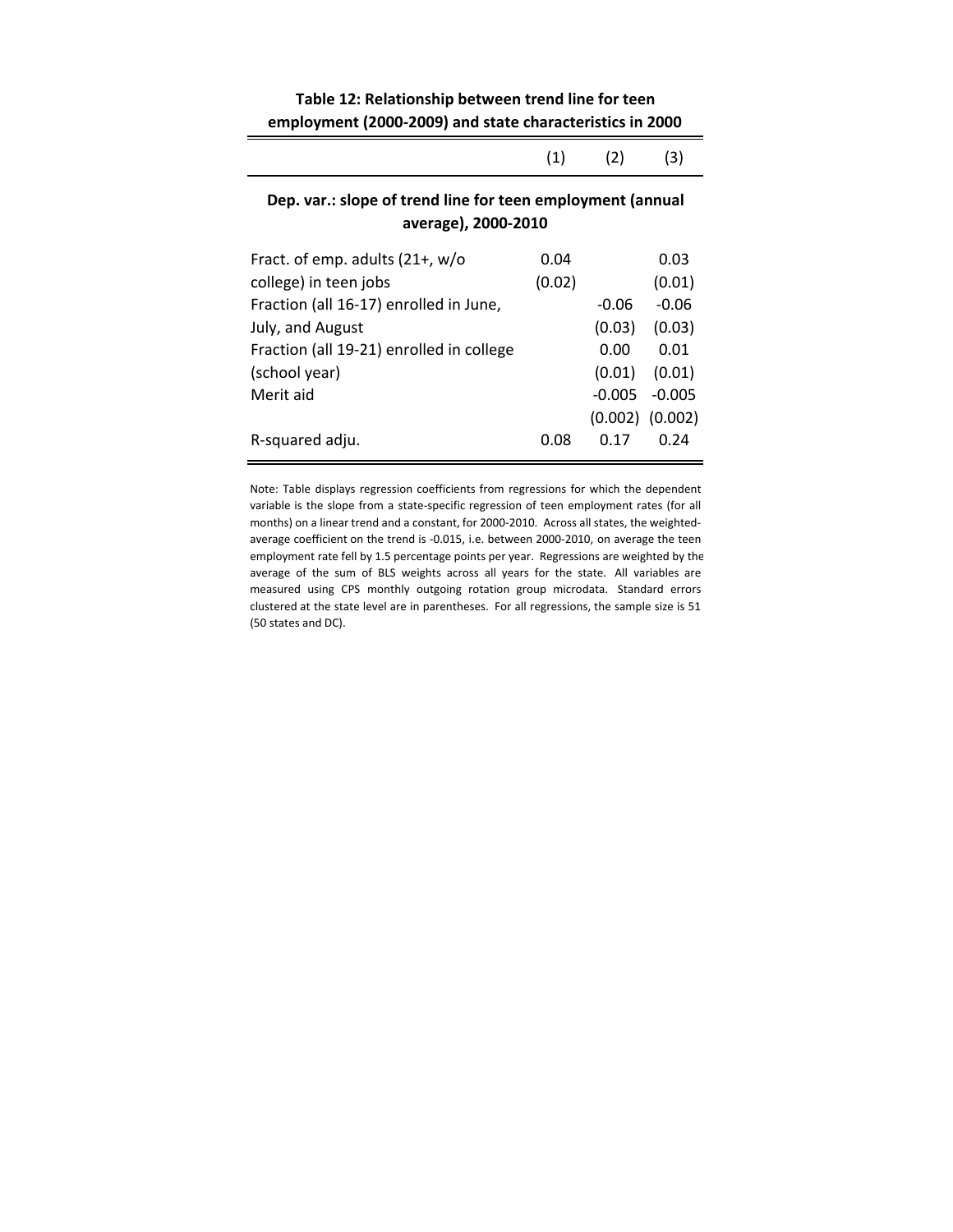**Table 12: Relationship between trend line for teen employment (2000-2009) and state characteristics in 2000**

| | (1) | (2) | (3) |
|---|---|---|---|
| **Dep. var.: slope of trend line for teen employment (annual average), 2000-2010** | | | |
| Fract. of emp. adults (21+, w/o college) in teen jobs | 0.04 | | 0.03 |
| | (0.02) | | (0.01) |
| Fraction (all 16-17) enrolled in June, July, and August | | -0.06 | -0.06 |
| | | (0.03) | (0.03) |
| Fraction (all 19-21) enrolled in college (school year) | | 0.00 | 0.01 |
| | | (0.01) | (0.01) |
| Merit aid | | -0.005 | -0.005 |
| | | (0.002) | (0.002) |
| R-squared adju. | 0.08 | 0.17 | 0.24 |

Note: Table displays regression coefficients from regressions for which the dependent variable is the slope from a state-specific regression of teen employment rates (for all months) on a linear trend and a constant, for 2000-2010. Across all states, the weighted-average coefficient on the trend is -0.015, i.e. between 2000-2010, on average the teen employment rate fell by 1.5 percentage points per year. Regressions are weighted by the average of the sum of BLS weights across all years for the state. All variables are measured using CPS monthly outgoing rotation group microdata. Standard errors clustered at the state level are in parentheses. For all regressions, the sample size is 51 (50 states and DC).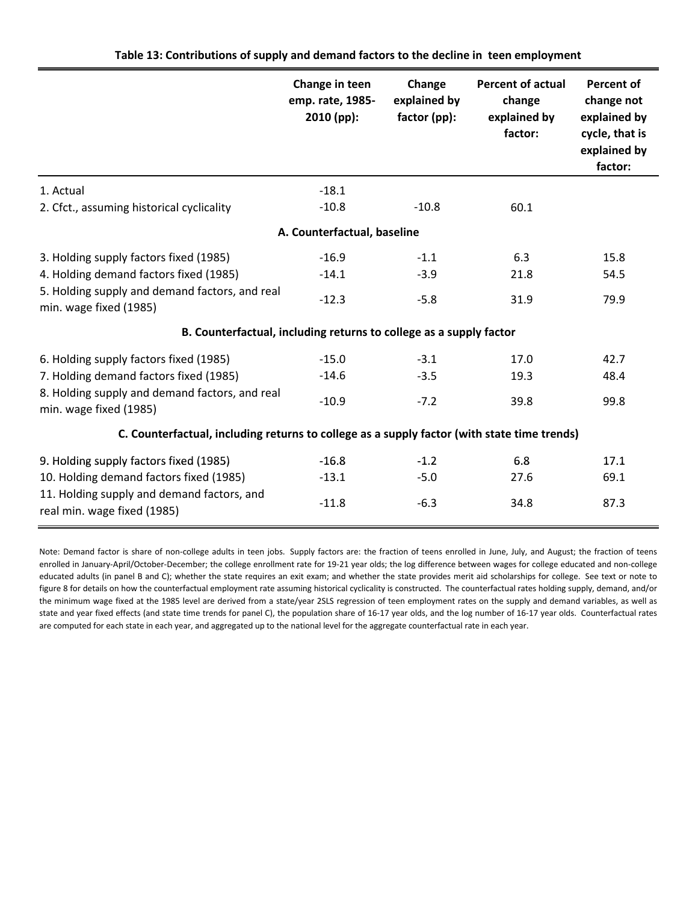**Table 13: Contributions of supply and demand factors to the decline in teen employment**

| | Change in teen emp. rate, 1985-2010 (pp): | Change explained by factor (pp): | Percent of actual change explained by factor: | Percent of change not explained by cycle, that is explained by factor: |
|---|---|---|---|---|
| 1. Actual | -18.1 | | | |
| 2. Cfct., assuming historical cyclicality | -10.8 | -10.8 | 60.1 | |
| **A. Counterfactual, baseline** | | | | |
| 3. Holding supply factors fixed (1985) | -16.9 | -1.1 | 6.3 | 15.8 |
| 4. Holding demand factors fixed (1985) | -14.1 | -3.9 | 21.8 | 54.5 |
| 5. Holding supply and demand factors, and real min. wage fixed (1985) | -12.3 | -5.8 | 31.9 | 79.9 |
| **B. Counterfactual, including returns to college as a supply factor** | | | | |
| 6. Holding supply factors fixed (1985) | -15.0 | -3.1 | 17.0 | 42.7 |
| 7. Holding demand factors fixed (1985) | -14.6 | -3.5 | 19.3 | 48.4 |
| 8. Holding supply and demand factors, and real min. wage fixed (1985) | -10.9 | -7.2 | 39.8 | 99.8 |
| **C. Counterfactual, including returns to college as a supply factor (with state time trends)** | | | | |
| 9. Holding supply factors fixed (1985) | -16.8 | -1.2 | 6.8 | 17.1 |
| 10. Holding demand factors fixed (1985) | -13.1 | -5.0 | 27.6 | 69.1 |
| 11. Holding supply and demand factors, and real min. wage fixed (1985) | -11.8 | -6.3 | 34.8 | 87.3 |

Note: Demand factor is share of non-college adults in teen jobs. Supply factors are: the fraction of teens enrolled in June, July, and August; the fraction of teens enrolled in January-April/October-December; the college enrollment rate for 19-21 year olds; the log difference between wages for college educated and non-college educated adults (in panel B and C); whether the state requires an exit exam; and whether the state provides merit aid scholarships for college. See text or note to figure 8 for details on how the counterfactual employment rate assuming historical cyclicality is constructed. The counterfactual rates holding supply, demand, and/or the minimum wage fixed at the 1985 level are derived from a state/year 2SLS regression of teen employment rates on the supply and demand variables, as well as state and year fixed effects (and state time trends for panel C), the population share of 16-17 year olds, and the log number of 16-17 year olds. Counterfactual rates are computed for each state in each year, and aggregated up to the national level for the aggregate counterfactual rate in each year.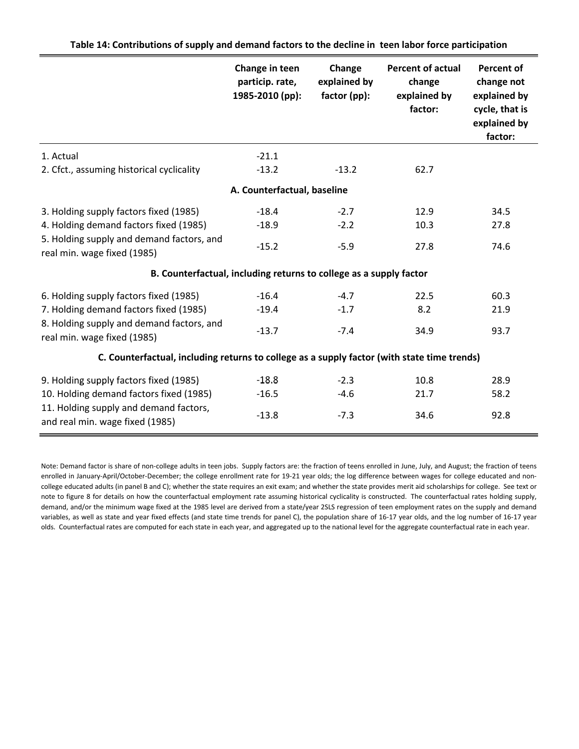**Table 14: Contributions of supply and demand factors to the decline in teen labor force participation**

| | Change in teen particip. rate, 1985-2010 (pp): | Change explained by factor (pp): | Percent of actual change explained by factor: | Percent of change not explained by cycle, that is explained by factor: |
|---|---|---|---|---|
| 1. Actual | -21.1 | | | |
| 2. Cfct., assuming historical cyclicality | -13.2 | -13.2 | 62.7 | |
| **A. Counterfactual, baseline** | | | | |
| 3. Holding supply factors fixed (1985) | -18.4 | -2.7 | 12.9 | 34.5 |
| 4. Holding demand factors fixed (1985) | -18.9 | -2.2 | 10.3 | 27.8 |
| 5. Holding supply and demand factors, and real min. wage fixed (1985) | -15.2 | -5.9 | 27.8 | 74.6 |
| **B. Counterfactual, including returns to college as a supply factor** | | | | |
| 6. Holding supply factors fixed (1985) | -16.4 | -4.7 | 22.5 | 60.3 |
| 7. Holding demand factors fixed (1985) | -19.4 | -1.7 | 8.2 | 21.9 |
| 8. Holding supply and demand factors, and real min. wage fixed (1985) | -13.7 | -7.4 | 34.9 | 93.7 |
| **C. Counterfactual, including returns to college as a supply factor (with state time trends)** | | | | |
| 9. Holding supply factors fixed (1985) | -18.8 | -2.3 | 10.8 | 28.9 |
| 10. Holding demand factors fixed (1985) | -16.5 | -4.6 | 21.7 | 58.2 |
| 11. Holding supply and demand factors, and real min. wage fixed (1985) | -13.8 | -7.3 | 34.6 | 92.8 |

Note: Demand factor is share of non-college adults in teen jobs. Supply factors are: the fraction of teens enrolled in June, July, and August; the fraction of teens enrolled in January-April/October-December; the college enrollment rate for 19-21 year olds; the log difference between wages for college educated and non-college educated adults (in panel B and C); whether the state requires an exit exam; and whether the state provides merit aid scholarships for college. See text or note to figure 8 for details on how the counterfactual employment rate assuming historical cyclicality is constructed. The counterfactual rates holding supply, demand, and/or the minimum wage fixed at the 1985 level are derived from a state/year 2SLS regression of teen employment rates on the supply and demand variables, as well as state and year fixed effects (and state time trends for panel C), the population share of 16-17 year olds, and the log number of 16-17 year olds. Counterfactual rates are computed for each state in each year, and aggregated up to the national level for the aggregate counterfactual rate in each year.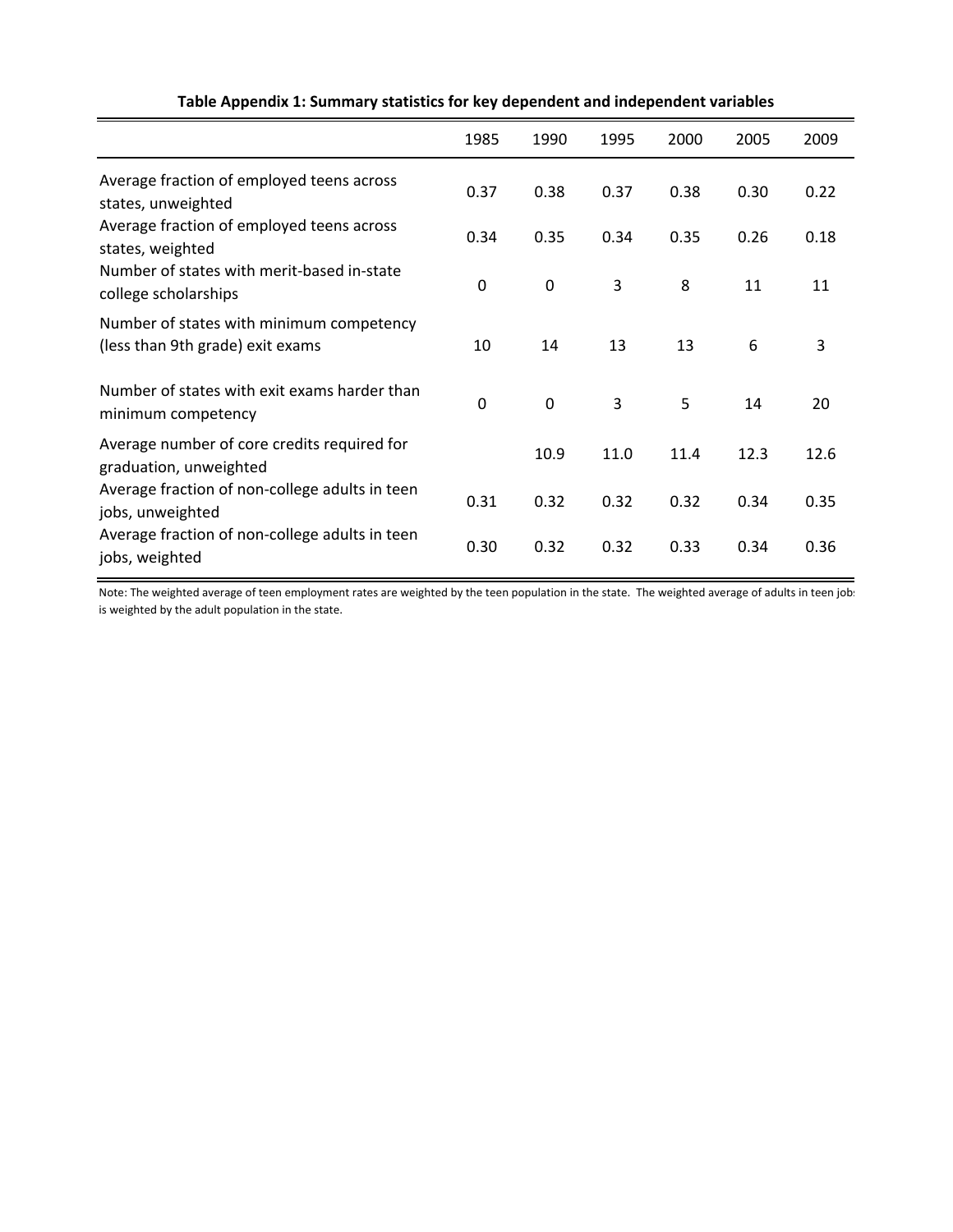**Table Appendix 1: Summary statistics for key dependent and independent variables**

| | 1985 | 1990 | 1995 | 2000 | 2005 | 2009 |
|---|---|---|---|---|---|---|
| Average fraction of employed teens across states, unweighted | 0.37 | 0.38 | 0.37 | 0.38 | 0.30 | 0.22 |
| Average fraction of employed teens across states, weighted | 0.34 | 0.35 | 0.34 | 0.35 | 0.26 | 0.18 |
| Number of states with merit-based in-state college scholarships | 0 | 0 | 3 | 8 | 11 | 11 |
| Number of states with minimum competency (less than 9th grade) exit exams | 10 | 14 | 13 | 13 | 6 | 3 |
| Number of states with exit exams harder than minimum competency | 0 | 0 | 3 | 5 | 14 | 20 |
| Average number of core credits required for graduation, unweighted | | 10.9 | 11.0 | 11.4 | 12.3 | 12.6 |
| Average fraction of non-college adults in teen jobs, unweighted | 0.31 | 0.32 | 0.32 | 0.32 | 0.34 | 0.35 |
| Average fraction of non-college adults in teen jobs, weighted | 0.30 | 0.32 | 0.32 | 0.33 | 0.34 | 0.36 |

Note: The weighted average of teen employment rates are weighted by the teen population in the state. The weighted average of adults in teen jobs is weighted by the adult population in the state.